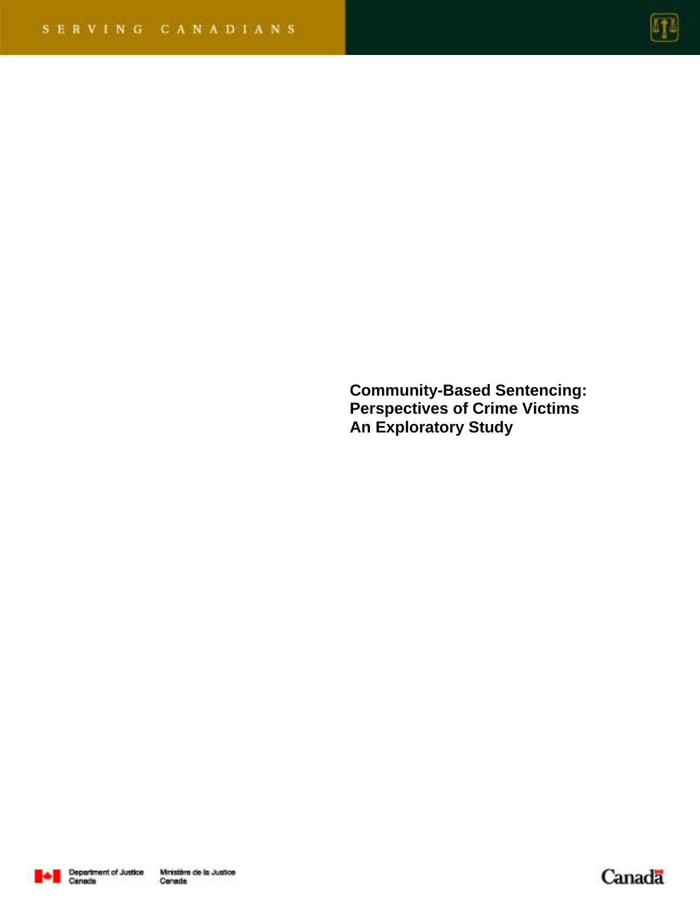SERVING CANADIANS

# Community-Based Sentencing: Perspectives of Crime Victims An Exploratory Study

Department of Justice Canada | Ministère de la Justice Canada

Canada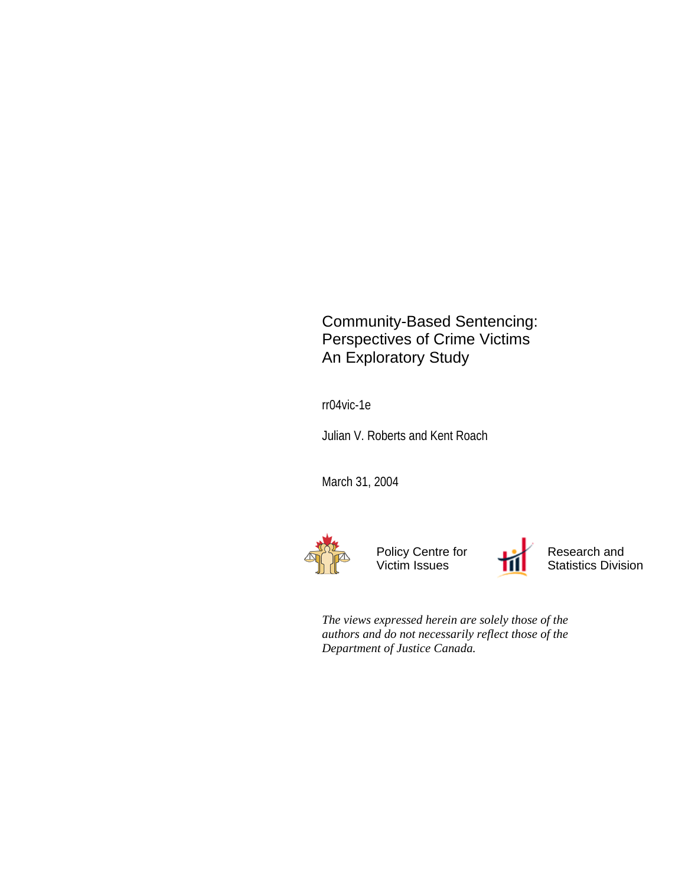# Community-Based Sentencing: Perspectives of Crime Victims An Exploratory Study

rr04vic-1e

Julian V. Roberts and Kent Roach

March 31, 2004

Policy Centre for Victim Issues

Research and Statistics Division

*The views expressed herein are solely those of the authors and do not necessarily reflect those of the Department of Justice Canada.*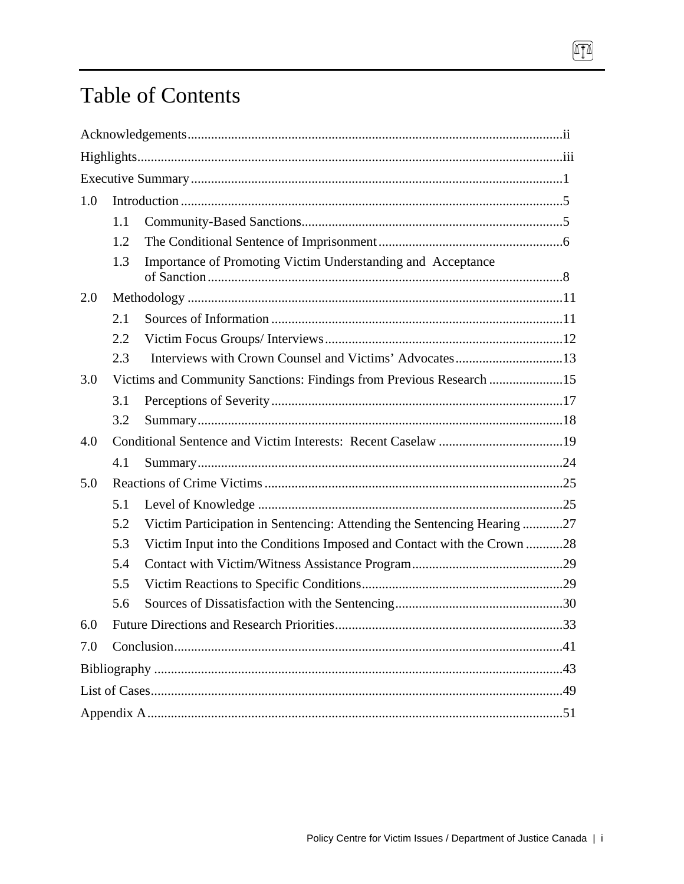# Table of Contents

Acknowledgements ..... ii

Highlights ..... iii

Executive Summary ..... 1

1.0 Introduction ..... 5

- 1.1 Community-Based Sanctions ..... 5
- 1.2 The Conditional Sentence of Imprisonment ..... 6
- 1.3 Importance of Promoting Victim Understanding and Acceptance of Sanction ..... 8

2.0 Methodology ..... 11

- 2.1 Sources of Information ..... 11
- 2.2 Victim Focus Groups/ Interviews ..... 12
- 2.3 Interviews with Crown Counsel and Victims' Advocates ..... 13

3.0 Victims and Community Sanctions: Findings from Previous Research ..... 15

- 3.1 Perceptions of Severity ..... 17
- 3.2 Summary ..... 18

4.0 Conditional Sentence and Victim Interests: Recent Caselaw ..... 19

- 4.1 Summary ..... 24

5.0 Reactions of Crime Victims ..... 25

- 5.1 Level of Knowledge ..... 25
- 5.2 Victim Participation in Sentencing: Attending the Sentencing Hearing ..... 27
- 5.3 Victim Input into the Conditions Imposed and Contact with the Crown ..... 28
- 5.4 Contact with Victim/Witness Assistance Program ..... 29
- 5.5 Victim Reactions to Specific Conditions ..... 29
- 5.6 Sources of Dissatisfaction with the Sentencing ..... 30

6.0 Future Directions and Research Priorities ..... 33

7.0 Conclusion ..... 41

Bibliography ..... 43

List of Cases ..... 49

Appendix A ..... 51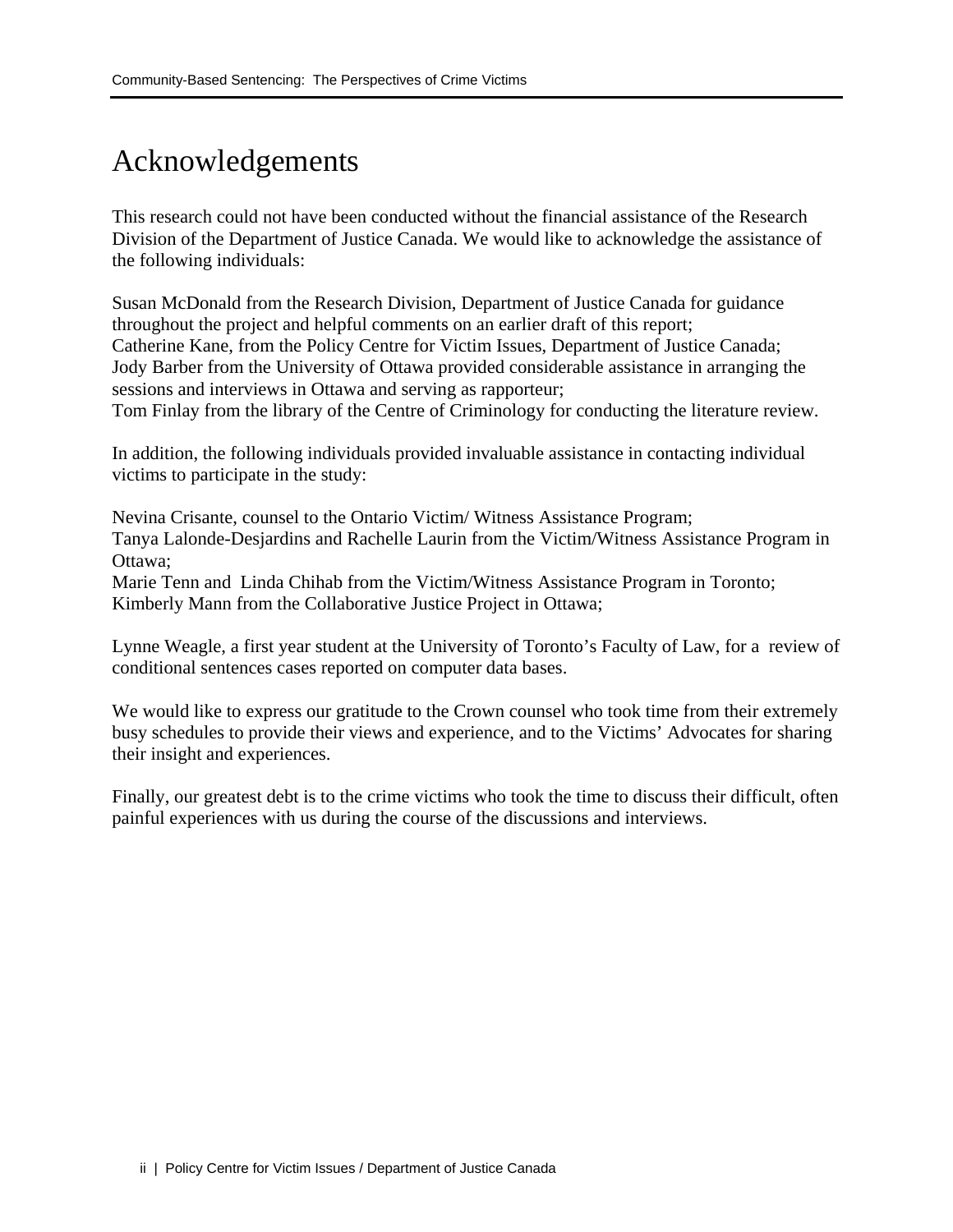# Acknowledgements

This research could not have been conducted without the financial assistance of the Research Division of the Department of Justice Canada. We would like to acknowledge the assistance of the following individuals:

Susan McDonald from the Research Division, Department of Justice Canada for guidance throughout the project and helpful comments on an earlier draft of this report;
Catherine Kane, from the Policy Centre for Victim Issues, Department of Justice Canada;
Jody Barber from the University of Ottawa provided considerable assistance in arranging the sessions and interviews in Ottawa and serving as rapporteur;
Tom Finlay from the library of the Centre of Criminology for conducting the literature review.

In addition, the following individuals provided invaluable assistance in contacting individual victims to participate in the study:

Nevina Crisante, counsel to the Ontario Victim/ Witness Assistance Program;
Tanya Lalonde-Desjardins and Rachelle Laurin from the Victim/Witness Assistance Program in Ottawa;
Marie Tenn and Linda Chihab from the Victim/Witness Assistance Program in Toronto;
Kimberly Mann from the Collaborative Justice Project in Ottawa;

Lynne Weagle, a first year student at the University of Toronto's Faculty of Law, for a review of conditional sentences cases reported on computer data bases.

We would like to express our gratitude to the Crown counsel who took time from their extremely busy schedules to provide their views and experience, and to the Victims' Advocates for sharing their insight and experiences.

Finally, our greatest debt is to the crime victims who took the time to discuss their difficult, often painful experiences with us during the course of the discussions and interviews.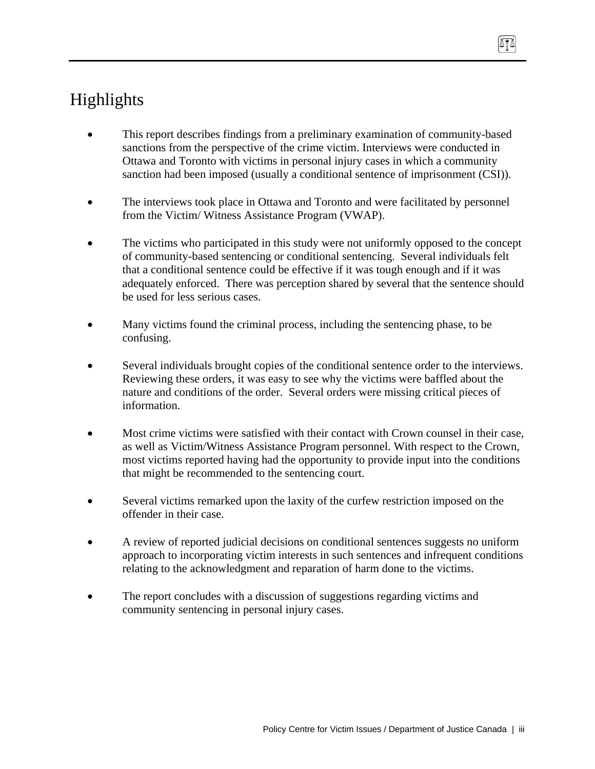# Highlights

- This report describes findings from a preliminary examination of community-based sanctions from the perspective of the crime victim. Interviews were conducted in Ottawa and Toronto with victims in personal injury cases in which a community sanction had been imposed (usually a conditional sentence of imprisonment (CSI)).

- The interviews took place in Ottawa and Toronto and were facilitated by personnel from the Victim/ Witness Assistance Program (VWAP).

- The victims who participated in this study were not uniformly opposed to the concept of community-based sentencing or conditional sentencing. Several individuals felt that a conditional sentence could be effective if it was tough enough and if it was adequately enforced. There was perception shared by several that the sentence should be used for less serious cases.

- Many victims found the criminal process, including the sentencing phase, to be confusing.

- Several individuals brought copies of the conditional sentence order to the interviews. Reviewing these orders, it was easy to see why the victims were baffled about the nature and conditions of the order. Several orders were missing critical pieces of information.

- Most crime victims were satisfied with their contact with Crown counsel in their case, as well as Victim/Witness Assistance Program personnel. With respect to the Crown, most victims reported having had the opportunity to provide input into the conditions that might be recommended to the sentencing court.

- Several victims remarked upon the laxity of the curfew restriction imposed on the offender in their case.

- A review of reported judicial decisions on conditional sentences suggests no uniform approach to incorporating victim interests in such sentences and infrequent conditions relating to the acknowledgment and reparation of harm done to the victims.

- The report concludes with a discussion of suggestions regarding victims and community sentencing in personal injury cases.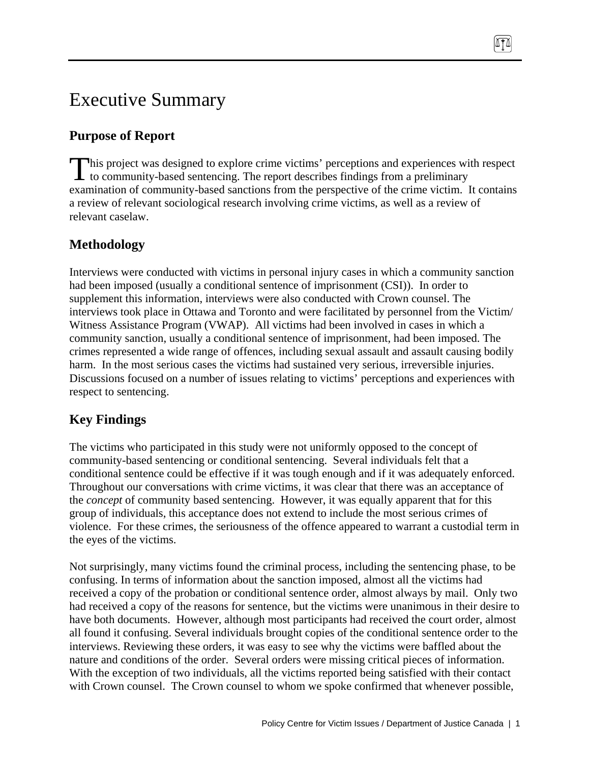# Executive Summary

## Purpose of Report

This project was designed to explore crime victims' perceptions and experiences with respect to community-based sentencing. The report describes findings from a preliminary examination of community-based sanctions from the perspective of the crime victim. It contains a review of relevant sociological research involving crime victims, as well as a review of relevant caselaw.

## Methodology

Interviews were conducted with victims in personal injury cases in which a community sanction had been imposed (usually a conditional sentence of imprisonment (CSI)). In order to supplement this information, interviews were also conducted with Crown counsel. The interviews took place in Ottawa and Toronto and were facilitated by personnel from the Victim/ Witness Assistance Program (VWAP). All victims had been involved in cases in which a community sanction, usually a conditional sentence of imprisonment, had been imposed. The crimes represented a wide range of offences, including sexual assault and assault causing bodily harm. In the most serious cases the victims had sustained very serious, irreversible injuries. Discussions focused on a number of issues relating to victims' perceptions and experiences with respect to sentencing.

## Key Findings

The victims who participated in this study were not uniformly opposed to the concept of community-based sentencing or conditional sentencing. Several individuals felt that a conditional sentence could be effective if it was tough enough and if it was adequately enforced. Throughout our conversations with crime victims, it was clear that there was an acceptance of the *concept* of community based sentencing. However, it was equally apparent that for this group of individuals, this acceptance does not extend to include the most serious crimes of violence. For these crimes, the seriousness of the offence appeared to warrant a custodial term in the eyes of the victims.

Not surprisingly, many victims found the criminal process, including the sentencing phase, to be confusing. In terms of information about the sanction imposed, almost all the victims had received a copy of the probation or conditional sentence order, almost always by mail. Only two had received a copy of the reasons for sentence, but the victims were unanimous in their desire to have both documents. However, although most participants had received the court order, almost all found it confusing. Several individuals brought copies of the conditional sentence order to the interviews. Reviewing these orders, it was easy to see why the victims were baffled about the nature and conditions of the order. Several orders were missing critical pieces of information. With the exception of two individuals, all the victims reported being satisfied with their contact with Crown counsel. The Crown counsel to whom we spoke confirmed that whenever possible,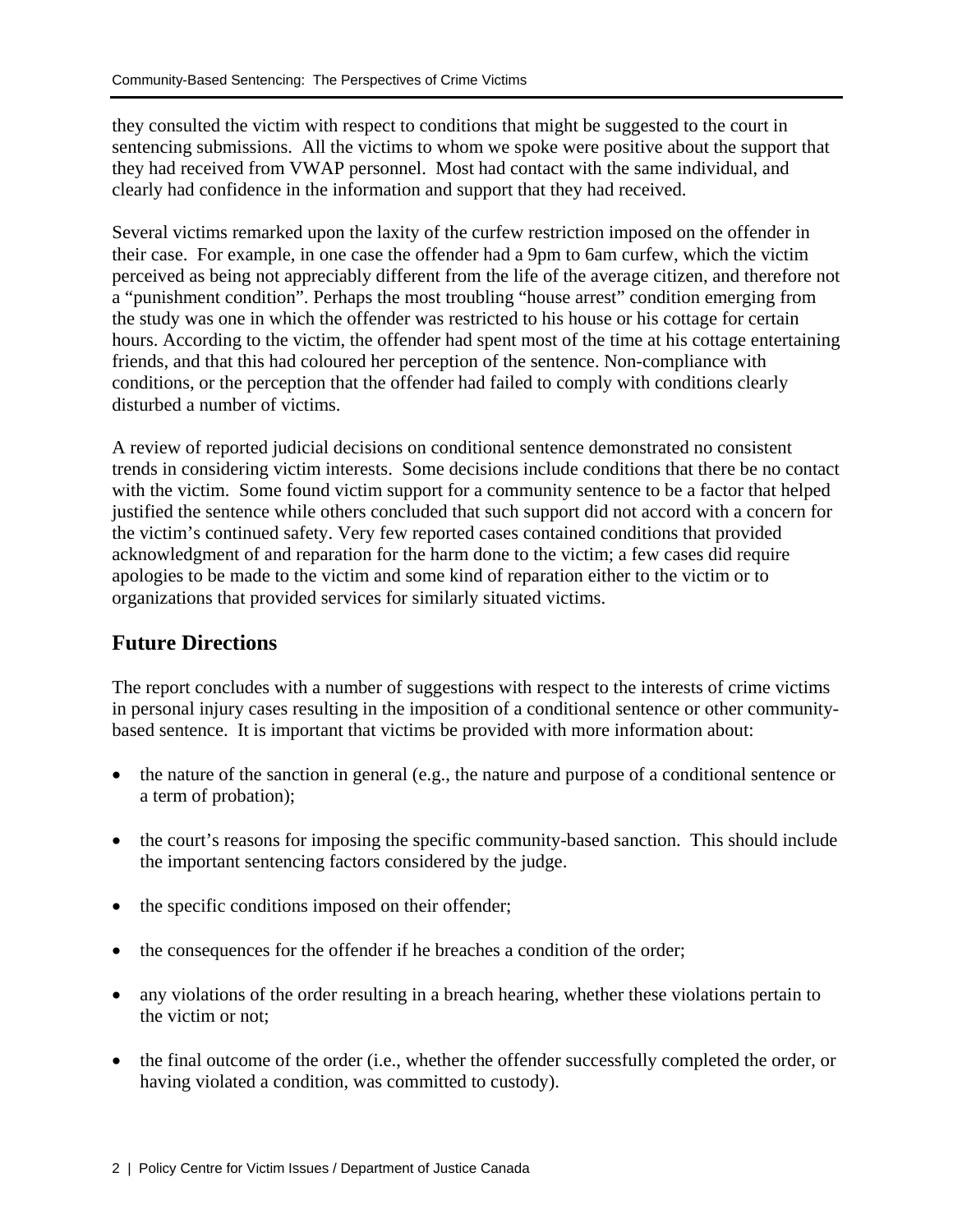they consulted the victim with respect to conditions that might be suggested to the court in sentencing submissions. All the victims to whom we spoke were positive about the support that they had received from VWAP personnel. Most had contact with the same individual, and clearly had confidence in the information and support that they had received.

Several victims remarked upon the laxity of the curfew restriction imposed on the offender in their case. For example, in one case the offender had a 9pm to 6am curfew, which the victim perceived as being not appreciably different from the life of the average citizen, and therefore not a "punishment condition". Perhaps the most troubling "house arrest" condition emerging from the study was one in which the offender was restricted to his house or his cottage for certain hours. According to the victim, the offender had spent most of the time at his cottage entertaining friends, and that this had coloured her perception of the sentence. Non-compliance with conditions, or the perception that the offender had failed to comply with conditions clearly disturbed a number of victims.

A review of reported judicial decisions on conditional sentence demonstrated no consistent trends in considering victim interests. Some decisions include conditions that there be no contact with the victim. Some found victim support for a community sentence to be a factor that helped justified the sentence while others concluded that such support did not accord with a concern for the victim's continued safety. Very few reported cases contained conditions that provided acknowledgment of and reparation for the harm done to the victim; a few cases did require apologies to be made to the victim and some kind of reparation either to the victim or to organizations that provided services for similarly situated victims.

## Future Directions

The report concludes with a number of suggestions with respect to the interests of crime victims in personal injury cases resulting in the imposition of a conditional sentence or other community-based sentence. It is important that victims be provided with more information about:

- the nature of the sanction in general (e.g., the nature and purpose of a conditional sentence or a term of probation);
- the court's reasons for imposing the specific community-based sanction. This should include the important sentencing factors considered by the judge.
- the specific conditions imposed on their offender;
- the consequences for the offender if he breaches a condition of the order;
- any violations of the order resulting in a breach hearing, whether these violations pertain to the victim or not;
- the final outcome of the order (i.e., whether the offender successfully completed the order, or having violated a condition, was committed to custody).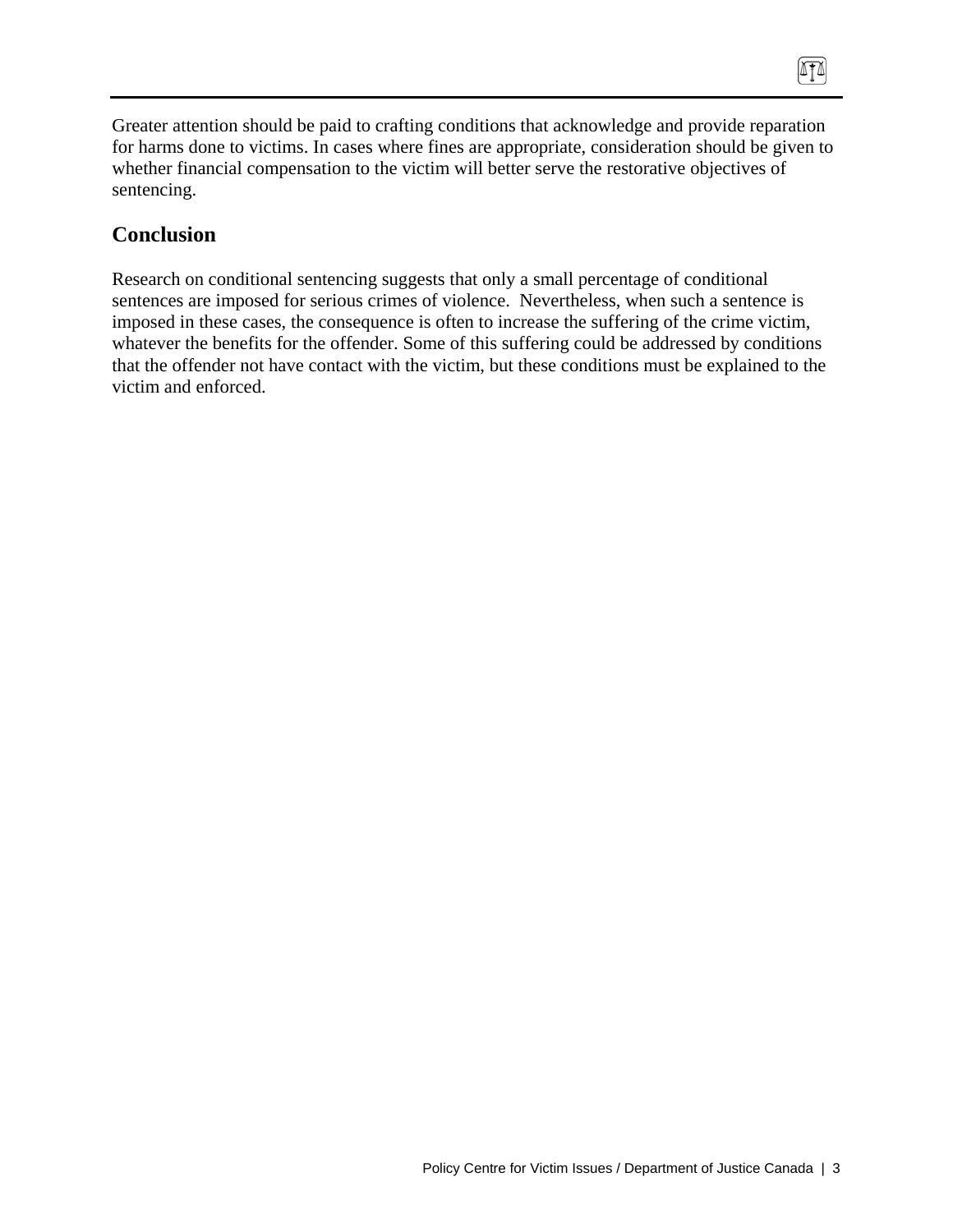Greater attention should be paid to crafting conditions that acknowledge and provide reparation for harms done to victims. In cases where fines are appropriate, consideration should be given to whether financial compensation to the victim will better serve the restorative objectives of sentencing.

## Conclusion

Research on conditional sentencing suggests that only a small percentage of conditional sentences are imposed for serious crimes of violence. Nevertheless, when such a sentence is imposed in these cases, the consequence is often to increase the suffering of the crime victim, whatever the benefits for the offender. Some of this suffering could be addressed by conditions that the offender not have contact with the victim, but these conditions must be explained to the victim and enforced.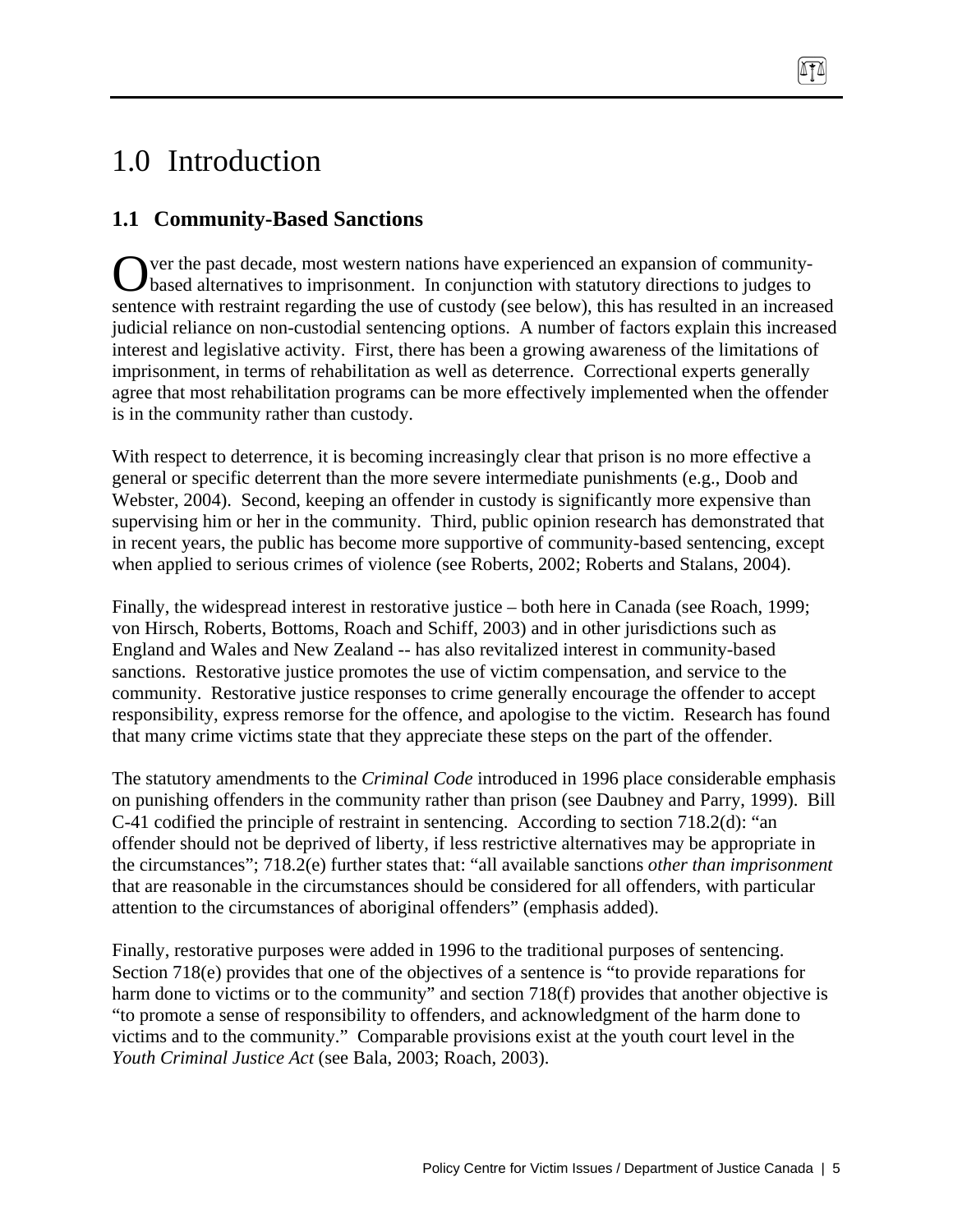# 1.0 Introduction

## 1.1 Community-Based Sanctions

Over the past decade, most western nations have experienced an expansion of community-based alternatives to imprisonment. In conjunction with statutory directions to judges to sentence with restraint regarding the use of custody (see below), this has resulted in an increased judicial reliance on non-custodial sentencing options. A number of factors explain this increased interest and legislative activity. First, there has been a growing awareness of the limitations of imprisonment, in terms of rehabilitation as well as deterrence. Correctional experts generally agree that most rehabilitation programs can be more effectively implemented when the offender is in the community rather than custody.

With respect to deterrence, it is becoming increasingly clear that prison is no more effective a general or specific deterrent than the more severe intermediate punishments (e.g., Doob and Webster, 2004). Second, keeping an offender in custody is significantly more expensive than supervising him or her in the community. Third, public opinion research has demonstrated that in recent years, the public has become more supportive of community-based sentencing, except when applied to serious crimes of violence (see Roberts, 2002; Roberts and Stalans, 2004).

Finally, the widespread interest in restorative justice – both here in Canada (see Roach, 1999; von Hirsch, Roberts, Bottoms, Roach and Schiff, 2003) and in other jurisdictions such as England and Wales and New Zealand -- has also revitalized interest in community-based sanctions. Restorative justice promotes the use of victim compensation, and service to the community. Restorative justice responses to crime generally encourage the offender to accept responsibility, express remorse for the offence, and apologise to the victim. Research has found that many crime victims state that they appreciate these steps on the part of the offender.

The statutory amendments to the *Criminal Code* introduced in 1996 place considerable emphasis on punishing offenders in the community rather than prison (see Daubney and Parry, 1999). Bill C-41 codified the principle of restraint in sentencing. According to section 718.2(d): "an offender should not be deprived of liberty, if less restrictive alternatives may be appropriate in the circumstances"; 718.2(e) further states that: "all available sanctions *other than imprisonment* that are reasonable in the circumstances should be considered for all offenders, with particular attention to the circumstances of aboriginal offenders" (emphasis added).

Finally, restorative purposes were added in 1996 to the traditional purposes of sentencing. Section 718(e) provides that one of the objectives of a sentence is "to provide reparations for harm done to victims or to the community" and section 718(f) provides that another objective is "to promote a sense of responsibility to offenders, and acknowledgment of the harm done to victims and to the community." Comparable provisions exist at the youth court level in the *Youth Criminal Justice Act* (see Bala, 2003; Roach, 2003).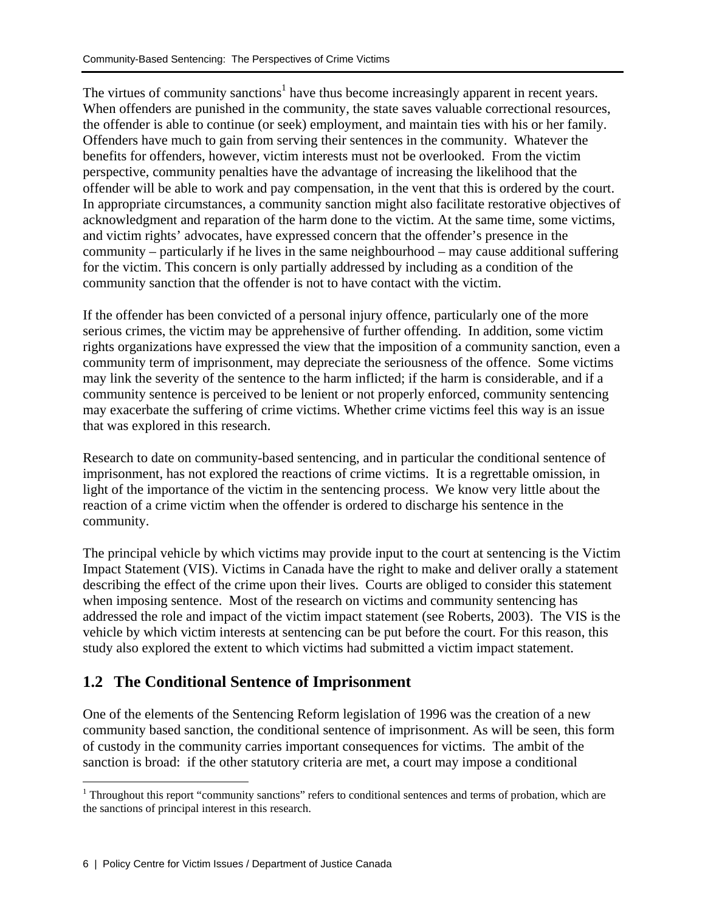The virtues of community sanctions[1] have thus become increasingly apparent in recent years. When offenders are punished in the community, the state saves valuable correctional resources, the offender is able to continue (or seek) employment, and maintain ties with his or her family. Offenders have much to gain from serving their sentences in the community. Whatever the benefits for offenders, however, victim interests must not be overlooked. From the victim perspective, community penalties have the advantage of increasing the likelihood that the offender will be able to work and pay compensation, in the vent that this is ordered by the court. In appropriate circumstances, a community sanction might also facilitate restorative objectives of acknowledgment and reparation of the harm done to the victim. At the same time, some victims, and victim rights' advocates, have expressed concern that the offender's presence in the community – particularly if he lives in the same neighbourhood – may cause additional suffering for the victim. This concern is only partially addressed by including as a condition of the community sanction that the offender is not to have contact with the victim.

If the offender has been convicted of a personal injury offence, particularly one of the more serious crimes, the victim may be apprehensive of further offending. In addition, some victim rights organizations have expressed the view that the imposition of a community sanction, even a community term of imprisonment, may depreciate the seriousness of the offence. Some victims may link the severity of the sentence to the harm inflicted; if the harm is considerable, and if a community sentence is perceived to be lenient or not properly enforced, community sentencing may exacerbate the suffering of crime victims. Whether crime victims feel this way is an issue that was explored in this research.

Research to date on community-based sentencing, and in particular the conditional sentence of imprisonment, has not explored the reactions of crime victims. It is a regrettable omission, in light of the importance of the victim in the sentencing process. We know very little about the reaction of a crime victim when the offender is ordered to discharge his sentence in the community.

The principal vehicle by which victims may provide input to the court at sentencing is the Victim Impact Statement (VIS). Victims in Canada have the right to make and deliver orally a statement describing the effect of the crime upon their lives. Courts are obliged to consider this statement when imposing sentence. Most of the research on victims and community sentencing has addressed the role and impact of the victim impact statement (see Roberts, 2003). The VIS is the vehicle by which victim interests at sentencing can be put before the court. For this reason, this study also explored the extent to which victims had submitted a victim impact statement.

## 1.2 The Conditional Sentence of Imprisonment

One of the elements of the Sentencing Reform legislation of 1996 was the creation of a new community based sanction, the conditional sentence of imprisonment. As will be seen, this form of custody in the community carries important consequences for victims. The ambit of the sanction is broad: if the other statutory criteria are met, a court may impose a conditional

[1] Throughout this report "community sanctions" refers to conditional sentences and terms of probation, which are the sanctions of principal interest in this research.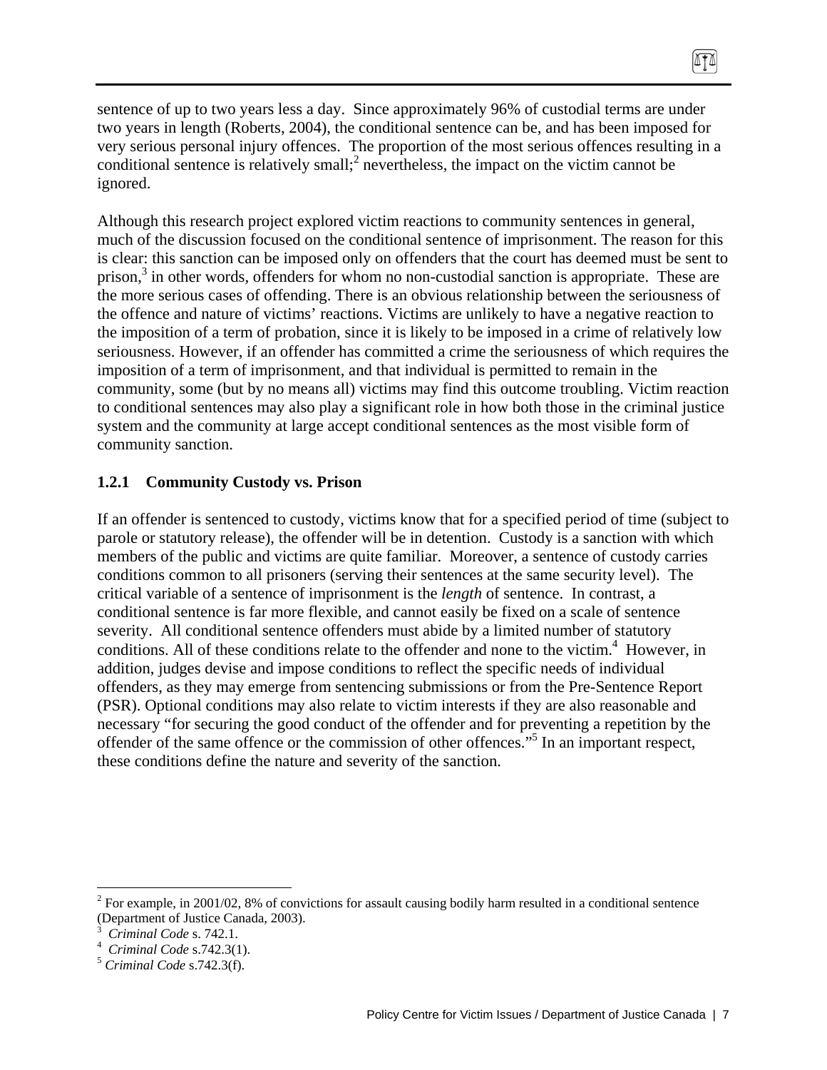sentence of up to two years less a day. Since approximately 96% of custodial terms are under two years in length (Roberts, 2004), the conditional sentence can be, and has been imposed for very serious personal injury offences. The proportion of the most serious offences resulting in a conditional sentence is relatively small;[2] nevertheless, the impact on the victim cannot be ignored.

Although this research project explored victim reactions to community sentences in general, much of the discussion focused on the conditional sentence of imprisonment. The reason for this is clear: this sanction can be imposed only on offenders that the court has deemed must be sent to prison,[3] in other words, offenders for whom no non-custodial sanction is appropriate. These are the more serious cases of offending. There is an obvious relationship between the seriousness of the offence and nature of victims' reactions. Victims are unlikely to have a negative reaction to the imposition of a term of probation, since it is likely to be imposed in a crime of relatively low seriousness. However, if an offender has committed a crime the seriousness of which requires the imposition of a term of imprisonment, and that individual is permitted to remain in the community, some (but by no means all) victims may find this outcome troubling. Victim reaction to conditional sentences may also play a significant role in how both those in the criminal justice system and the community at large accept conditional sentences as the most visible form of community sanction.

### 1.2.1 Community Custody vs. Prison

If an offender is sentenced to custody, victims know that for a specified period of time (subject to parole or statutory release), the offender will be in detention. Custody is a sanction with which members of the public and victims are quite familiar. Moreover, a sentence of custody carries conditions common to all prisoners (serving their sentences at the same security level). The critical variable of a sentence of imprisonment is the *length* of sentence. In contrast, a conditional sentence is far more flexible, and cannot easily be fixed on a scale of sentence severity. All conditional sentence offenders must abide by a limited number of statutory conditions. All of these conditions relate to the offender and none to the victim.[4] However, in addition, judges devise and impose conditions to reflect the specific needs of individual offenders, as they may emerge from sentencing submissions or from the Pre-Sentence Report (PSR). Optional conditions may also relate to victim interests if they are also reasonable and necessary "for securing the good conduct of the offender and for preventing a repetition by the offender of the same offence or the commission of other offences."[5] In an important respect, these conditions define the nature and severity of the sanction.

---

[2] For example, in 2001/02, 8% of convictions for assault causing bodily harm resulted in a conditional sentence (Department of Justice Canada, 2003).

[3] *Criminal Code* s. 742.1.

[4] *Criminal Code* s.742.3(1).

[5] *Criminal Code* s.742.3(f).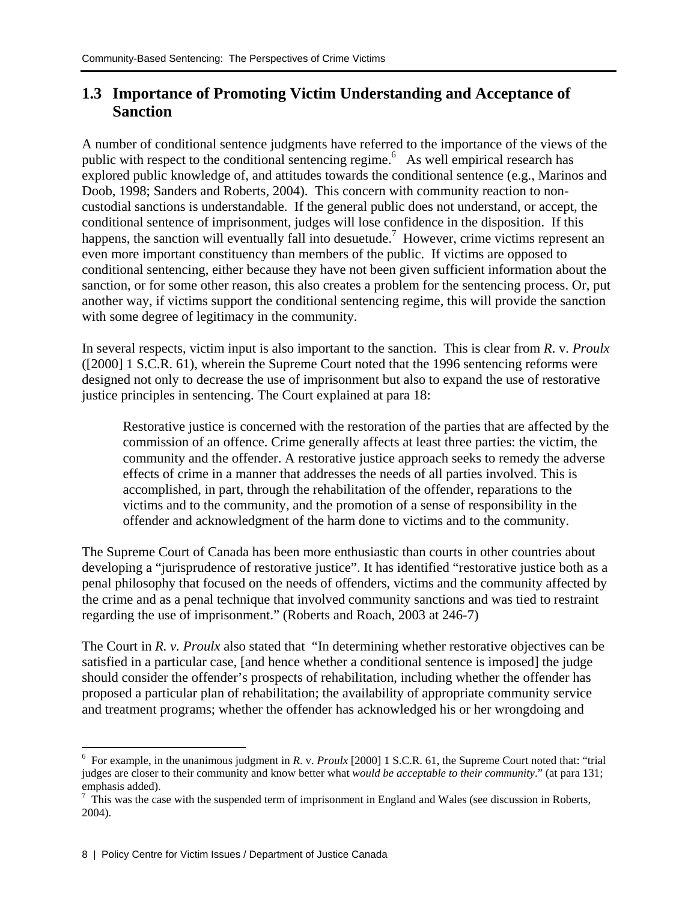## 1.3 Importance of Promoting Victim Understanding and Acceptance of Sanction

A number of conditional sentence judgments have referred to the importance of the views of the public with respect to the conditional sentencing regime.[6] As well empirical research has explored public knowledge of, and attitudes towards the conditional sentence (e.g., Marinos and Doob, 1998; Sanders and Roberts, 2004). This concern with community reaction to non-custodial sanctions is understandable. If the general public does not understand, or accept, the conditional sentence of imprisonment, judges will lose confidence in the disposition. If this happens, the sanction will eventually fall into desuetude.[7] However, crime victims represent an even more important constituency than members of the public. If victims are opposed to conditional sentencing, either because they have not been given sufficient information about the sanction, or for some other reason, this also creates a problem for the sentencing process. Or, put another way, if victims support the conditional sentencing regime, this will provide the sanction with some degree of legitimacy in the community.

In several respects, victim input is also important to the sanction. This is clear from *R*. v. *Proulx* ([2000] 1 S.C.R. 61), wherein the Supreme Court noted that the 1996 sentencing reforms were designed not only to decrease the use of imprisonment but also to expand the use of restorative justice principles in sentencing. The Court explained at para 18:

> Restorative justice is concerned with the restoration of the parties that are affected by the commission of an offence. Crime generally affects at least three parties: the victim, the community and the offender. A restorative justice approach seeks to remedy the adverse effects of crime in a manner that addresses the needs of all parties involved. This is accomplished, in part, through the rehabilitation of the offender, reparations to the victims and to the community, and the promotion of a sense of responsibility in the offender and acknowledgment of the harm done to victims and to the community.

The Supreme Court of Canada has been more enthusiastic than courts in other countries about developing a "jurisprudence of restorative justice". It has identified "restorative justice both as a penal philosophy that focused on the needs of offenders, victims and the community affected by the crime and as a penal technique that involved community sanctions and was tied to restraint regarding the use of imprisonment." (Roberts and Roach, 2003 at 246-7)

The Court in *R. v. Proulx* also stated that "In determining whether restorative objectives can be satisfied in a particular case, [and hence whether a conditional sentence is imposed] the judge should consider the offender's prospects of rehabilitation, including whether the offender has proposed a particular plan of rehabilitation; the availability of appropriate community service and treatment programs; whether the offender has acknowledged his or her wrongdoing and

---

[6] For example, in the unanimous judgment in *R*. v. *Proulx* [2000] 1 S.C.R. 61, the Supreme Court noted that: "trial judges are closer to their community and know better what *would be acceptable to their community*." (at para 131; emphasis added).

[7] This was the case with the suspended term of imprisonment in England and Wales (see discussion in Roberts, 2004).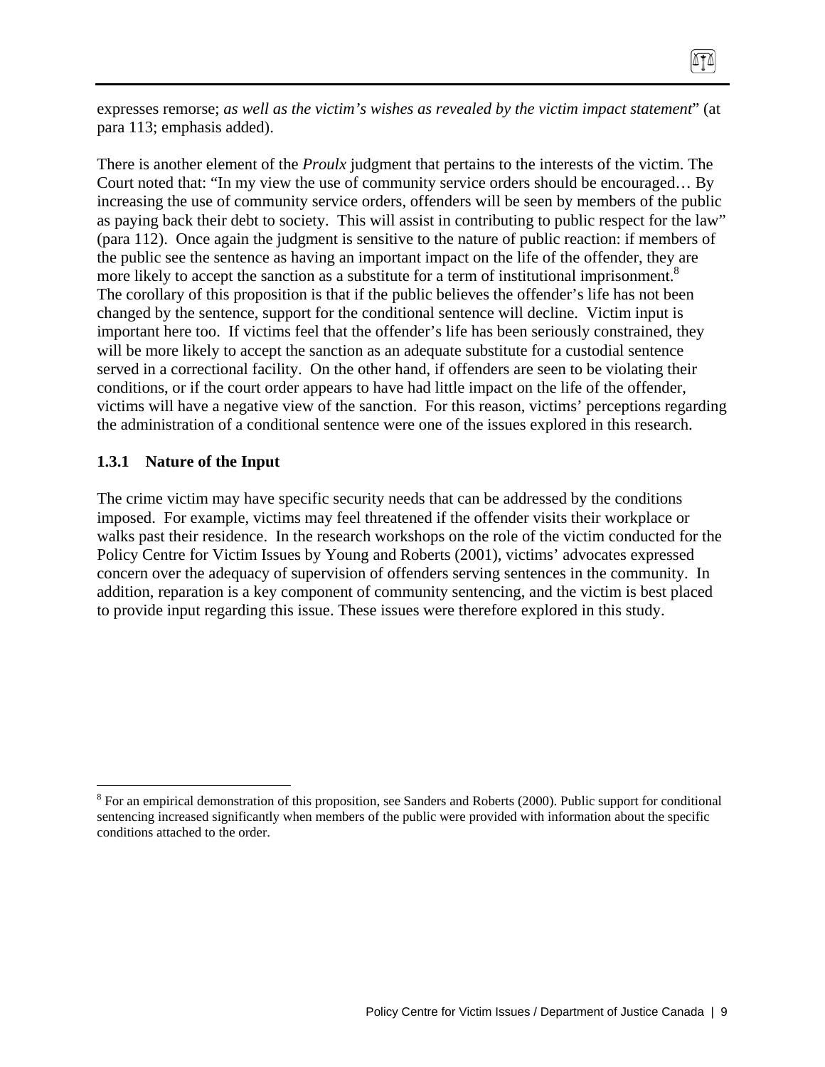expresses remorse; *as well as the victim's wishes as revealed by the victim impact statement*" (at para 113; emphasis added).

There is another element of the *Proulx* judgment that pertains to the interests of the victim. The Court noted that: "In my view the use of community service orders should be encouraged… By increasing the use of community service orders, offenders will be seen by members of the public as paying back their debt to society. This will assist in contributing to public respect for the law" (para 112). Once again the judgment is sensitive to the nature of public reaction: if members of the public see the sentence as having an important impact on the life of the offender, they are more likely to accept the sanction as a substitute for a term of institutional imprisonment.[8] The corollary of this proposition is that if the public believes the offender's life has not been changed by the sentence, support for the conditional sentence will decline. Victim input is important here too. If victims feel that the offender's life has been seriously constrained, they will be more likely to accept the sanction as an adequate substitute for a custodial sentence served in a correctional facility. On the other hand, if offenders are seen to be violating their conditions, or if the court order appears to have had little impact on the life of the offender, victims will have a negative view of the sanction. For this reason, victims' perceptions regarding the administration of a conditional sentence were one of the issues explored in this research.

### 1.3.1 Nature of the Input

The crime victim may have specific security needs that can be addressed by the conditions imposed. For example, victims may feel threatened if the offender visits their workplace or walks past their residence. In the research workshops on the role of the victim conducted for the Policy Centre for Victim Issues by Young and Roberts (2001), victims' advocates expressed concern over the adequacy of supervision of offenders serving sentences in the community. In addition, reparation is a key component of community sentencing, and the victim is best placed to provide input regarding this issue. These issues were therefore explored in this study.

---

[8] For an empirical demonstration of this proposition, see Sanders and Roberts (2000). Public support for conditional sentencing increased significantly when members of the public were provided with information about the specific conditions attached to the order.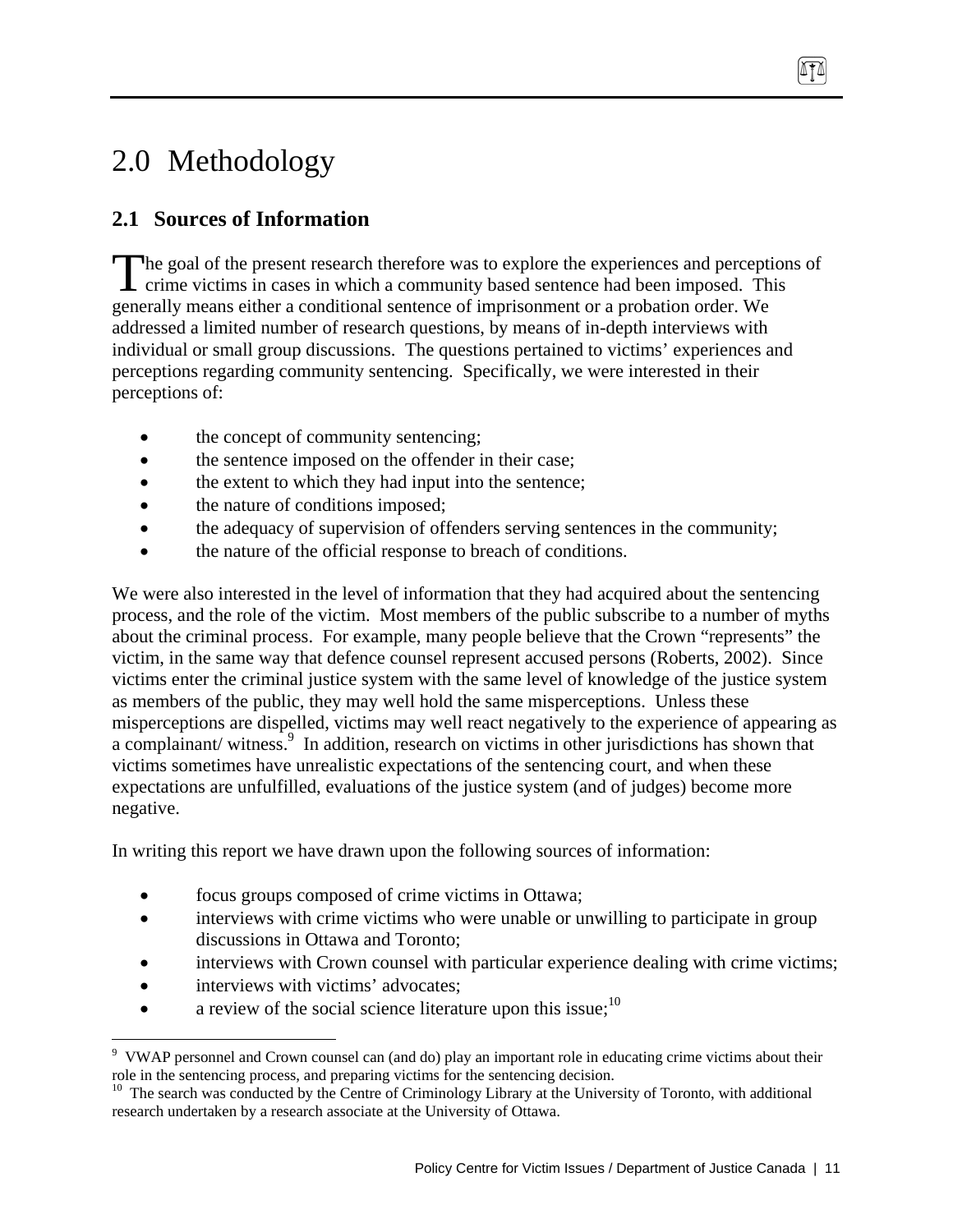# 2.0 Methodology

## 2.1 Sources of Information

The goal of the present research therefore was to explore the experiences and perceptions of crime victims in cases in which a community based sentence had been imposed. This generally means either a conditional sentence of imprisonment or a probation order. We addressed a limited number of research questions, by means of in-depth interviews with individual or small group discussions. The questions pertained to victims' experiences and perceptions regarding community sentencing. Specifically, we were interested in their perceptions of:

- the concept of community sentencing;
- the sentence imposed on the offender in their case;
- the extent to which they had input into the sentence;
- the nature of conditions imposed;
- the adequacy of supervision of offenders serving sentences in the community;
- the nature of the official response to breach of conditions.

We were also interested in the level of information that they had acquired about the sentencing process, and the role of the victim. Most members of the public subscribe to a number of myths about the criminal process. For example, many people believe that the Crown "represents" the victim, in the same way that defence counsel represent accused persons (Roberts, 2002). Since victims enter the criminal justice system with the same level of knowledge of the justice system as members of the public, they may well hold the same misperceptions. Unless these misperceptions are dispelled, victims may well react negatively to the experience of appearing as a complainant/ witness.[9] In addition, research on victims in other jurisdictions has shown that victims sometimes have unrealistic expectations of the sentencing court, and when these expectations are unfulfilled, evaluations of the justice system (and of judges) become more negative.

In writing this report we have drawn upon the following sources of information:

- focus groups composed of crime victims in Ottawa;
- interviews with crime victims who were unable or unwilling to participate in group discussions in Ottawa and Toronto;
- interviews with Crown counsel with particular experience dealing with crime victims;
- interviews with victims' advocates;
- a review of the social science literature upon this issue;[10]

---

[9] VWAP personnel and Crown counsel can (and do) play an important role in educating crime victims about their role in the sentencing process, and preparing victims for the sentencing decision.

[10] The search was conducted by the Centre of Criminology Library at the University of Toronto, with additional research undertaken by a research associate at the University of Ottawa.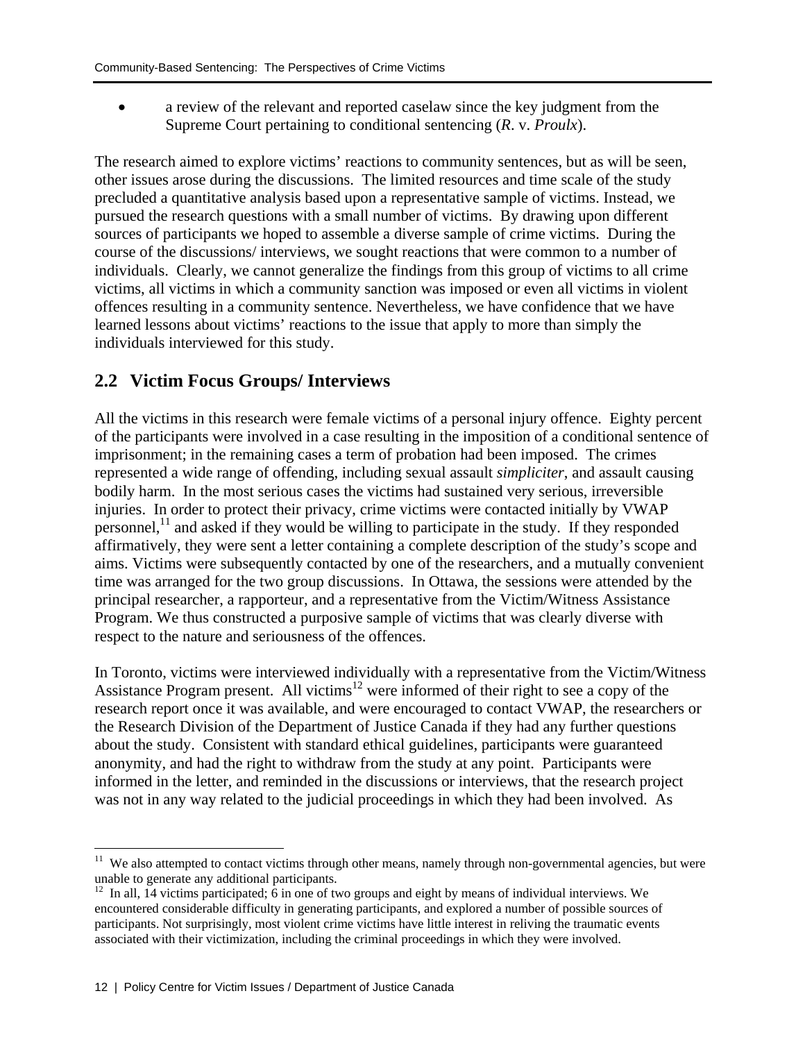- a review of the relevant and reported caselaw since the key judgment from the Supreme Court pertaining to conditional sentencing (*R*. v. *Proulx*).

The research aimed to explore victims' reactions to community sentences, but as will be seen, other issues arose during the discussions. The limited resources and time scale of the study precluded a quantitative analysis based upon a representative sample of victims. Instead, we pursued the research questions with a small number of victims. By drawing upon different sources of participants we hoped to assemble a diverse sample of crime victims. During the course of the discussions/ interviews, we sought reactions that were common to a number of individuals. Clearly, we cannot generalize the findings from this group of victims to all crime victims, all victims in which a community sanction was imposed or even all victims in violent offences resulting in a community sentence. Nevertheless, we have confidence that we have learned lessons about victims' reactions to the issue that apply to more than simply the individuals interviewed for this study.

## 2.2 Victim Focus Groups/ Interviews

All the victims in this research were female victims of a personal injury offence. Eighty percent of the participants were involved in a case resulting in the imposition of a conditional sentence of imprisonment; in the remaining cases a term of probation had been imposed. The crimes represented a wide range of offending, including sexual assault *simpliciter*, and assault causing bodily harm. In the most serious cases the victims had sustained very serious, irreversible injuries. In order to protect their privacy, crime victims were contacted initially by VWAP personnel,[11] and asked if they would be willing to participate in the study. If they responded affirmatively, they were sent a letter containing a complete description of the study's scope and aims. Victims were subsequently contacted by one of the researchers, and a mutually convenient time was arranged for the two group discussions. In Ottawa, the sessions were attended by the principal researcher, a rapporteur, and a representative from the Victim/Witness Assistance Program. We thus constructed a purposive sample of victims that was clearly diverse with respect to the nature and seriousness of the offences.

In Toronto, victims were interviewed individually with a representative from the Victim/Witness Assistance Program present. All victims[12] were informed of their right to see a copy of the research report once it was available, and were encouraged to contact VWAP, the researchers or the Research Division of the Department of Justice Canada if they had any further questions about the study. Consistent with standard ethical guidelines, participants were guaranteed anonymity, and had the right to withdraw from the study at any point. Participants were informed in the letter, and reminded in the discussions or interviews, that the research project was not in any way related to the judicial proceedings in which they had been involved. As

---

[11] We also attempted to contact victims through other means, namely through non-governmental agencies, but were unable to generate any additional participants.

[12] In all, 14 victims participated; 6 in one of two groups and eight by means of individual interviews. We encountered considerable difficulty in generating participants, and explored a number of possible sources of participants. Not surprisingly, most violent crime victims have little interest in reliving the traumatic events associated with their victimization, including the criminal proceedings in which they were involved.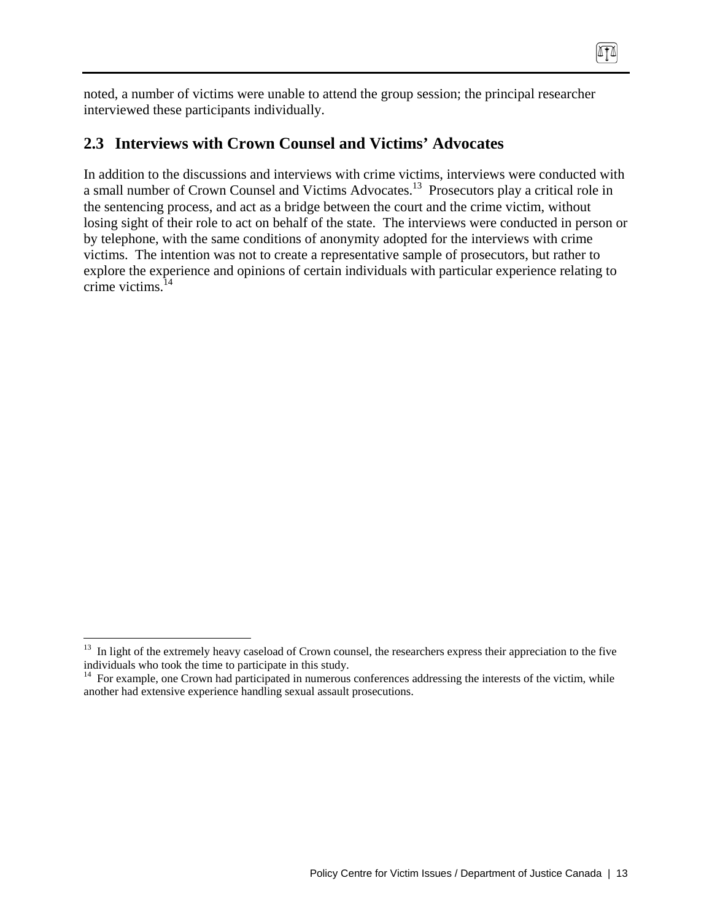noted, a number of victims were unable to attend the group session; the principal researcher interviewed these participants individually.

## 2.3 Interviews with Crown Counsel and Victims' Advocates

In addition to the discussions and interviews with crime victims, interviews were conducted with a small number of Crown Counsel and Victims Advocates.[13] Prosecutors play a critical role in the sentencing process, and act as a bridge between the court and the crime victim, without losing sight of their role to act on behalf of the state. The interviews were conducted in person or by telephone, with the same conditions of anonymity adopted for the interviews with crime victims. The intention was not to create a representative sample of prosecutors, but rather to explore the experience and opinions of certain individuals with particular experience relating to crime victims.[14]

---

[13] In light of the extremely heavy caseload of Crown counsel, the researchers express their appreciation to the five individuals who took the time to participate in this study.

[14] For example, one Crown had participated in numerous conferences addressing the interests of the victim, while another had extensive experience handling sexual assault prosecutions.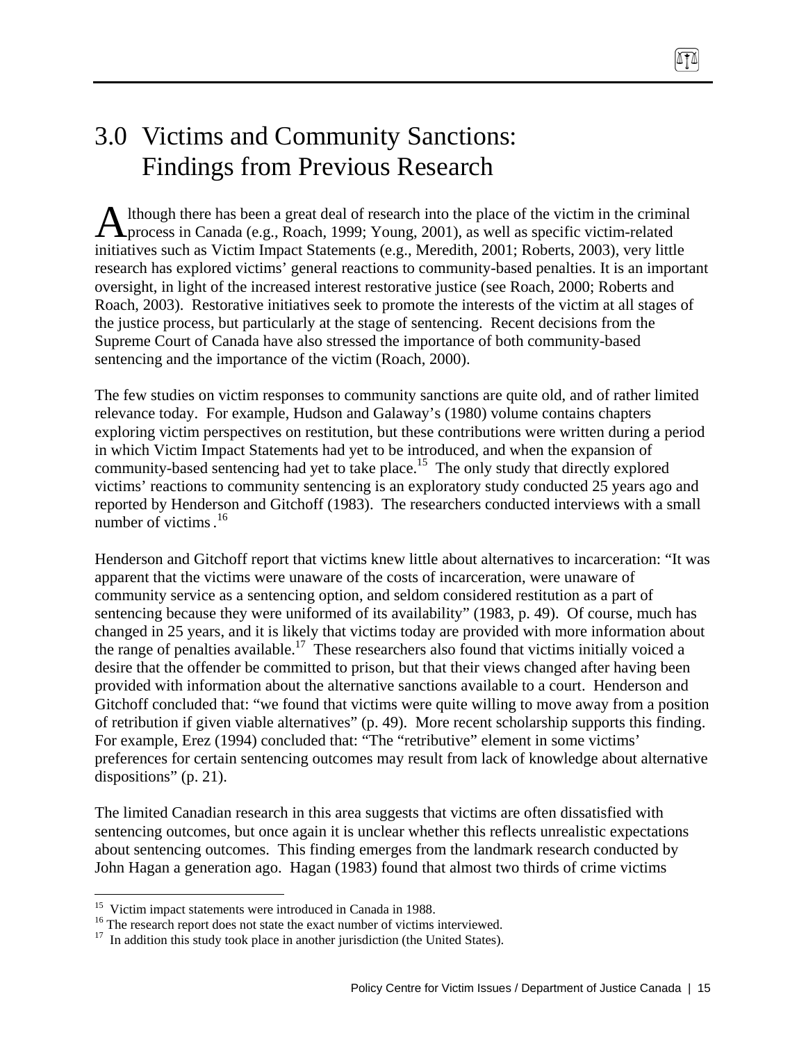# 3.0 Victims and Community Sanctions: Findings from Previous Research

Although there has been a great deal of research into the place of the victim in the criminal process in Canada (e.g., Roach, 1999; Young, 2001), as well as specific victim-related initiatives such as Victim Impact Statements (e.g., Meredith, 2001; Roberts, 2003), very little research has explored victims' general reactions to community-based penalties. It is an important oversight, in light of the increased interest restorative justice (see Roach, 2000; Roberts and Roach, 2003). Restorative initiatives seek to promote the interests of the victim at all stages of the justice process, but particularly at the stage of sentencing. Recent decisions from the Supreme Court of Canada have also stressed the importance of both community-based sentencing and the importance of the victim (Roach, 2000).

The few studies on victim responses to community sanctions are quite old, and of rather limited relevance today. For example, Hudson and Galaway's (1980) volume contains chapters exploring victim perspectives on restitution, but these contributions were written during a period in which Victim Impact Statements had yet to be introduced, and when the expansion of community-based sentencing had yet to take place.[15] The only study that directly explored victims' reactions to community sentencing is an exploratory study conducted 25 years ago and reported by Henderson and Gitchoff (1983). The researchers conducted interviews with a small number of victims .[16]

Henderson and Gitchoff report that victims knew little about alternatives to incarceration: "It was apparent that the victims were unaware of the costs of incarceration, were unaware of community service as a sentencing option, and seldom considered restitution as a part of sentencing because they were uniformed of its availability" (1983, p. 49). Of course, much has changed in 25 years, and it is likely that victims today are provided with more information about the range of penalties available.[17] These researchers also found that victims initially voiced a desire that the offender be committed to prison, but that their views changed after having been provided with information about the alternative sanctions available to a court. Henderson and Gitchoff concluded that: "we found that victims were quite willing to move away from a position of retribution if given viable alternatives" (p. 49). More recent scholarship supports this finding. For example, Erez (1994) concluded that: "The "retributive" element in some victims' preferences for certain sentencing outcomes may result from lack of knowledge about alternative dispositions" (p. 21).

The limited Canadian research in this area suggests that victims are often dissatisfied with sentencing outcomes, but once again it is unclear whether this reflects unrealistic expectations about sentencing outcomes. This finding emerges from the landmark research conducted by John Hagan a generation ago. Hagan (1983) found that almost two thirds of crime victims

---

[15] Victim impact statements were introduced in Canada in 1988.

[16] The research report does not state the exact number of victims interviewed.

[17] In addition this study took place in another jurisdiction (the United States).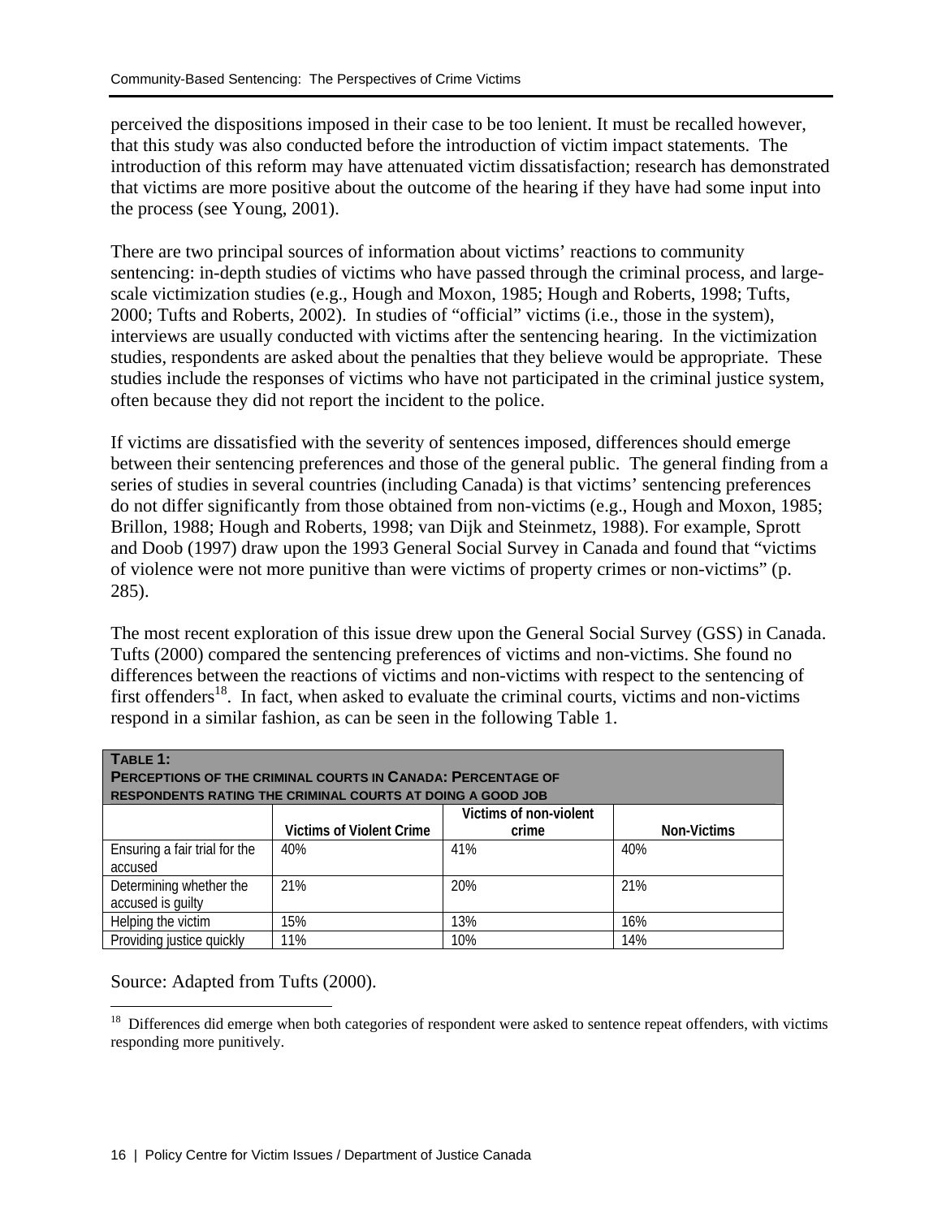perceived the dispositions imposed in their case to be too lenient. It must be recalled however, that this study was also conducted before the introduction of victim impact statements. The introduction of this reform may have attenuated victim dissatisfaction; research has demonstrated that victims are more positive about the outcome of the hearing if they have had some input into the process (see Young, 2001).

There are two principal sources of information about victims' reactions to community sentencing: in-depth studies of victims who have passed through the criminal process, and large-scale victimization studies (e.g., Hough and Moxon, 1985; Hough and Roberts, 1998; Tufts, 2000; Tufts and Roberts, 2002). In studies of "official" victims (i.e., those in the system), interviews are usually conducted with victims after the sentencing hearing. In the victimization studies, respondents are asked about the penalties that they believe would be appropriate. These studies include the responses of victims who have not participated in the criminal justice system, often because they did not report the incident to the police.

If victims are dissatisfied with the severity of sentences imposed, differences should emerge between their sentencing preferences and those of the general public. The general finding from a series of studies in several countries (including Canada) is that victims' sentencing preferences do not differ significantly from those obtained from non-victims (e.g., Hough and Moxon, 1985; Brillon, 1988; Hough and Roberts, 1998; van Dijk and Steinmetz, 1988). For example, Sprott and Doob (1997) draw upon the 1993 General Social Survey in Canada and found that "victims of violence were not more punitive than were victims of property crimes or non-victims" (p. 285).

The most recent exploration of this issue drew upon the General Social Survey (GSS) in Canada. Tufts (2000) compared the sentencing preferences of victims and non-victims. She found no differences between the reactions of victims and non-victims with respect to the sentencing of first offenders[18]. In fact, when asked to evaluate the criminal courts, victims and non-victims respond in a similar fashion, as can be seen in the following Table 1.

**TABLE 1: PERCEPTIONS OF THE CRIMINAL COURTS IN CANADA: PERCENTAGE OF RESPONDENTS RATING THE CRIMINAL COURTS AT DOING A GOOD JOB**

| | Victims of Violent Crime | Victims of non-violent crime | Non-Victims |
|---|---|---|---|
| Ensuring a fair trial for the accused | 40% | 41% | 40% |
| Determining whether the accused is guilty | 21% | 20% | 21% |
| Helping the victim | 15% | 13% | 16% |
| Providing justice quickly | 11% | 10% | 14% |

Source: Adapted from Tufts (2000).

[18] Differences did emerge when both categories of respondent were asked to sentence repeat offenders, with victims responding more punitively.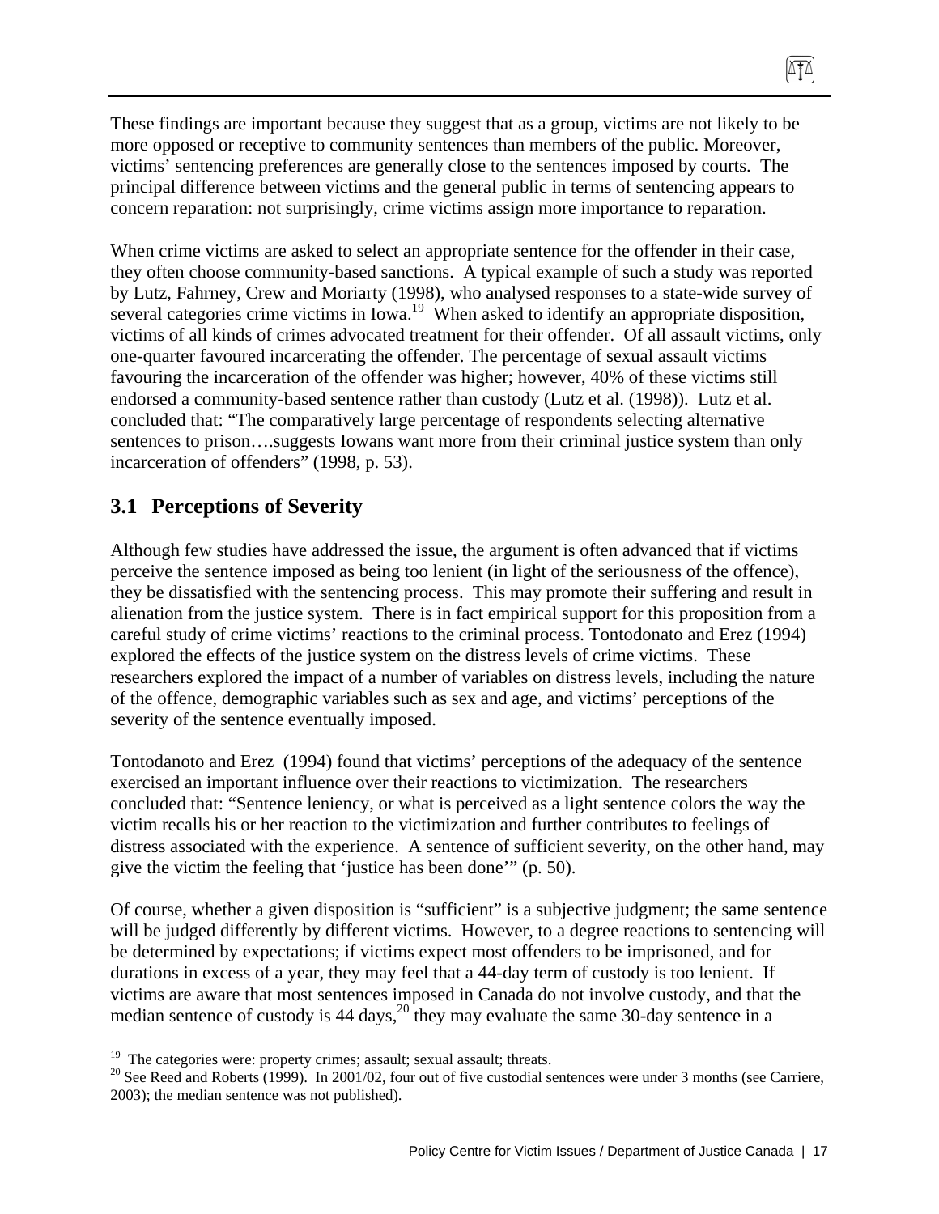These findings are important because they suggest that as a group, victims are not likely to be more opposed or receptive to community sentences than members of the public. Moreover, victims' sentencing preferences are generally close to the sentences imposed by courts. The principal difference between victims and the general public in terms of sentencing appears to concern reparation: not surprisingly, crime victims assign more importance to reparation.

When crime victims are asked to select an appropriate sentence for the offender in their case, they often choose community-based sanctions. A typical example of such a study was reported by Lutz, Fahrney, Crew and Moriarty (1998), who analysed responses to a state-wide survey of several categories crime victims in Iowa.[19] When asked to identify an appropriate disposition, victims of all kinds of crimes advocated treatment for their offender. Of all assault victims, only one-quarter favoured incarcerating the offender. The percentage of sexual assault victims favouring the incarceration of the offender was higher; however, 40% of these victims still endorsed a community-based sentence rather than custody (Lutz et al. (1998)). Lutz et al. concluded that: "The comparatively large percentage of respondents selecting alternative sentences to prison….suggests Iowans want more from their criminal justice system than only incarceration of offenders" (1998, p. 53).

## 3.1 Perceptions of Severity

Although few studies have addressed the issue, the argument is often advanced that if victims perceive the sentence imposed as being too lenient (in light of the seriousness of the offence), they be dissatisfied with the sentencing process. This may promote their suffering and result in alienation from the justice system. There is in fact empirical support for this proposition from a careful study of crime victims' reactions to the criminal process. Tontodonato and Erez (1994) explored the effects of the justice system on the distress levels of crime victims. These researchers explored the impact of a number of variables on distress levels, including the nature of the offence, demographic variables such as sex and age, and victims' perceptions of the severity of the sentence eventually imposed.

Tontodanoto and Erez (1994) found that victims' perceptions of the adequacy of the sentence exercised an important influence over their reactions to victimization. The researchers concluded that: "Sentence leniency, or what is perceived as a light sentence colors the way the victim recalls his or her reaction to the victimization and further contributes to feelings of distress associated with the experience. A sentence of sufficient severity, on the other hand, may give the victim the feeling that 'justice has been done'" (p. 50).

Of course, whether a given disposition is "sufficient" is a subjective judgment; the same sentence will be judged differently by different victims. However, to a degree reactions to sentencing will be determined by expectations; if victims expect most offenders to be imprisoned, and for durations in excess of a year, they may feel that a 44-day term of custody is too lenient. If victims are aware that most sentences imposed in Canada do not involve custody, and that the median sentence of custody is 44 days,[20] they may evaluate the same 30-day sentence in a

---

[19] The categories were: property crimes; assault; sexual assault; threats.

[20] See Reed and Roberts (1999). In 2001/02, four out of five custodial sentences were under 3 months (see Carriere, 2003); the median sentence was not published).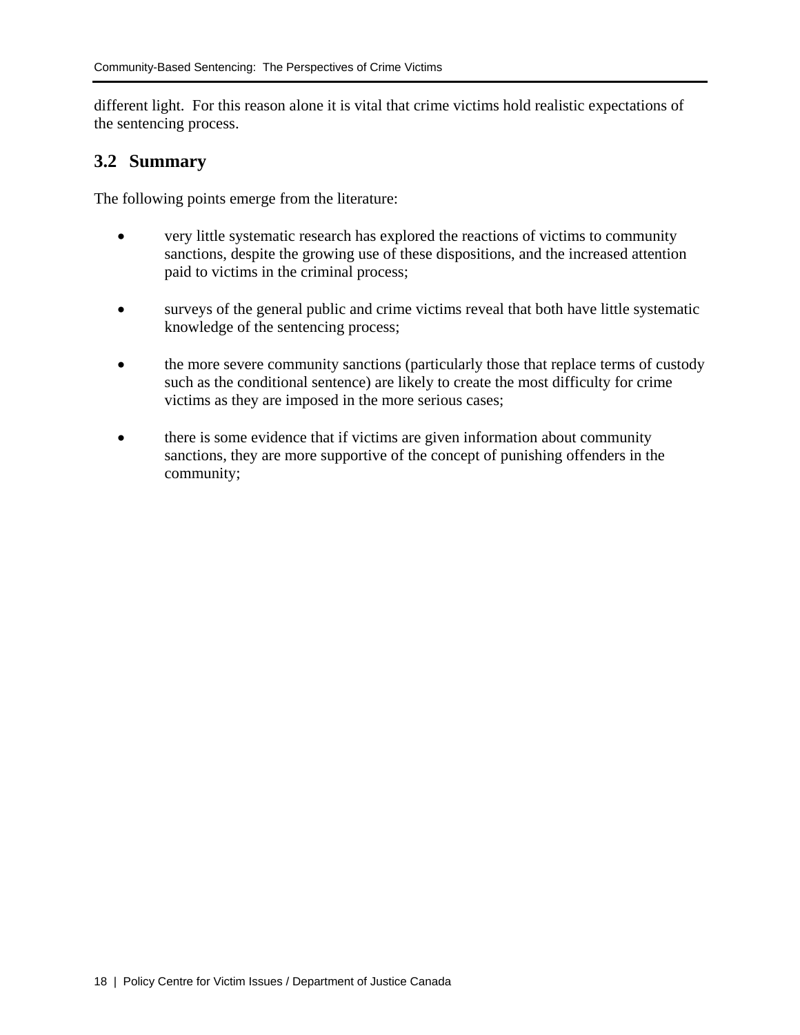different light. For this reason alone it is vital that crime victims hold realistic expectations of the sentencing process.

## 3.2 Summary

The following points emerge from the literature:

- very little systematic research has explored the reactions of victims to community sanctions, despite the growing use of these dispositions, and the increased attention paid to victims in the criminal process;
- surveys of the general public and crime victims reveal that both have little systematic knowledge of the sentencing process;
- the more severe community sanctions (particularly those that replace terms of custody such as the conditional sentence) are likely to create the most difficulty for crime victims as they are imposed in the more serious cases;
- there is some evidence that if victims are given information about community sanctions, they are more supportive of the concept of punishing offenders in the community;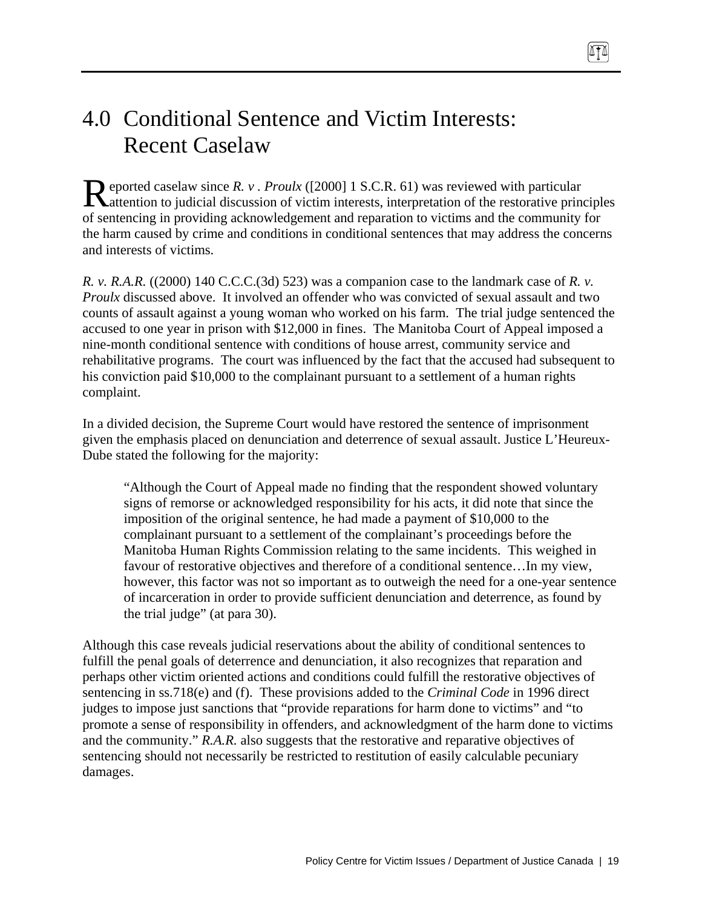# 4.0 Conditional Sentence and Victim Interests: Recent Caselaw

Reported caselaw since *R. v . Proulx* ([2000] 1 S.C.R. 61) was reviewed with particular attention to judicial discussion of victim interests, interpretation of the restorative principles of sentencing in providing acknowledgement and reparation to victims and the community for the harm caused by crime and conditions in conditional sentences that may address the concerns and interests of victims.

*R. v. R.A.R.* ((2000) 140 C.C.C.(3d) 523) was a companion case to the landmark case of *R. v. Proulx* discussed above. It involved an offender who was convicted of sexual assault and two counts of assault against a young woman who worked on his farm. The trial judge sentenced the accused to one year in prison with $12,000 in fines. The Manitoba Court of Appeal imposed a nine-month conditional sentence with conditions of house arrest, community service and rehabilitative programs. The court was influenced by the fact that the accused had subsequent to his conviction paid $10,000 to the complainant pursuant to a settlement of a human rights complaint.

In a divided decision, the Supreme Court would have restored the sentence of imprisonment given the emphasis placed on denunciation and deterrence of sexual assault. Justice L'Heureux-Dube stated the following for the majority:

> "Although the Court of Appeal made no finding that the respondent showed voluntary signs of remorse or acknowledged responsibility for his acts, it did note that since the imposition of the original sentence, he had made a payment of $10,000 to the complainant pursuant to a settlement of the complainant's proceedings before the Manitoba Human Rights Commission relating to the same incidents. This weighed in favour of restorative objectives and therefore of a conditional sentence…In my view, however, this factor was not so important as to outweigh the need for a one-year sentence of incarceration in order to provide sufficient denunciation and deterrence, as found by the trial judge" (at para 30).

Although this case reveals judicial reservations about the ability of conditional sentences to fulfill the penal goals of deterrence and denunciation, it also recognizes that reparation and perhaps other victim oriented actions and conditions could fulfill the restorative objectives of sentencing in ss.718(e) and (f). These provisions added to the *Criminal Code* in 1996 direct judges to impose just sanctions that "provide reparations for harm done to victims" and "to promote a sense of responsibility in offenders, and acknowledgment of the harm done to victims and the community." *R.A.R.* also suggests that the restorative and reparative objectives of sentencing should not necessarily be restricted to restitution of easily calculable pecuniary damages.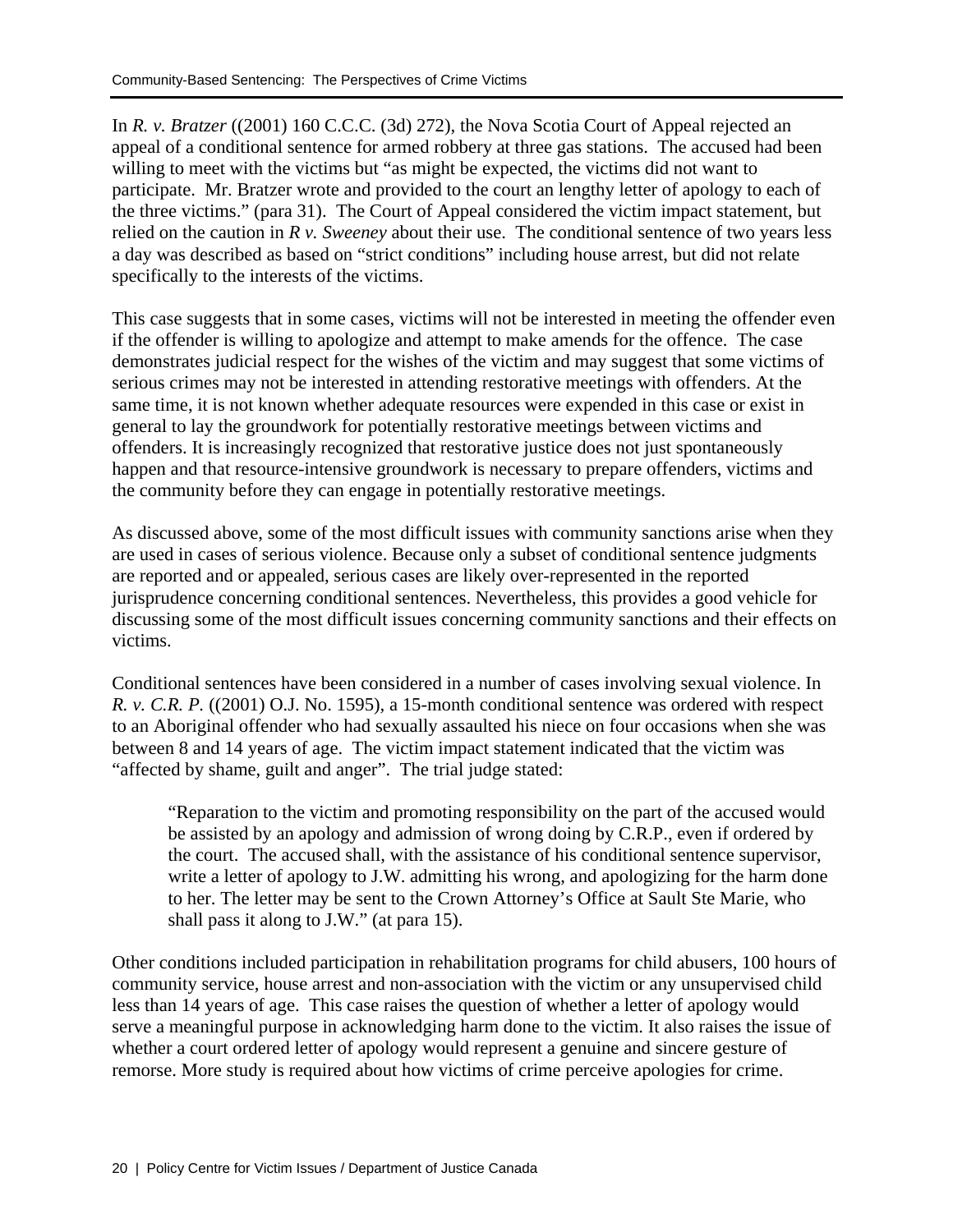In *R. v. Bratzer* ((2001) 160 C.C.C. (3d) 272), the Nova Scotia Court of Appeal rejected an appeal of a conditional sentence for armed robbery at three gas stations. The accused had been willing to meet with the victims but "as might be expected, the victims did not want to participate. Mr. Bratzer wrote and provided to the court an lengthy letter of apology to each of the three victims." (para 31). The Court of Appeal considered the victim impact statement, but relied on the caution in *R v. Sweeney* about their use. The conditional sentence of two years less a day was described as based on "strict conditions" including house arrest, but did not relate specifically to the interests of the victims.

This case suggests that in some cases, victims will not be interested in meeting the offender even if the offender is willing to apologize and attempt to make amends for the offence. The case demonstrates judicial respect for the wishes of the victim and may suggest that some victims of serious crimes may not be interested in attending restorative meetings with offenders. At the same time, it is not known whether adequate resources were expended in this case or exist in general to lay the groundwork for potentially restorative meetings between victims and offenders. It is increasingly recognized that restorative justice does not just spontaneously happen and that resource-intensive groundwork is necessary to prepare offenders, victims and the community before they can engage in potentially restorative meetings.

As discussed above, some of the most difficult issues with community sanctions arise when they are used in cases of serious violence. Because only a subset of conditional sentence judgments are reported and or appealed, serious cases are likely over-represented in the reported jurisprudence concerning conditional sentences. Nevertheless, this provides a good vehicle for discussing some of the most difficult issues concerning community sanctions and their effects on victims.

Conditional sentences have been considered in a number of cases involving sexual violence. In *R. v. C.R. P.* ((2001) O.J. No. 1595), a 15-month conditional sentence was ordered with respect to an Aboriginal offender who had sexually assaulted his niece on four occasions when she was between 8 and 14 years of age. The victim impact statement indicated that the victim was "affected by shame, guilt and anger". The trial judge stated:

> "Reparation to the victim and promoting responsibility on the part of the accused would be assisted by an apology and admission of wrong doing by C.R.P., even if ordered by the court. The accused shall, with the assistance of his conditional sentence supervisor, write a letter of apology to J.W. admitting his wrong, and apologizing for the harm done to her. The letter may be sent to the Crown Attorney's Office at Sault Ste Marie, who shall pass it along to J.W." (at para 15).

Other conditions included participation in rehabilitation programs for child abusers, 100 hours of community service, house arrest and non-association with the victim or any unsupervised child less than 14 years of age. This case raises the question of whether a letter of apology would serve a meaningful purpose in acknowledging harm done to the victim. It also raises the issue of whether a court ordered letter of apology would represent a genuine and sincere gesture of remorse. More study is required about how victims of crime perceive apologies for crime.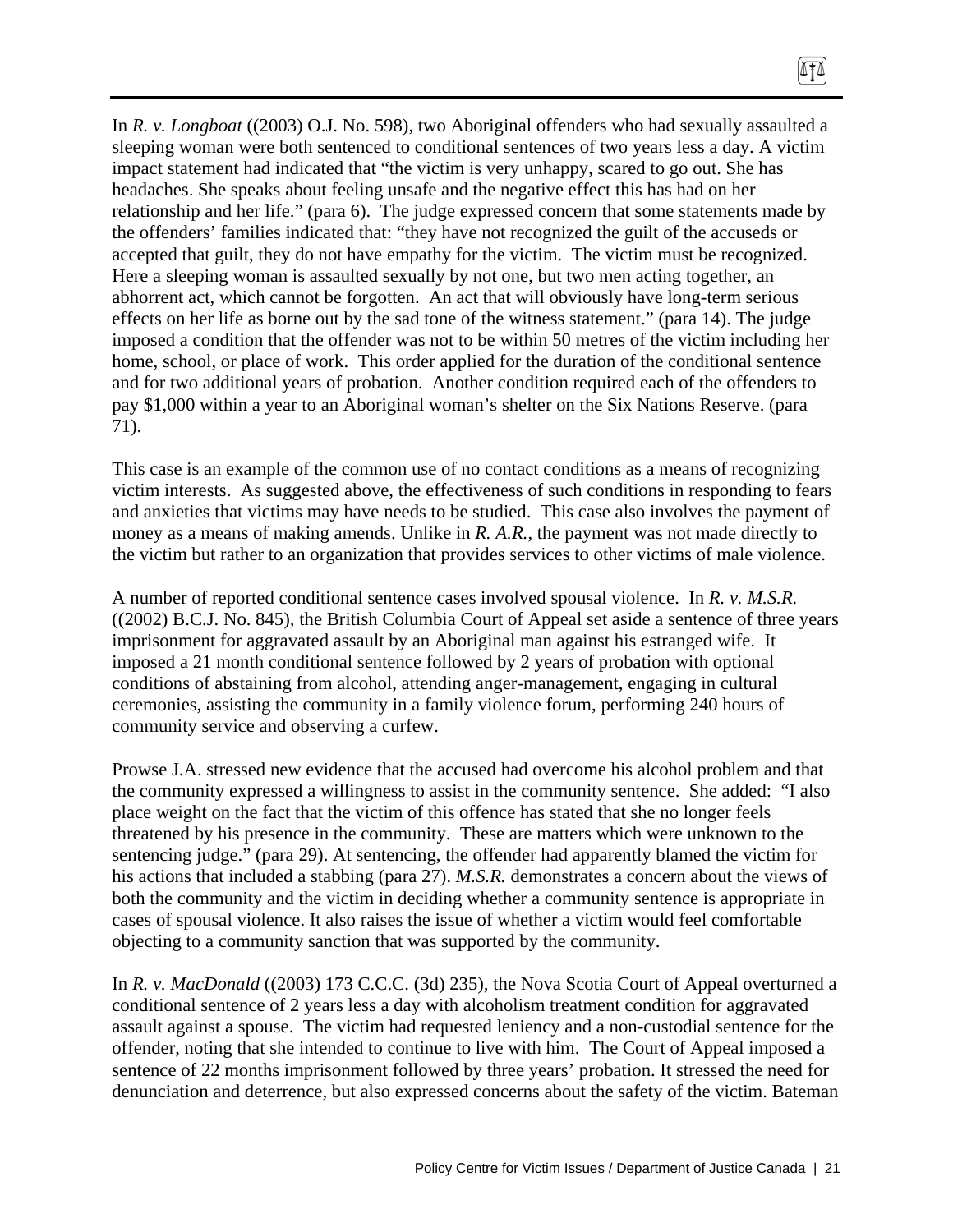In *R. v. Longboat* ((2003) O.J. No. 598), two Aboriginal offenders who had sexually assaulted a sleeping woman were both sentenced to conditional sentences of two years less a day. A victim impact statement had indicated that "the victim is very unhappy, scared to go out. She has headaches. She speaks about feeling unsafe and the negative effect this has had on her relationship and her life." (para 6). The judge expressed concern that some statements made by the offenders' families indicated that: "they have not recognized the guilt of the accuseds or accepted that guilt, they do not have empathy for the victim. The victim must be recognized. Here a sleeping woman is assaulted sexually by not one, but two men acting together, an abhorrent act, which cannot be forgotten. An act that will obviously have long-term serious effects on her life as borne out by the sad tone of the witness statement." (para 14). The judge imposed a condition that the offender was not to be within 50 metres of the victim including her home, school, or place of work. This order applied for the duration of the conditional sentence and for two additional years of probation. Another condition required each of the offenders to pay $1,000 within a year to an Aboriginal woman's shelter on the Six Nations Reserve. (para 71).

This case is an example of the common use of no contact conditions as a means of recognizing victim interests. As suggested above, the effectiveness of such conditions in responding to fears and anxieties that victims may have needs to be studied. This case also involves the payment of money as a means of making amends. Unlike in *R. A.R.*, the payment was not made directly to the victim but rather to an organization that provides services to other victims of male violence.

A number of reported conditional sentence cases involved spousal violence. In *R. v. M.S.R.* ((2002) B.C.J. No. 845), the British Columbia Court of Appeal set aside a sentence of three years imprisonment for aggravated assault by an Aboriginal man against his estranged wife. It imposed a 21 month conditional sentence followed by 2 years of probation with optional conditions of abstaining from alcohol, attending anger-management, engaging in cultural ceremonies, assisting the community in a family violence forum, performing 240 hours of community service and observing a curfew.

Prowse J.A. stressed new evidence that the accused had overcome his alcohol problem and that the community expressed a willingness to assist in the community sentence. She added: "I also place weight on the fact that the victim of this offence has stated that she no longer feels threatened by his presence in the community. These are matters which were unknown to the sentencing judge." (para 29). At sentencing, the offender had apparently blamed the victim for his actions that included a stabbing (para 27). *M.S.R.* demonstrates a concern about the views of both the community and the victim in deciding whether a community sentence is appropriate in cases of spousal violence. It also raises the issue of whether a victim would feel comfortable objecting to a community sanction that was supported by the community.

In *R. v. MacDonald* ((2003) 173 C.C.C. (3d) 235), the Nova Scotia Court of Appeal overturned a conditional sentence of 2 years less a day with alcoholism treatment condition for aggravated assault against a spouse. The victim had requested leniency and a non-custodial sentence for the offender, noting that she intended to continue to live with him. The Court of Appeal imposed a sentence of 22 months imprisonment followed by three years' probation. It stressed the need for denunciation and deterrence, but also expressed concerns about the safety of the victim. Bateman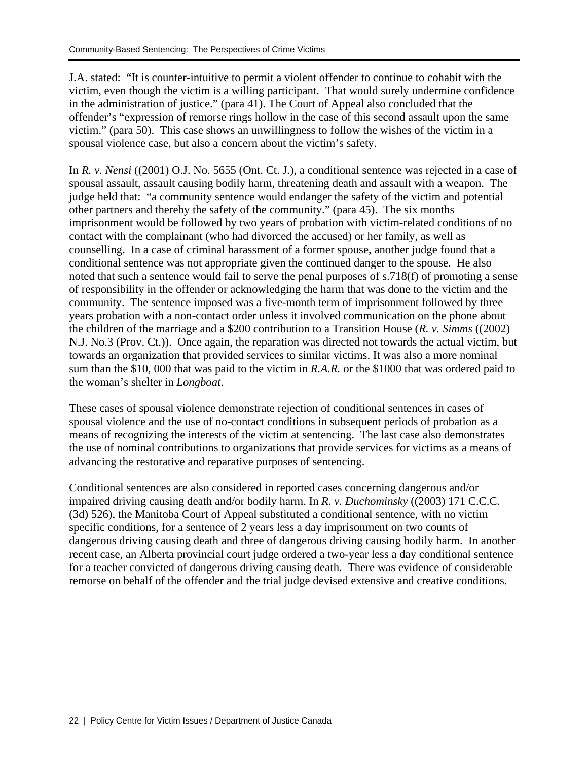J.A. stated: "It is counter-intuitive to permit a violent offender to continue to cohabit with the victim, even though the victim is a willing participant. That would surely undermine confidence in the administration of justice." (para 41). The Court of Appeal also concluded that the offender's "expression of remorse rings hollow in the case of this second assault upon the same victim." (para 50). This case shows an unwillingness to follow the wishes of the victim in a spousal violence case, but also a concern about the victim's safety.

In *R. v. Nensi* ((2001) O.J. No. 5655 (Ont. Ct. J.), a conditional sentence was rejected in a case of spousal assault, assault causing bodily harm, threatening death and assault with a weapon. The judge held that: "a community sentence would endanger the safety of the victim and potential other partners and thereby the safety of the community." (para 45). The six months imprisonment would be followed by two years of probation with victim-related conditions of no contact with the complainant (who had divorced the accused) or her family, as well as counselling. In a case of criminal harassment of a former spouse, another judge found that a conditional sentence was not appropriate given the continued danger to the spouse. He also noted that such a sentence would fail to serve the penal purposes of s.718(f) of promoting a sense of responsibility in the offender or acknowledging the harm that was done to the victim and the community. The sentence imposed was a five-month term of imprisonment followed by three years probation with a non-contact order unless it involved communication on the phone about the children of the marriage and a $200 contribution to a Transition House (*R. v. Simms* ((2002) N.J. No.3 (Prov. Ct.)). Once again, the reparation was directed not towards the actual victim, but towards an organization that provided services to similar victims. It was also a more nominal sum than the $10, 000 that was paid to the victim in *R.A.R.* or the $1000 that was ordered paid to the woman's shelter in *Longboat*.

These cases of spousal violence demonstrate rejection of conditional sentences in cases of spousal violence and the use of no-contact conditions in subsequent periods of probation as a means of recognizing the interests of the victim at sentencing. The last case also demonstrates the use of nominal contributions to organizations that provide services for victims as a means of advancing the restorative and reparative purposes of sentencing.

Conditional sentences are also considered in reported cases concerning dangerous and/or impaired driving causing death and/or bodily harm. In *R. v. Duchominsky* ((2003) 171 C.C.C. (3d) 526), the Manitoba Court of Appeal substituted a conditional sentence, with no victim specific conditions, for a sentence of 2 years less a day imprisonment on two counts of dangerous driving causing death and three of dangerous driving causing bodily harm. In another recent case, an Alberta provincial court judge ordered a two-year less a day conditional sentence for a teacher convicted of dangerous driving causing death. There was evidence of considerable remorse on behalf of the offender and the trial judge devised extensive and creative conditions.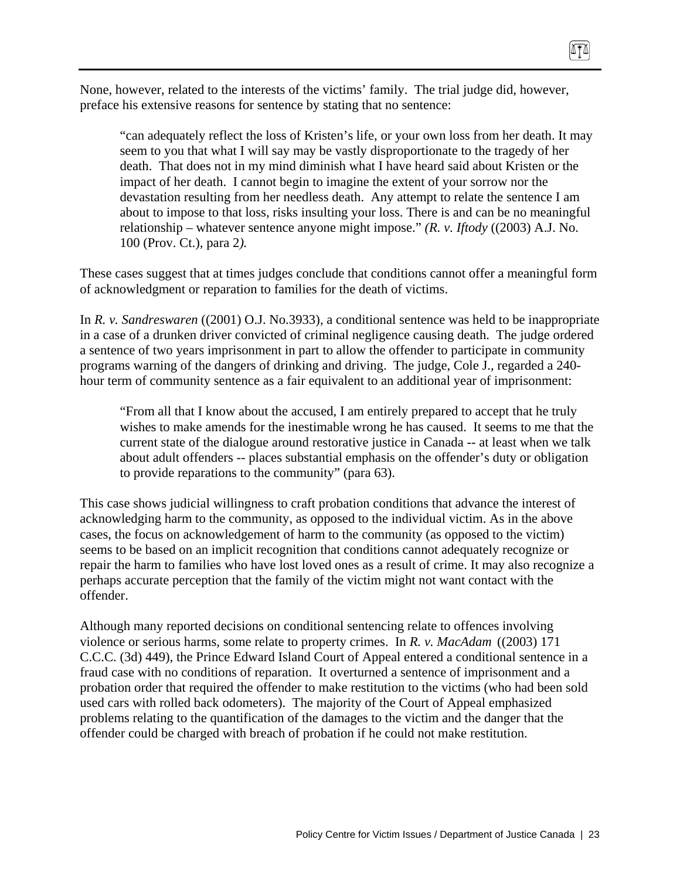None, however, related to the interests of the victims' family. The trial judge did, however, preface his extensive reasons for sentence by stating that no sentence:

> "can adequately reflect the loss of Kristen's life, or your own loss from her death. It may seem to you that what I will say may be vastly disproportionate to the tragedy of her death. That does not in my mind diminish what I have heard said about Kristen or the impact of her death. I cannot begin to imagine the extent of your sorrow nor the devastation resulting from her needless death. Any attempt to relate the sentence I am about to impose to that loss, risks insulting your loss. There is and can be no meaningful relationship – whatever sentence anyone might impose." *(R. v. Iftody* ((2003) A.J. No. 100 (Prov. Ct.), para 2*).*

These cases suggest that at times judges conclude that conditions cannot offer a meaningful form of acknowledgment or reparation to families for the death of victims.

In *R. v. Sandreswaren* ((2001) O.J. No.3933), a conditional sentence was held to be inappropriate in a case of a drunken driver convicted of criminal negligence causing death. The judge ordered a sentence of two years imprisonment in part to allow the offender to participate in community programs warning of the dangers of drinking and driving. The judge, Cole J., regarded a 240-hour term of community sentence as a fair equivalent to an additional year of imprisonment:

> "From all that I know about the accused, I am entirely prepared to accept that he truly wishes to make amends for the inestimable wrong he has caused. It seems to me that the current state of the dialogue around restorative justice in Canada -- at least when we talk about adult offenders -- places substantial emphasis on the offender's duty or obligation to provide reparations to the community" (para 63).

This case shows judicial willingness to craft probation conditions that advance the interest of acknowledging harm to the community, as opposed to the individual victim. As in the above cases, the focus on acknowledgement of harm to the community (as opposed to the victim) seems to be based on an implicit recognition that conditions cannot adequately recognize or repair the harm to families who have lost loved ones as a result of crime. It may also recognize a perhaps accurate perception that the family of the victim might not want contact with the offender.

Although many reported decisions on conditional sentencing relate to offences involving violence or serious harms, some relate to property crimes. In *R. v. MacAdam* ((2003) 171 C.C.C. (3d) 449), the Prince Edward Island Court of Appeal entered a conditional sentence in a fraud case with no conditions of reparation. It overturned a sentence of imprisonment and a probation order that required the offender to make restitution to the victims (who had been sold used cars with rolled back odometers). The majority of the Court of Appeal emphasized problems relating to the quantification of the damages to the victim and the danger that the offender could be charged with breach of probation if he could not make restitution.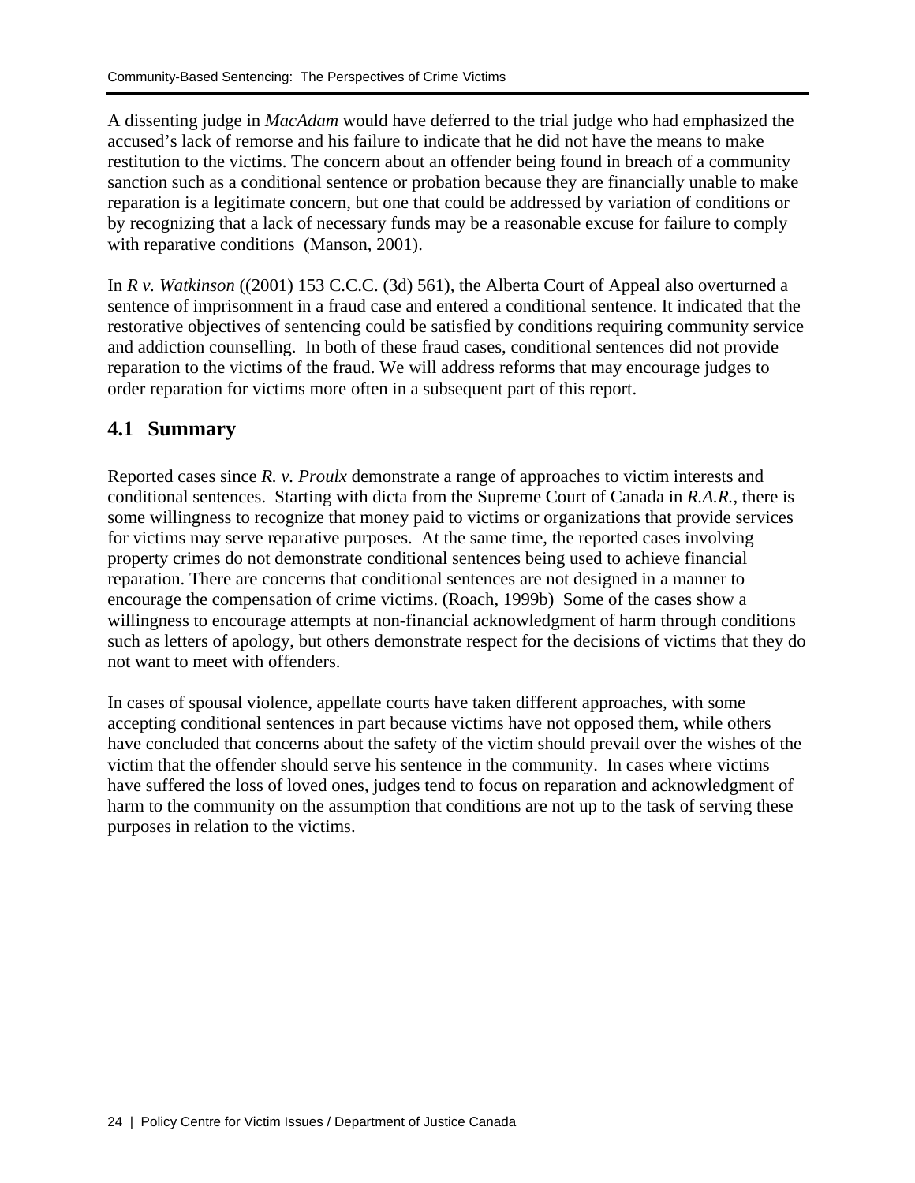A dissenting judge in *MacAdam* would have deferred to the trial judge who had emphasized the accused's lack of remorse and his failure to indicate that he did not have the means to make restitution to the victims. The concern about an offender being found in breach of a community sanction such as a conditional sentence or probation because they are financially unable to make reparation is a legitimate concern, but one that could be addressed by variation of conditions or by recognizing that a lack of necessary funds may be a reasonable excuse for failure to comply with reparative conditions (Manson, 2001).

In *R v. Watkinson* ((2001) 153 C.C.C. (3d) 561), the Alberta Court of Appeal also overturned a sentence of imprisonment in a fraud case and entered a conditional sentence. It indicated that the restorative objectives of sentencing could be satisfied by conditions requiring community service and addiction counselling. In both of these fraud cases, conditional sentences did not provide reparation to the victims of the fraud. We will address reforms that may encourage judges to order reparation for victims more often in a subsequent part of this report.

## 4.1 Summary

Reported cases since *R. v. Proulx* demonstrate a range of approaches to victim interests and conditional sentences. Starting with dicta from the Supreme Court of Canada in *R.A.R.*, there is some willingness to recognize that money paid to victims or organizations that provide services for victims may serve reparative purposes. At the same time, the reported cases involving property crimes do not demonstrate conditional sentences being used to achieve financial reparation. There are concerns that conditional sentences are not designed in a manner to encourage the compensation of crime victims. (Roach, 1999b) Some of the cases show a willingness to encourage attempts at non-financial acknowledgment of harm through conditions such as letters of apology, but others demonstrate respect for the decisions of victims that they do not want to meet with offenders.

In cases of spousal violence, appellate courts have taken different approaches, with some accepting conditional sentences in part because victims have not opposed them, while others have concluded that concerns about the safety of the victim should prevail over the wishes of the victim that the offender should serve his sentence in the community. In cases where victims have suffered the loss of loved ones, judges tend to focus on reparation and acknowledgment of harm to the community on the assumption that conditions are not up to the task of serving these purposes in relation to the victims.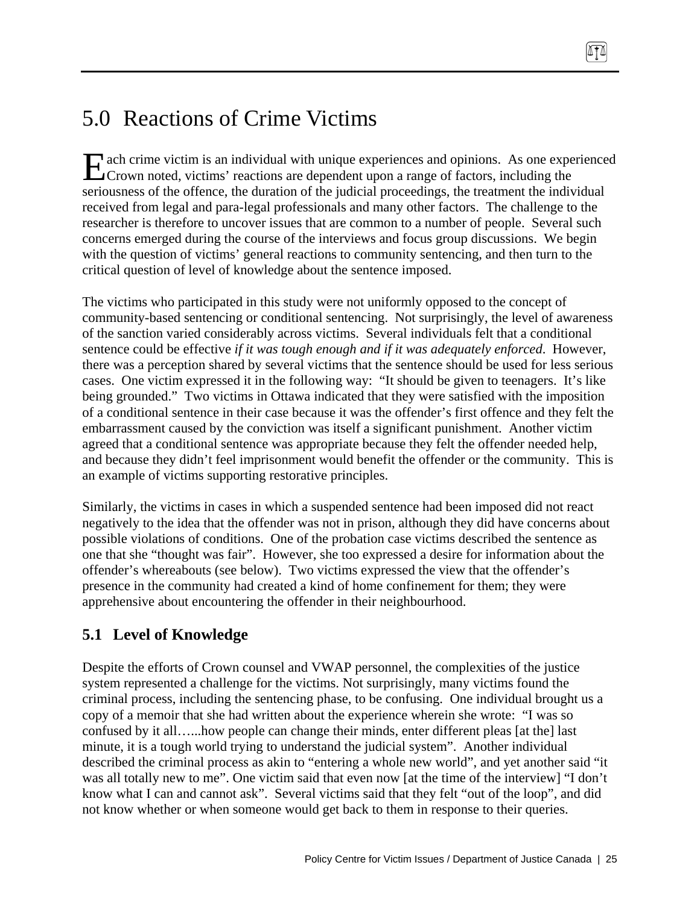# 5.0 Reactions of Crime Victims

Each crime victim is an individual with unique experiences and opinions. As one experienced Crown noted, victims' reactions are dependent upon a range of factors, including the seriousness of the offence, the duration of the judicial proceedings, the treatment the individual received from legal and para-legal professionals and many other factors. The challenge to the researcher is therefore to uncover issues that are common to a number of people. Several such concerns emerged during the course of the interviews and focus group discussions. We begin with the question of victims' general reactions to community sentencing, and then turn to the critical question of level of knowledge about the sentence imposed.

The victims who participated in this study were not uniformly opposed to the concept of community-based sentencing or conditional sentencing. Not surprisingly, the level of awareness of the sanction varied considerably across victims. Several individuals felt that a conditional sentence could be effective *if it was tough enough and if it was adequately enforced*. However, there was a perception shared by several victims that the sentence should be used for less serious cases. One victim expressed it in the following way: "It should be given to teenagers. It's like being grounded." Two victims in Ottawa indicated that they were satisfied with the imposition of a conditional sentence in their case because it was the offender's first offence and they felt the embarrassment caused by the conviction was itself a significant punishment. Another victim agreed that a conditional sentence was appropriate because they felt the offender needed help, and because they didn't feel imprisonment would benefit the offender or the community. This is an example of victims supporting restorative principles.

Similarly, the victims in cases in which a suspended sentence had been imposed did not react negatively to the idea that the offender was not in prison, although they did have concerns about possible violations of conditions. One of the probation case victims described the sentence as one that she "thought was fair". However, she too expressed a desire for information about the offender's whereabouts (see below). Two victims expressed the view that the offender's presence in the community had created a kind of home confinement for them; they were apprehensive about encountering the offender in their neighbourhood.

## 5.1 Level of Knowledge

Despite the efforts of Crown counsel and VWAP personnel, the complexities of the justice system represented a challenge for the victims. Not surprisingly, many victims found the criminal process, including the sentencing phase, to be confusing. One individual brought us a copy of a memoir that she had written about the experience wherein she wrote: "I was so confused by it all…...how people can change their minds, enter different pleas [at the] last minute, it is a tough world trying to understand the judicial system". Another individual described the criminal process as akin to "entering a whole new world", and yet another said "it was all totally new to me". One victim said that even now [at the time of the interview] "I don't know what I can and cannot ask". Several victims said that they felt "out of the loop", and did not know whether or when someone would get back to them in response to their queries.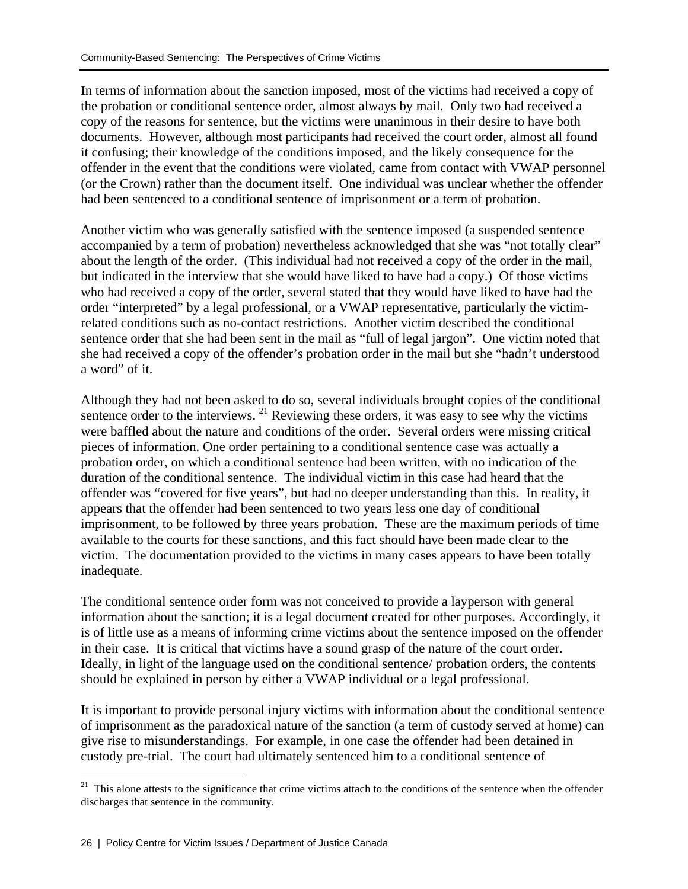In terms of information about the sanction imposed, most of the victims had received a copy of the probation or conditional sentence order, almost always by mail. Only two had received a copy of the reasons for sentence, but the victims were unanimous in their desire to have both documents. However, although most participants had received the court order, almost all found it confusing; their knowledge of the conditions imposed, and the likely consequence for the offender in the event that the conditions were violated, came from contact with VWAP personnel (or the Crown) rather than the document itself. One individual was unclear whether the offender had been sentenced to a conditional sentence of imprisonment or a term of probation.

Another victim who was generally satisfied with the sentence imposed (a suspended sentence accompanied by a term of probation) nevertheless acknowledged that she was "not totally clear" about the length of the order. (This individual had not received a copy of the order in the mail, but indicated in the interview that she would have liked to have had a copy.) Of those victims who had received a copy of the order, several stated that they would have liked to have had the order "interpreted" by a legal professional, or a VWAP representative, particularly the victim-related conditions such as no-contact restrictions. Another victim described the conditional sentence order that she had been sent in the mail as "full of legal jargon". One victim noted that she had received a copy of the offender's probation order in the mail but she "hadn't understood a word" of it.

Although they had not been asked to do so, several individuals brought copies of the conditional sentence order to the interviews. [21] Reviewing these orders, it was easy to see why the victims were baffled about the nature and conditions of the order. Several orders were missing critical pieces of information. One order pertaining to a conditional sentence case was actually a probation order, on which a conditional sentence had been written, with no indication of the duration of the conditional sentence. The individual victim in this case had heard that the offender was "covered for five years", but had no deeper understanding than this. In reality, it appears that the offender had been sentenced to two years less one day of conditional imprisonment, to be followed by three years probation. These are the maximum periods of time available to the courts for these sanctions, and this fact should have been made clear to the victim. The documentation provided to the victims in many cases appears to have been totally inadequate.

The conditional sentence order form was not conceived to provide a layperson with general information about the sanction; it is a legal document created for other purposes. Accordingly, it is of little use as a means of informing crime victims about the sentence imposed on the offender in their case. It is critical that victims have a sound grasp of the nature of the court order. Ideally, in light of the language used on the conditional sentence/ probation orders, the contents should be explained in person by either a VWAP individual or a legal professional.

It is important to provide personal injury victims with information about the conditional sentence of imprisonment as the paradoxical nature of the sanction (a term of custody served at home) can give rise to misunderstandings. For example, in one case the offender had been detained in custody pre-trial. The court had ultimately sentenced him to a conditional sentence of

---

[21] This alone attests to the significance that crime victims attach to the conditions of the sentence when the offender discharges that sentence in the community.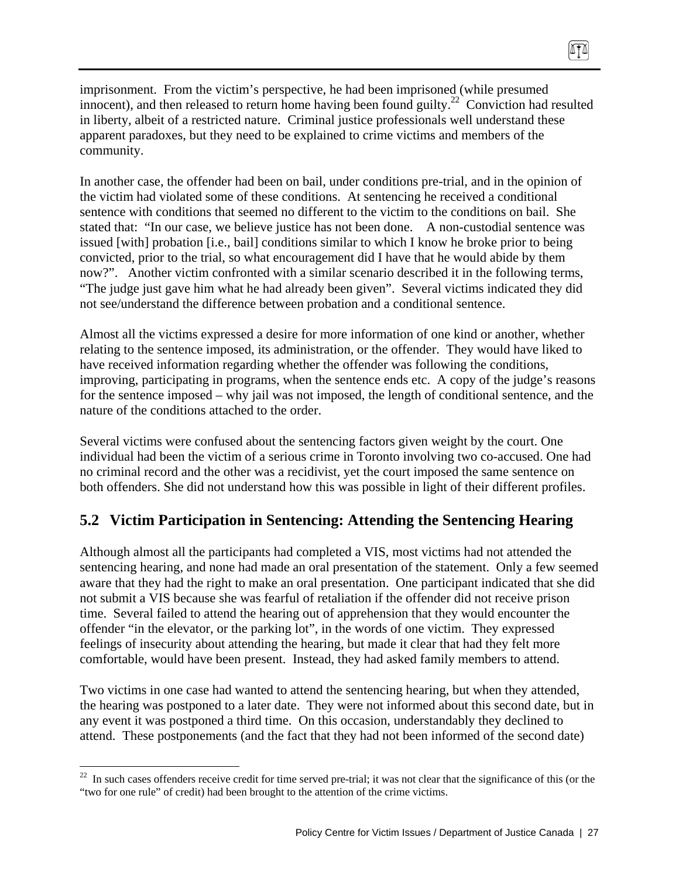imprisonment. From the victim's perspective, he had been imprisoned (while presumed innocent), and then released to return home having been found guilty.[22] Conviction had resulted in liberty, albeit of a restricted nature. Criminal justice professionals well understand these apparent paradoxes, but they need to be explained to crime victims and members of the community.

In another case, the offender had been on bail, under conditions pre-trial, and in the opinion of the victim had violated some of these conditions. At sentencing he received a conditional sentence with conditions that seemed no different to the victim to the conditions on bail. She stated that: "In our case, we believe justice has not been done. A non-custodial sentence was issued [with] probation [i.e., bail] conditions similar to which I know he broke prior to being convicted, prior to the trial, so what encouragement did I have that he would abide by them now?". Another victim confronted with a similar scenario described it in the following terms, "The judge just gave him what he had already been given". Several victims indicated they did not see/understand the difference between probation and a conditional sentence.

Almost all the victims expressed a desire for more information of one kind or another, whether relating to the sentence imposed, its administration, or the offender. They would have liked to have received information regarding whether the offender was following the conditions, improving, participating in programs, when the sentence ends etc. A copy of the judge's reasons for the sentence imposed – why jail was not imposed, the length of conditional sentence, and the nature of the conditions attached to the order.

Several victims were confused about the sentencing factors given weight by the court. One individual had been the victim of a serious crime in Toronto involving two co-accused. One had no criminal record and the other was a recidivist, yet the court imposed the same sentence on both offenders. She did not understand how this was possible in light of their different profiles.

## 5.2 Victim Participation in Sentencing: Attending the Sentencing Hearing

Although almost all the participants had completed a VIS, most victims had not attended the sentencing hearing, and none had made an oral presentation of the statement. Only a few seemed aware that they had the right to make an oral presentation. One participant indicated that she did not submit a VIS because she was fearful of retaliation if the offender did not receive prison time. Several failed to attend the hearing out of apprehension that they would encounter the offender "in the elevator, or the parking lot", in the words of one victim. They expressed feelings of insecurity about attending the hearing, but made it clear that had they felt more comfortable, would have been present. Instead, they had asked family members to attend.

Two victims in one case had wanted to attend the sentencing hearing, but when they attended, the hearing was postponed to a later date. They were not informed about this second date, but in any event it was postponed a third time. On this occasion, understandably they declined to attend. These postponements (and the fact that they had not been informed of the second date)

[22] In such cases offenders receive credit for time served pre-trial; it was not clear that the significance of this (or the "two for one rule" of credit) had been brought to the attention of the crime victims.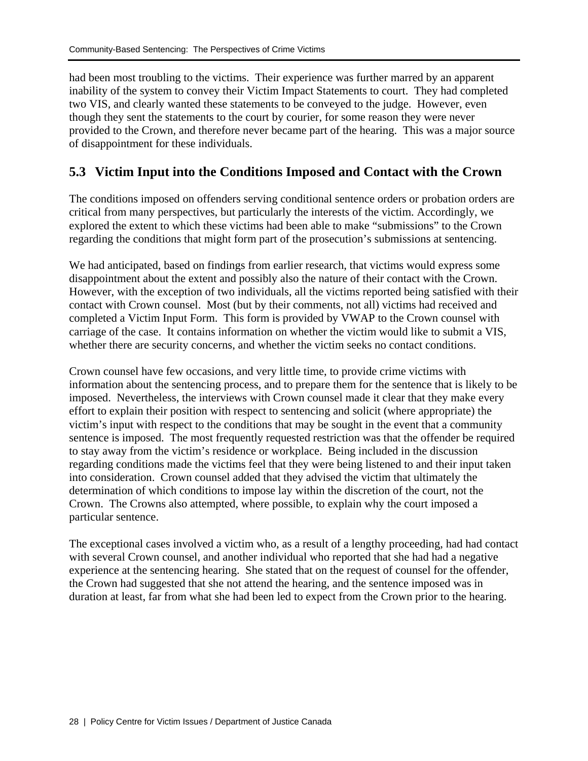had been most troubling to the victims. Their experience was further marred by an apparent inability of the system to convey their Victim Impact Statements to court. They had completed two VIS, and clearly wanted these statements to be conveyed to the judge. However, even though they sent the statements to the court by courier, for some reason they were never provided to the Crown, and therefore never became part of the hearing. This was a major source of disappointment for these individuals.

## 5.3 Victim Input into the Conditions Imposed and Contact with the Crown

The conditions imposed on offenders serving conditional sentence orders or probation orders are critical from many perspectives, but particularly the interests of the victim. Accordingly, we explored the extent to which these victims had been able to make "submissions" to the Crown regarding the conditions that might form part of the prosecution's submissions at sentencing.

We had anticipated, based on findings from earlier research, that victims would express some disappointment about the extent and possibly also the nature of their contact with the Crown. However, with the exception of two individuals, all the victims reported being satisfied with their contact with Crown counsel. Most (but by their comments, not all) victims had received and completed a Victim Input Form. This form is provided by VWAP to the Crown counsel with carriage of the case. It contains information on whether the victim would like to submit a VIS, whether there are security concerns, and whether the victim seeks no contact conditions.

Crown counsel have few occasions, and very little time, to provide crime victims with information about the sentencing process, and to prepare them for the sentence that is likely to be imposed. Nevertheless, the interviews with Crown counsel made it clear that they make every effort to explain their position with respect to sentencing and solicit (where appropriate) the victim's input with respect to the conditions that may be sought in the event that a community sentence is imposed. The most frequently requested restriction was that the offender be required to stay away from the victim's residence or workplace. Being included in the discussion regarding conditions made the victims feel that they were being listened to and their input taken into consideration. Crown counsel added that they advised the victim that ultimately the determination of which conditions to impose lay within the discretion of the court, not the Crown. The Crowns also attempted, where possible, to explain why the court imposed a particular sentence.

The exceptional cases involved a victim who, as a result of a lengthy proceeding, had had contact with several Crown counsel, and another individual who reported that she had had a negative experience at the sentencing hearing. She stated that on the request of counsel for the offender, the Crown had suggested that she not attend the hearing, and the sentence imposed was in duration at least, far from what she had been led to expect from the Crown prior to the hearing.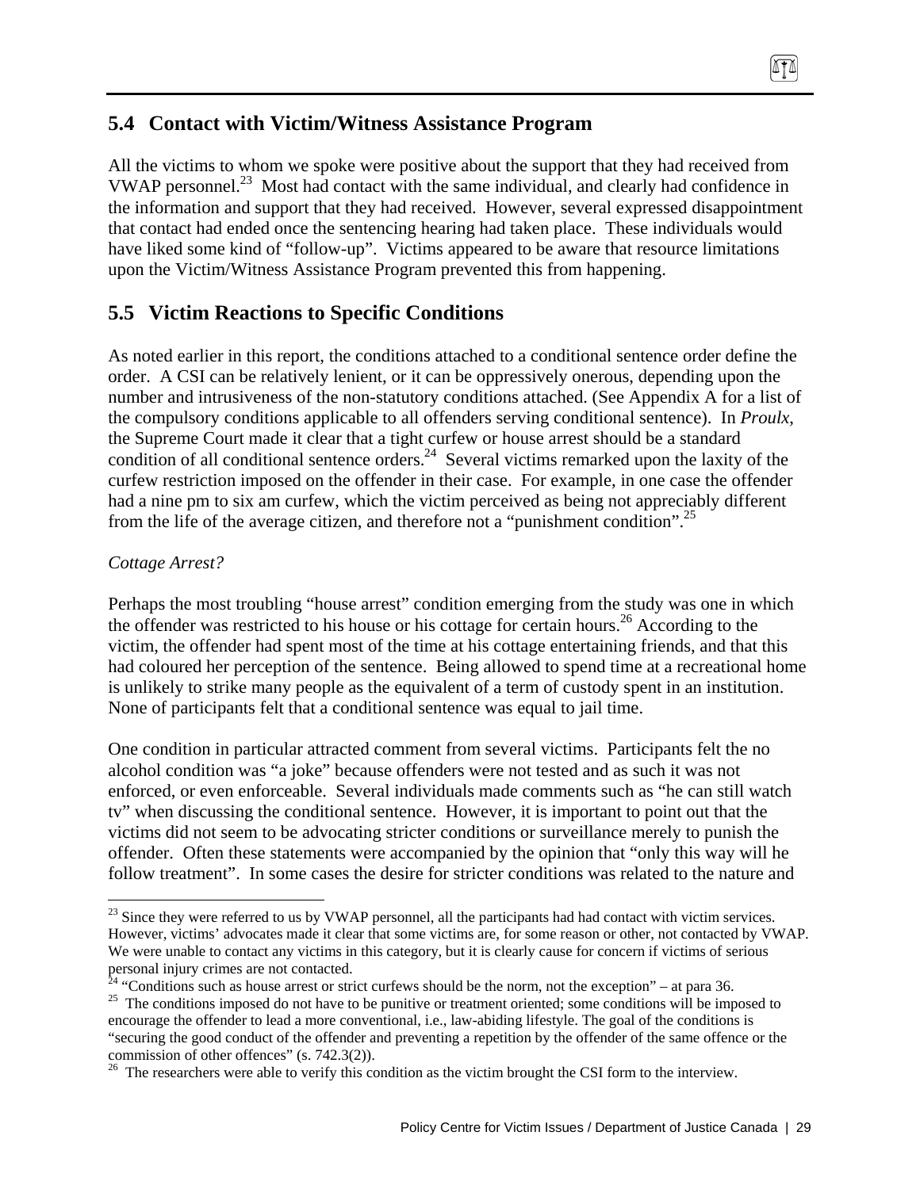## 5.4 Contact with Victim/Witness Assistance Program

All the victims to whom we spoke were positive about the support that they had received from VWAP personnel.[23] Most had contact with the same individual, and clearly had confidence in the information and support that they had received. However, several expressed disappointment that contact had ended once the sentencing hearing had taken place. These individuals would have liked some kind of "follow-up". Victims appeared to be aware that resource limitations upon the Victim/Witness Assistance Program prevented this from happening.

## 5.5 Victim Reactions to Specific Conditions

As noted earlier in this report, the conditions attached to a conditional sentence order define the order. A CSI can be relatively lenient, or it can be oppressively onerous, depending upon the number and intrusiveness of the non-statutory conditions attached. (See Appendix A for a list of the compulsory conditions applicable to all offenders serving conditional sentence). In *Proulx*, the Supreme Court made it clear that a tight curfew or house arrest should be a standard condition of all conditional sentence orders.[24] Several victims remarked upon the laxity of the curfew restriction imposed on the offender in their case. For example, in one case the offender had a nine pm to six am curfew, which the victim perceived as being not appreciably different from the life of the average citizen, and therefore not a "punishment condition".[25]

*Cottage Arrest?*

Perhaps the most troubling "house arrest" condition emerging from the study was one in which the offender was restricted to his house or his cottage for certain hours.[26] According to the victim, the offender had spent most of the time at his cottage entertaining friends, and that this had coloured her perception of the sentence. Being allowed to spend time at a recreational home is unlikely to strike many people as the equivalent of a term of custody spent in an institution. None of participants felt that a conditional sentence was equal to jail time.

One condition in particular attracted comment from several victims. Participants felt the no alcohol condition was "a joke" because offenders were not tested and as such it was not enforced, or even enforceable. Several individuals made comments such as "he can still watch tv" when discussing the conditional sentence. However, it is important to point out that the victims did not seem to be advocating stricter conditions or surveillance merely to punish the offender. Often these statements were accompanied by the opinion that "only this way will he follow treatment". In some cases the desire for stricter conditions was related to the nature and

---

[23] Since they were referred to us by VWAP personnel, all the participants had had contact with victim services. However, victims' advocates made it clear that some victims are, for some reason or other, not contacted by VWAP. We were unable to contact any victims in this category, but it is clearly cause for concern if victims of serious personal injury crimes are not contacted.

[24] "Conditions such as house arrest or strict curfews should be the norm, not the exception" – at para 36.

[25] The conditions imposed do not have to be punitive or treatment oriented; some conditions will be imposed to encourage the offender to lead a more conventional, i.e., law-abiding lifestyle. The goal of the conditions is "securing the good conduct of the offender and preventing a repetition by the offender of the same offence or the commission of other offences" (s. 742.3(2)).

[26] The researchers were able to verify this condition as the victim brought the CSI form to the interview.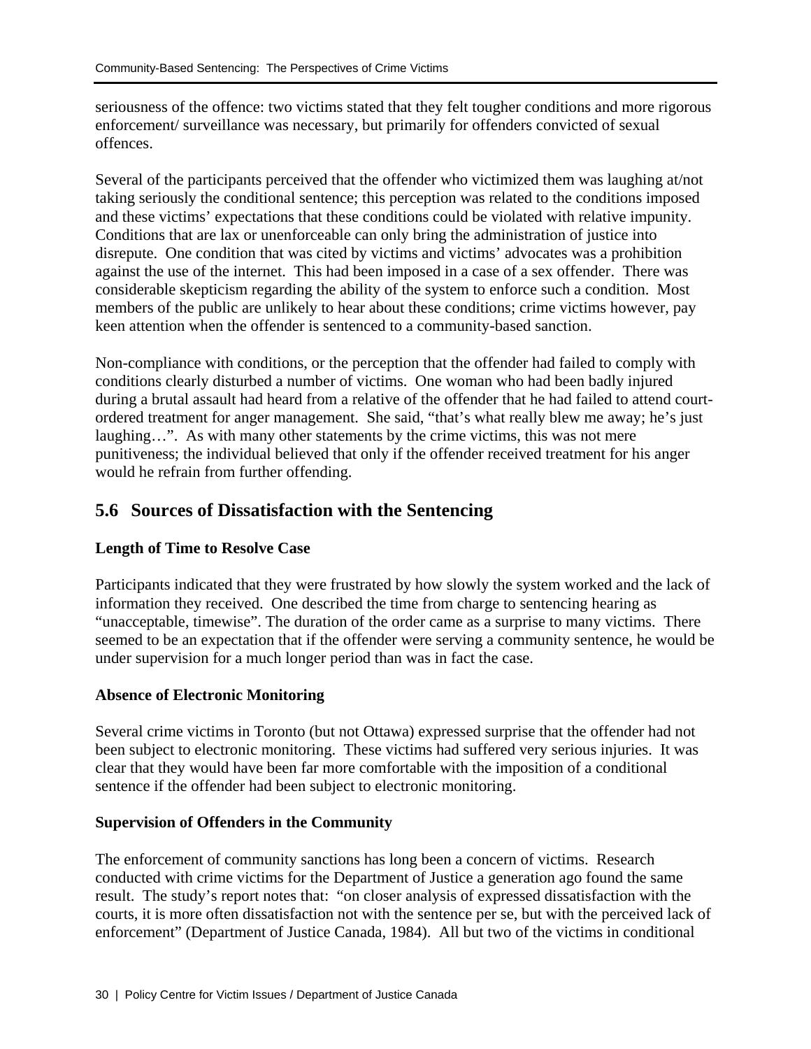seriousness of the offence: two victims stated that they felt tougher conditions and more rigorous enforcement/ surveillance was necessary, but primarily for offenders convicted of sexual offences.

Several of the participants perceived that the offender who victimized them was laughing at/not taking seriously the conditional sentence; this perception was related to the conditions imposed and these victims' expectations that these conditions could be violated with relative impunity. Conditions that are lax or unenforceable can only bring the administration of justice into disrepute. One condition that was cited by victims and victims' advocates was a prohibition against the use of the internet. This had been imposed in a case of a sex offender. There was considerable skepticism regarding the ability of the system to enforce such a condition. Most members of the public are unlikely to hear about these conditions; crime victims however, pay keen attention when the offender is sentenced to a community-based sanction.

Non-compliance with conditions, or the perception that the offender had failed to comply with conditions clearly disturbed a number of victims. One woman who had been badly injured during a brutal assault had heard from a relative of the offender that he had failed to attend court-ordered treatment for anger management. She said, "that's what really blew me away; he's just laughing…". As with many other statements by the crime victims, this was not mere punitiveness; the individual believed that only if the offender received treatment for his anger would he refrain from further offending.

## 5.6 Sources of Dissatisfaction with the Sentencing

**Length of Time to Resolve Case**

Participants indicated that they were frustrated by how slowly the system worked and the lack of information they received. One described the time from charge to sentencing hearing as "unacceptable, timewise". The duration of the order came as a surprise to many victims. There seemed to be an expectation that if the offender were serving a community sentence, he would be under supervision for a much longer period than was in fact the case.

**Absence of Electronic Monitoring**

Several crime victims in Toronto (but not Ottawa) expressed surprise that the offender had not been subject to electronic monitoring. These victims had suffered very serious injuries. It was clear that they would have been far more comfortable with the imposition of a conditional sentence if the offender had been subject to electronic monitoring.

**Supervision of Offenders in the Community**

The enforcement of community sanctions has long been a concern of victims. Research conducted with crime victims for the Department of Justice a generation ago found the same result. The study's report notes that: "on closer analysis of expressed dissatisfaction with the courts, it is more often dissatisfaction not with the sentence per se, but with the perceived lack of enforcement" (Department of Justice Canada, 1984). All but two of the victims in conditional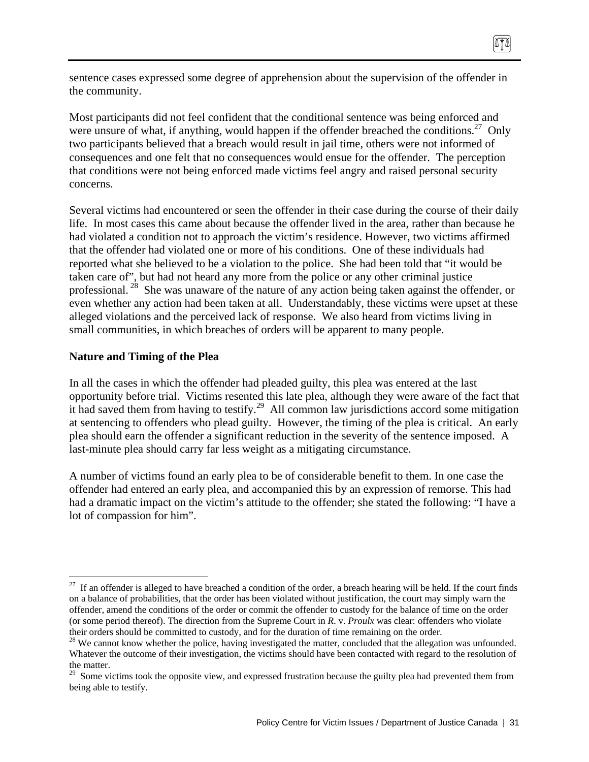sentence cases expressed some degree of apprehension about the supervision of the offender in the community.

Most participants did not feel confident that the conditional sentence was being enforced and were unsure of what, if anything, would happen if the offender breached the conditions.[27] Only two participants believed that a breach would result in jail time, others were not informed of consequences and one felt that no consequences would ensue for the offender. The perception that conditions were not being enforced made victims feel angry and raised personal security concerns.

Several victims had encountered or seen the offender in their case during the course of their daily life. In most cases this came about because the offender lived in the area, rather than because he had violated a condition not to approach the victim's residence. However, two victims affirmed that the offender had violated one or more of his conditions. One of these individuals had reported what she believed to be a violation to the police. She had been told that "it would be taken care of", but had not heard any more from the police or any other criminal justice professional.[28] She was unaware of the nature of any action being taken against the offender, or even whether any action had been taken at all. Understandably, these victims were upset at these alleged violations and the perceived lack of response. We also heard from victims living in small communities, in which breaches of orders will be apparent to many people.

**Nature and Timing of the Plea**

In all the cases in which the offender had pleaded guilty, this plea was entered at the last opportunity before trial. Victims resented this late plea, although they were aware of the fact that it had saved them from having to testify.[29] All common law jurisdictions accord some mitigation at sentencing to offenders who plead guilty. However, the timing of the plea is critical. An early plea should earn the offender a significant reduction in the severity of the sentence imposed. A last-minute plea should carry far less weight as a mitigating circumstance.

A number of victims found an early plea to be of considerable benefit to them. In one case the offender had entered an early plea, and accompanied this by an expression of remorse. This had had a dramatic impact on the victim's attitude to the offender; she stated the following: "I have a lot of compassion for him".

---

[27] If an offender is alleged to have breached a condition of the order, a breach hearing will be held. If the court finds on a balance of probabilities, that the order has been violated without justification, the court may simply warn the offender, amend the conditions of the order or commit the offender to custody for the balance of time on the order (or some period thereof). The direction from the Supreme Court in *R*. v. *Proulx* was clear: offenders who violate their orders should be committed to custody, and for the duration of time remaining on the order.

[28] We cannot know whether the police, having investigated the matter, concluded that the allegation was unfounded. Whatever the outcome of their investigation, the victims should have been contacted with regard to the resolution of the matter.

[29] Some victims took the opposite view, and expressed frustration because the guilty plea had prevented them from being able to testify.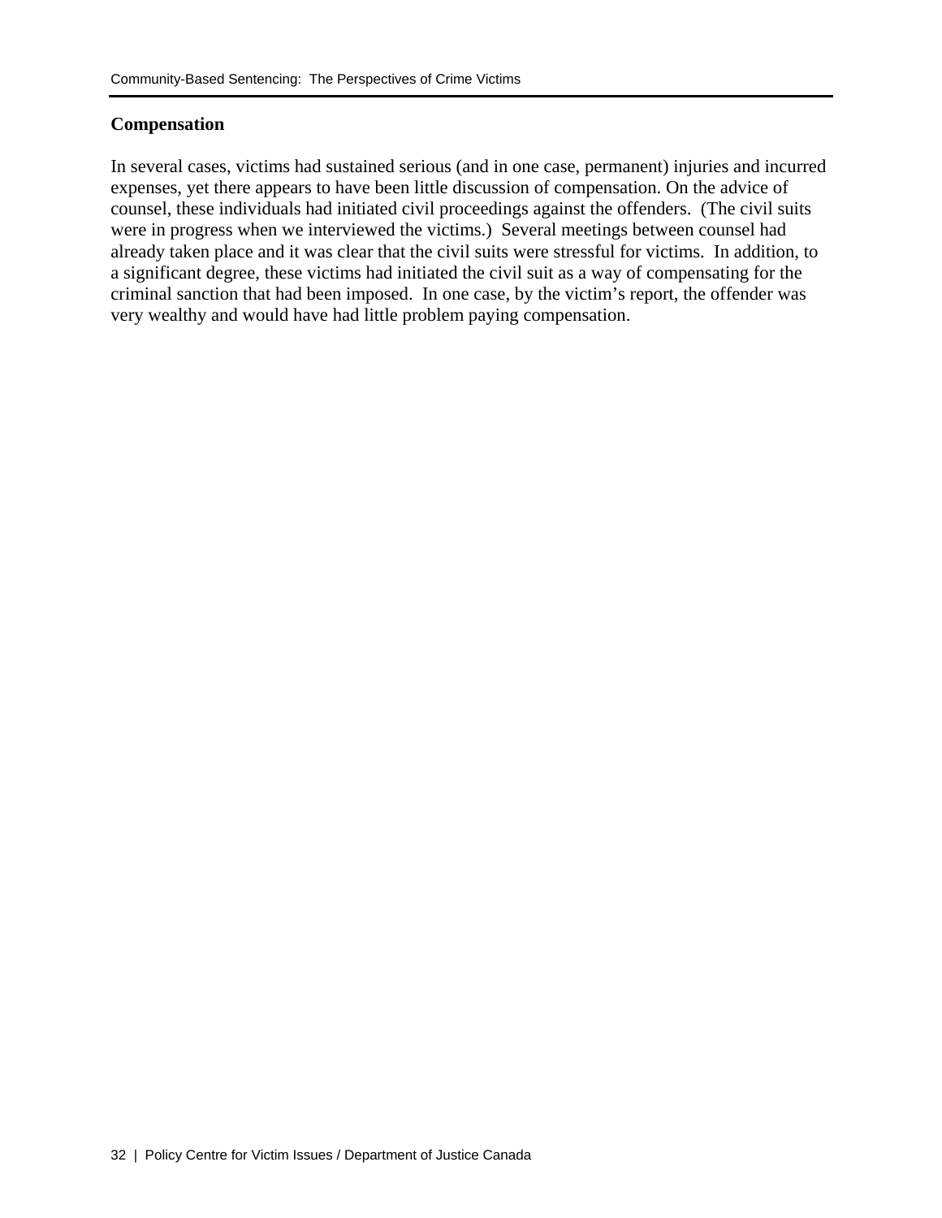### Compensation

In several cases, victims had sustained serious (and in one case, permanent) injuries and incurred expenses, yet there appears to have been little discussion of compensation. On the advice of counsel, these individuals had initiated civil proceedings against the offenders. (The civil suits were in progress when we interviewed the victims.) Several meetings between counsel had already taken place and it was clear that the civil suits were stressful for victims. In addition, to a significant degree, these victims had initiated the civil suit as a way of compensating for the criminal sanction that had been imposed. In one case, by the victim's report, the offender was very wealthy and would have had little problem paying compensation.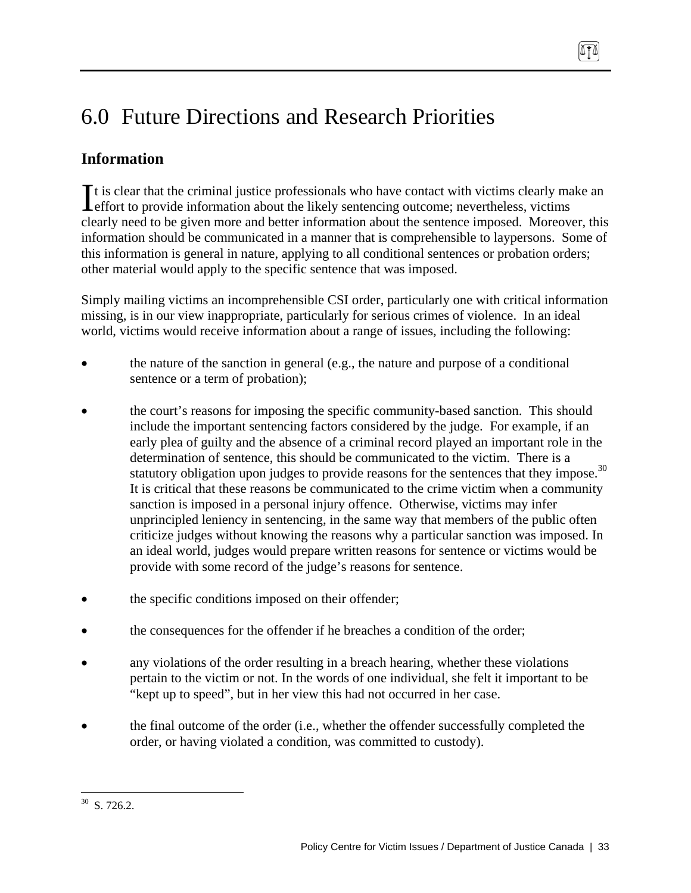# 6.0 Future Directions and Research Priorities

## Information

It is clear that the criminal justice professionals who have contact with victims clearly make an effort to provide information about the likely sentencing outcome; nevertheless, victims clearly need to be given more and better information about the sentence imposed. Moreover, this information should be communicated in a manner that is comprehensible to laypersons. Some of this information is general in nature, applying to all conditional sentences or probation orders; other material would apply to the specific sentence that was imposed.

Simply mailing victims an incomprehensible CSI order, particularly one with critical information missing, is in our view inappropriate, particularly for serious crimes of violence. In an ideal world, victims would receive information about a range of issues, including the following:

- the nature of the sanction in general (e.g., the nature and purpose of a conditional sentence or a term of probation);
- the court's reasons for imposing the specific community-based sanction. This should include the important sentencing factors considered by the judge. For example, if an early plea of guilty and the absence of a criminal record played an important role in the determination of sentence, this should be communicated to the victim. There is a statutory obligation upon judges to provide reasons for the sentences that they impose.[30] It is critical that these reasons be communicated to the crime victim when a community sanction is imposed in a personal injury offence. Otherwise, victims may infer unprincipled leniency in sentencing, in the same way that members of the public often criticize judges without knowing the reasons why a particular sanction was imposed. In an ideal world, judges would prepare written reasons for sentence or victims would be provide with some record of the judge's reasons for sentence.
- the specific conditions imposed on their offender;
- the consequences for the offender if he breaches a condition of the order;
- any violations of the order resulting in a breach hearing, whether these violations pertain to the victim or not. In the words of one individual, she felt it important to be "kept up to speed", but in her view this had not occurred in her case.
- the final outcome of the order (i.e., whether the offender successfully completed the order, or having violated a condition, was committed to custody).

---

[30] S. 726.2.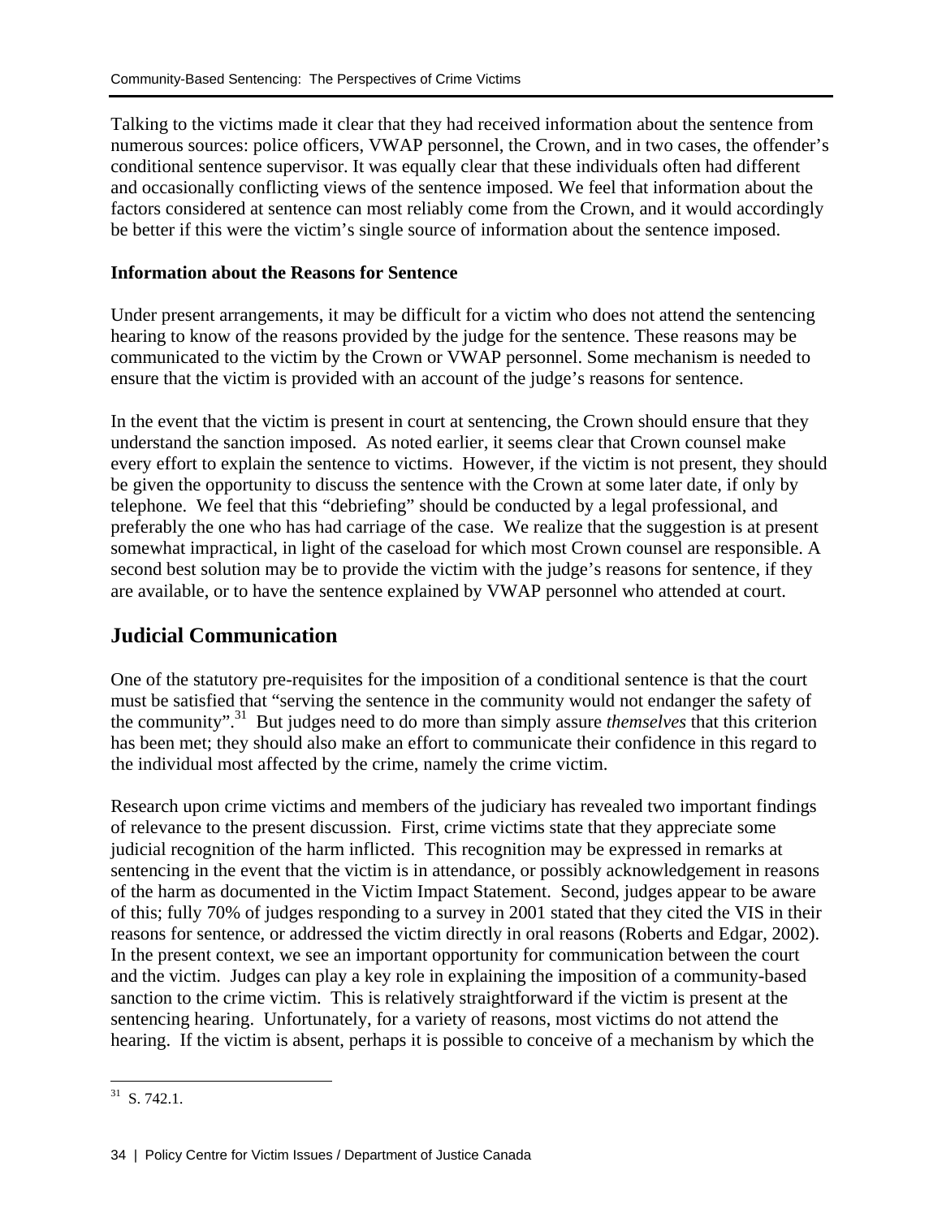Talking to the victims made it clear that they had received information about the sentence from numerous sources: police officers, VWAP personnel, the Crown, and in two cases, the offender's conditional sentence supervisor. It was equally clear that these individuals often had different and occasionally conflicting views of the sentence imposed. We feel that information about the factors considered at sentence can most reliably come from the Crown, and it would accordingly be better if this were the victim's single source of information about the sentence imposed.

### Information about the Reasons for Sentence

Under present arrangements, it may be difficult for a victim who does not attend the sentencing hearing to know of the reasons provided by the judge for the sentence. These reasons may be communicated to the victim by the Crown or VWAP personnel. Some mechanism is needed to ensure that the victim is provided with an account of the judge's reasons for sentence.

In the event that the victim is present in court at sentencing, the Crown should ensure that they understand the sanction imposed. As noted earlier, it seems clear that Crown counsel make every effort to explain the sentence to victims. However, if the victim is not present, they should be given the opportunity to discuss the sentence with the Crown at some later date, if only by telephone. We feel that this "debriefing" should be conducted by a legal professional, and preferably the one who has had carriage of the case. We realize that the suggestion is at present somewhat impractical, in light of the caseload for which most Crown counsel are responsible. A second best solution may be to provide the victim with the judge's reasons for sentence, if they are available, or to have the sentence explained by VWAP personnel who attended at court.

## Judicial Communication

One of the statutory pre-requisites for the imposition of a conditional sentence is that the court must be satisfied that "serving the sentence in the community would not endanger the safety of the community".[31] But judges need to do more than simply assure *themselves* that this criterion has been met; they should also make an effort to communicate their confidence in this regard to the individual most affected by the crime, namely the crime victim.

Research upon crime victims and members of the judiciary has revealed two important findings of relevance to the present discussion. First, crime victims state that they appreciate some judicial recognition of the harm inflicted. This recognition may be expressed in remarks at sentencing in the event that the victim is in attendance, or possibly acknowledgement in reasons of the harm as documented in the Victim Impact Statement. Second, judges appear to be aware of this; fully 70% of judges responding to a survey in 2001 stated that they cited the VIS in their reasons for sentence, or addressed the victim directly in oral reasons (Roberts and Edgar, 2002). In the present context, we see an important opportunity for communication between the court and the victim. Judges can play a key role in explaining the imposition of a community-based sanction to the crime victim. This is relatively straightforward if the victim is present at the sentencing hearing. Unfortunately, for a variety of reasons, most victims do not attend the hearing. If the victim is absent, perhaps it is possible to conceive of a mechanism by which the

[31] S. 742.1.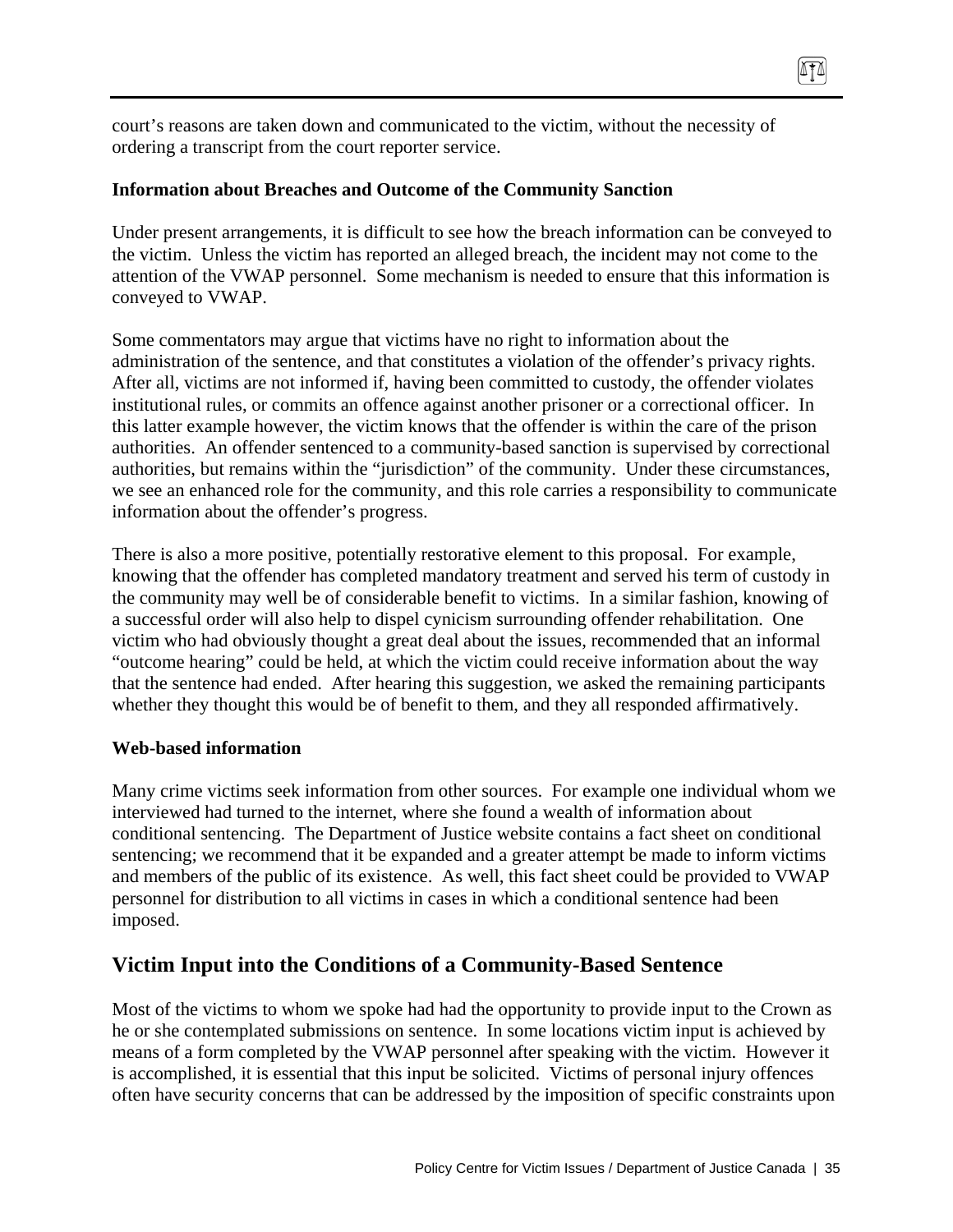court's reasons are taken down and communicated to the victim, without the necessity of ordering a transcript from the court reporter service.

**Information about Breaches and Outcome of the Community Sanction**

Under present arrangements, it is difficult to see how the breach information can be conveyed to the victim. Unless the victim has reported an alleged breach, the incident may not come to the attention of the VWAP personnel. Some mechanism is needed to ensure that this information is conveyed to VWAP.

Some commentators may argue that victims have no right to information about the administration of the sentence, and that constitutes a violation of the offender's privacy rights. After all, victims are not informed if, having been committed to custody, the offender violates institutional rules, or commits an offence against another prisoner or a correctional officer. In this latter example however, the victim knows that the offender is within the care of the prison authorities. An offender sentenced to a community-based sanction is supervised by correctional authorities, but remains within the "jurisdiction" of the community. Under these circumstances, we see an enhanced role for the community, and this role carries a responsibility to communicate information about the offender's progress.

There is also a more positive, potentially restorative element to this proposal. For example, knowing that the offender has completed mandatory treatment and served his term of custody in the community may well be of considerable benefit to victims. In a similar fashion, knowing of a successful order will also help to dispel cynicism surrounding offender rehabilitation. One victim who had obviously thought a great deal about the issues, recommended that an informal "outcome hearing" could be held, at which the victim could receive information about the way that the sentence had ended. After hearing this suggestion, we asked the remaining participants whether they thought this would be of benefit to them, and they all responded affirmatively.

**Web-based information**

Many crime victims seek information from other sources. For example one individual whom we interviewed had turned to the internet, where she found a wealth of information about conditional sentencing. The Department of Justice website contains a fact sheet on conditional sentencing; we recommend that it be expanded and a greater attempt be made to inform victims and members of the public of its existence. As well, this fact sheet could be provided to VWAP personnel for distribution to all victims in cases in which a conditional sentence had been imposed.

## Victim Input into the Conditions of a Community-Based Sentence

Most of the victims to whom we spoke had had the opportunity to provide input to the Crown as he or she contemplated submissions on sentence. In some locations victim input is achieved by means of a form completed by the VWAP personnel after speaking with the victim. However it is accomplished, it is essential that this input be solicited. Victims of personal injury offences often have security concerns that can be addressed by the imposition of specific constraints upon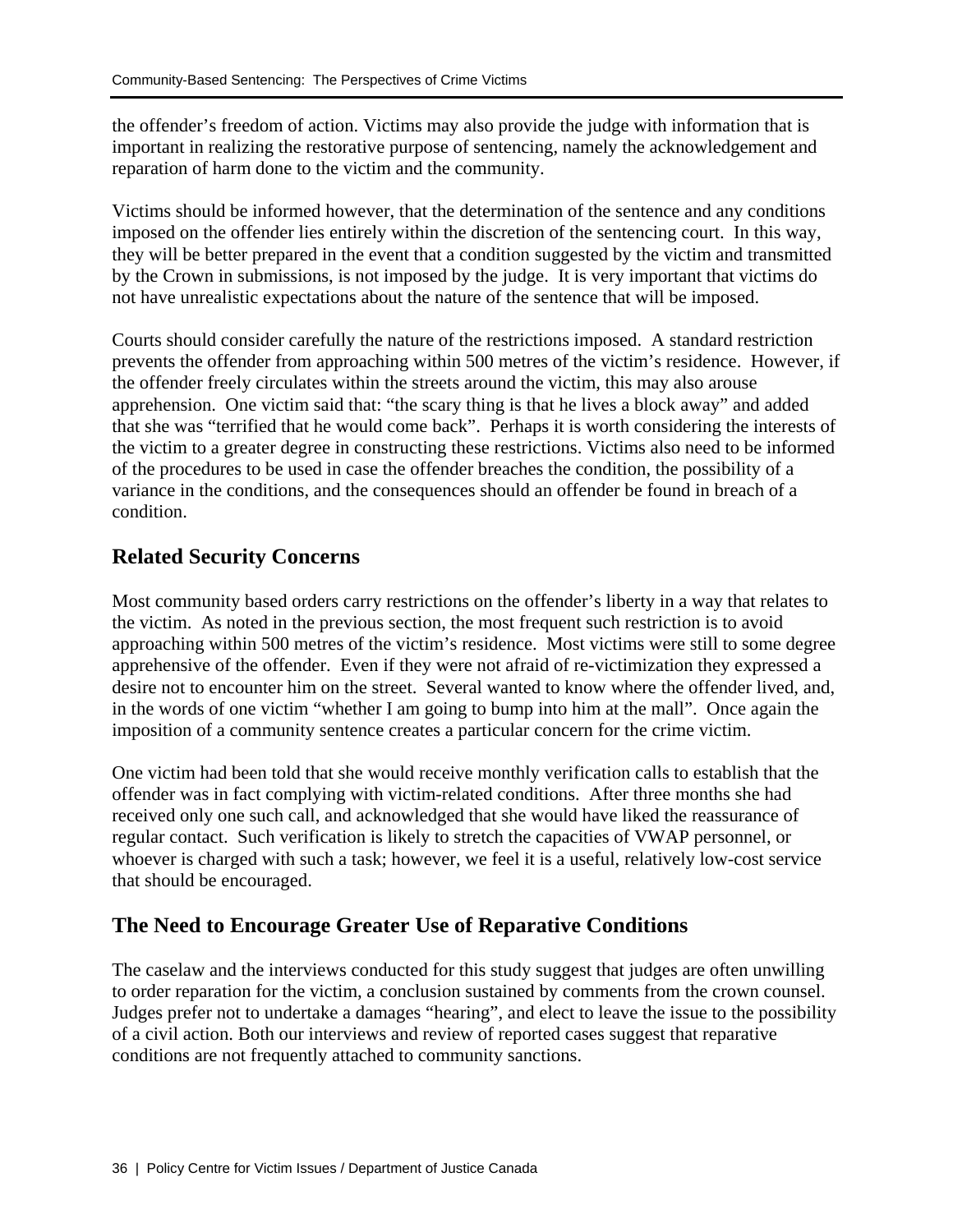the offender's freedom of action. Victims may also provide the judge with information that is important in realizing the restorative purpose of sentencing, namely the acknowledgement and reparation of harm done to the victim and the community.

Victims should be informed however, that the determination of the sentence and any conditions imposed on the offender lies entirely within the discretion of the sentencing court. In this way, they will be better prepared in the event that a condition suggested by the victim and transmitted by the Crown in submissions, is not imposed by the judge. It is very important that victims do not have unrealistic expectations about the nature of the sentence that will be imposed.

Courts should consider carefully the nature of the restrictions imposed. A standard restriction prevents the offender from approaching within 500 metres of the victim's residence. However, if the offender freely circulates within the streets around the victim, this may also arouse apprehension. One victim said that: "the scary thing is that he lives a block away" and added that she was "terrified that he would come back". Perhaps it is worth considering the interests of the victim to a greater degree in constructing these restrictions. Victims also need to be informed of the procedures to be used in case the offender breaches the condition, the possibility of a variance in the conditions, and the consequences should an offender be found in breach of a condition.

## Related Security Concerns

Most community based orders carry restrictions on the offender's liberty in a way that relates to the victim. As noted in the previous section, the most frequent such restriction is to avoid approaching within 500 metres of the victim's residence. Most victims were still to some degree apprehensive of the offender. Even if they were not afraid of re-victimization they expressed a desire not to encounter him on the street. Several wanted to know where the offender lived, and, in the words of one victim "whether I am going to bump into him at the mall". Once again the imposition of a community sentence creates a particular concern for the crime victim.

One victim had been told that she would receive monthly verification calls to establish that the offender was in fact complying with victim-related conditions. After three months she had received only one such call, and acknowledged that she would have liked the reassurance of regular contact. Such verification is likely to stretch the capacities of VWAP personnel, or whoever is charged with such a task; however, we feel it is a useful, relatively low-cost service that should be encouraged.

## The Need to Encourage Greater Use of Reparative Conditions

The caselaw and the interviews conducted for this study suggest that judges are often unwilling to order reparation for the victim, a conclusion sustained by comments from the crown counsel. Judges prefer not to undertake a damages "hearing", and elect to leave the issue to the possibility of a civil action. Both our interviews and review of reported cases suggest that reparative conditions are not frequently attached to community sanctions.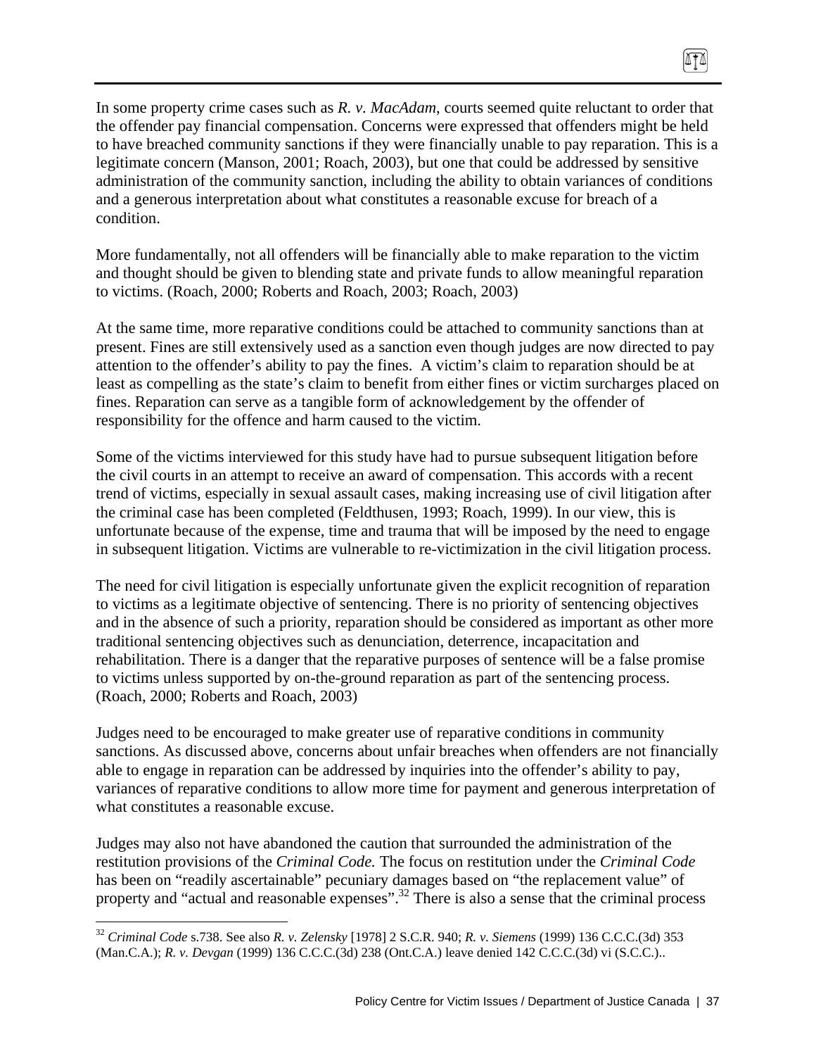In some property crime cases such as *R. v. MacAdam*, courts seemed quite reluctant to order that the offender pay financial compensation. Concerns were expressed that offenders might be held to have breached community sanctions if they were financially unable to pay reparation. This is a legitimate concern (Manson, 2001; Roach, 2003), but one that could be addressed by sensitive administration of the community sanction, including the ability to obtain variances of conditions and a generous interpretation about what constitutes a reasonable excuse for breach of a condition.

More fundamentally, not all offenders will be financially able to make reparation to the victim and thought should be given to blending state and private funds to allow meaningful reparation to victims. (Roach, 2000; Roberts and Roach, 2003; Roach, 2003)

At the same time, more reparative conditions could be attached to community sanctions than at present. Fines are still extensively used as a sanction even though judges are now directed to pay attention to the offender's ability to pay the fines. A victim's claim to reparation should be at least as compelling as the state's claim to benefit from either fines or victim surcharges placed on fines. Reparation can serve as a tangible form of acknowledgement by the offender of responsibility for the offence and harm caused to the victim.

Some of the victims interviewed for this study have had to pursue subsequent litigation before the civil courts in an attempt to receive an award of compensation. This accords with a recent trend of victims, especially in sexual assault cases, making increasing use of civil litigation after the criminal case has been completed (Feldthusen, 1993; Roach, 1999). In our view, this is unfortunate because of the expense, time and trauma that will be imposed by the need to engage in subsequent litigation. Victims are vulnerable to re-victimization in the civil litigation process.

The need for civil litigation is especially unfortunate given the explicit recognition of reparation to victims as a legitimate objective of sentencing. There is no priority of sentencing objectives and in the absence of such a priority, reparation should be considered as important as other more traditional sentencing objectives such as denunciation, deterrence, incapacitation and rehabilitation. There is a danger that the reparative purposes of sentence will be a false promise to victims unless supported by on-the-ground reparation as part of the sentencing process. (Roach, 2000; Roberts and Roach, 2003)

Judges need to be encouraged to make greater use of reparative conditions in community sanctions. As discussed above, concerns about unfair breaches when offenders are not financially able to engage in reparation can be addressed by inquiries into the offender's ability to pay, variances of reparative conditions to allow more time for payment and generous interpretation of what constitutes a reasonable excuse.

Judges may also not have abandoned the caution that surrounded the administration of the restitution provisions of the *Criminal Code.* The focus on restitution under the *Criminal Code* has been on "readily ascertainable" pecuniary damages based on "the replacement value" of property and "actual and reasonable expenses".[32] There is also a sense that the criminal process

---

[32] *Criminal Code* s.738. See also *R. v. Zelensky* [1978] 2 S.C.R. 940; *R. v. Siemens* (1999) 136 C.C.C.(3d) 353 (Man.C.A.); *R. v. Devgan* (1999) 136 C.C.C.(3d) 238 (Ont.C.A.) leave denied 142 C.C.C.(3d) vi (S.C.C.)..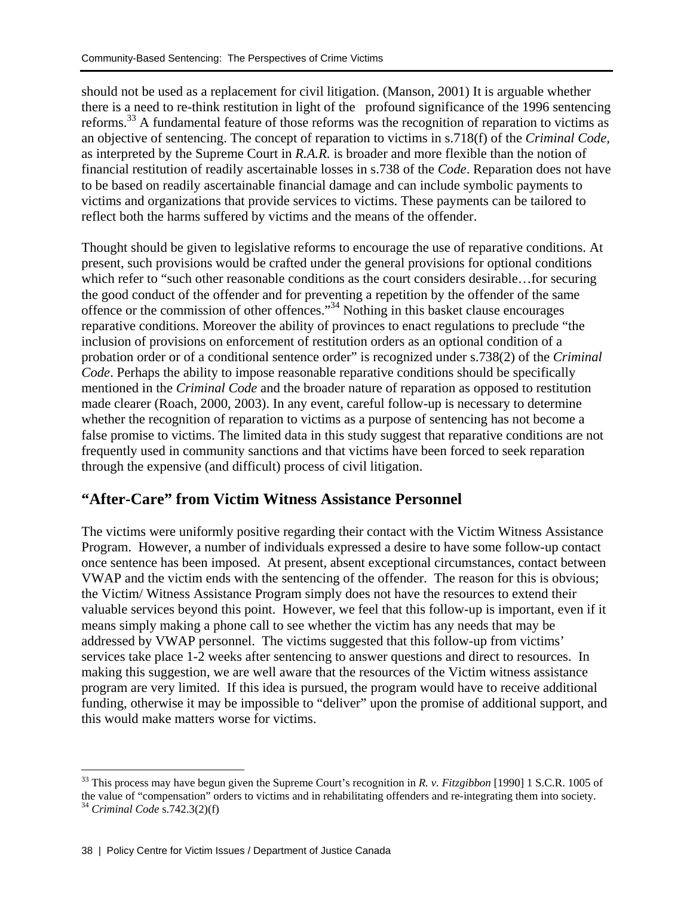should not be used as a replacement for civil litigation. (Manson, 2001) It is arguable whether there is a need to re-think restitution in light of the profound significance of the 1996 sentencing reforms.[33] A fundamental feature of those reforms was the recognition of reparation to victims as an objective of sentencing. The concept of reparation to victims in s.718(f) of the *Criminal Code,* as interpreted by the Supreme Court in *R.A.R.* is broader and more flexible than the notion of financial restitution of readily ascertainable losses in s.738 of the *Code*. Reparation does not have to be based on readily ascertainable financial damage and can include symbolic payments to victims and organizations that provide services to victims. These payments can be tailored to reflect both the harms suffered by victims and the means of the offender.

Thought should be given to legislative reforms to encourage the use of reparative conditions. At present, such provisions would be crafted under the general provisions for optional conditions which refer to "such other reasonable conditions as the court considers desirable…for securing the good conduct of the offender and for preventing a repetition by the offender of the same offence or the commission of other offences."[34] Nothing in this basket clause encourages reparative conditions. Moreover the ability of provinces to enact regulations to preclude "the inclusion of provisions on enforcement of restitution orders as an optional condition of a probation order or of a conditional sentence order" is recognized under s.738(2) of the *Criminal Code*. Perhaps the ability to impose reasonable reparative conditions should be specifically mentioned in the *Criminal Code* and the broader nature of reparation as opposed to restitution made clearer (Roach, 2000, 2003). In any event, careful follow-up is necessary to determine whether the recognition of reparation to victims as a purpose of sentencing has not become a false promise to victims. The limited data in this study suggest that reparative conditions are not frequently used in community sanctions and that victims have been forced to seek reparation through the expensive (and difficult) process of civil litigation.

## "After-Care" from Victim Witness Assistance Personnel

The victims were uniformly positive regarding their contact with the Victim Witness Assistance Program. However, a number of individuals expressed a desire to have some follow-up contact once sentence has been imposed. At present, absent exceptional circumstances, contact between VWAP and the victim ends with the sentencing of the offender. The reason for this is obvious; the Victim/ Witness Assistance Program simply does not have the resources to extend their valuable services beyond this point. However, we feel that this follow-up is important, even if it means simply making a phone call to see whether the victim has any needs that may be addressed by VWAP personnel. The victims suggested that this follow-up from victims' services take place 1-2 weeks after sentencing to answer questions and direct to resources. In making this suggestion, we are well aware that the resources of the Victim witness assistance program are very limited. If this idea is pursued, the program would have to receive additional funding, otherwise it may be impossible to "deliver" upon the promise of additional support, and this would make matters worse for victims.

---

[33] This process may have begun given the Supreme Court's recognition in *R. v. Fitzgibbon* [1990] 1 S.C.R. 1005 of the value of "compensation" orders to victims and in rehabilitating offenders and re-integrating them into society.

[34] *Criminal Code* s.742.3(2)(f)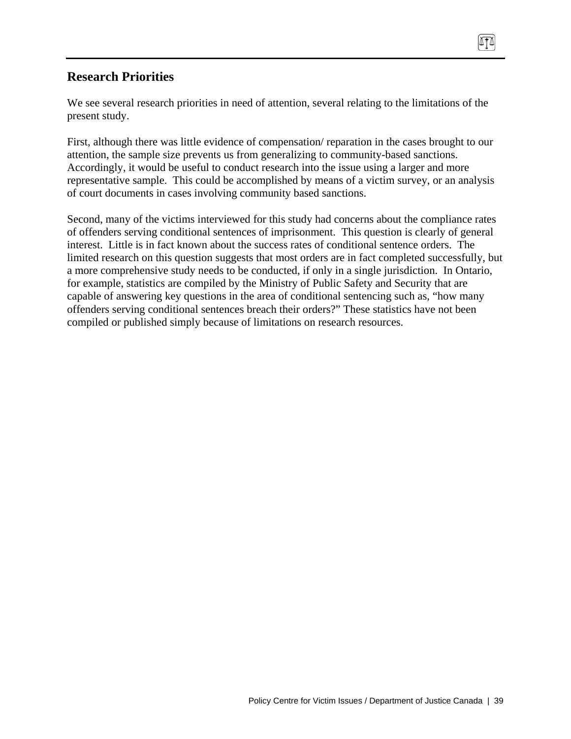## Research Priorities

We see several research priorities in need of attention, several relating to the limitations of the present study.

First, although there was little evidence of compensation/ reparation in the cases brought to our attention, the sample size prevents us from generalizing to community-based sanctions. Accordingly, it would be useful to conduct research into the issue using a larger and more representative sample. This could be accomplished by means of a victim survey, or an analysis of court documents in cases involving community based sanctions.

Second, many of the victims interviewed for this study had concerns about the compliance rates of offenders serving conditional sentences of imprisonment. This question is clearly of general interest. Little is in fact known about the success rates of conditional sentence orders. The limited research on this question suggests that most orders are in fact completed successfully, but a more comprehensive study needs to be conducted, if only in a single jurisdiction. In Ontario, for example, statistics are compiled by the Ministry of Public Safety and Security that are capable of answering key questions in the area of conditional sentencing such as, "how many offenders serving conditional sentences breach their orders?" These statistics have not been compiled or published simply because of limitations on research resources.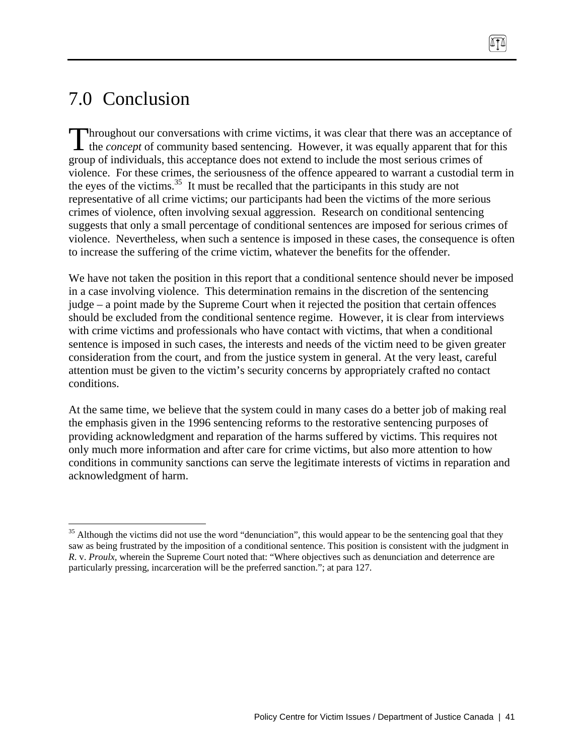# 7.0 Conclusion

Throughout our conversations with crime victims, it was clear that there was an acceptance of the *concept* of community based sentencing. However, it was equally apparent that for this group of individuals, this acceptance does not extend to include the most serious crimes of violence. For these crimes, the seriousness of the offence appeared to warrant a custodial term in the eyes of the victims.[35] It must be recalled that the participants in this study are not representative of all crime victims; our participants had been the victims of the more serious crimes of violence, often involving sexual aggression. Research on conditional sentencing suggests that only a small percentage of conditional sentences are imposed for serious crimes of violence. Nevertheless, when such a sentence is imposed in these cases, the consequence is often to increase the suffering of the crime victim, whatever the benefits for the offender.

We have not taken the position in this report that a conditional sentence should never be imposed in a case involving violence. This determination remains in the discretion of the sentencing judge – a point made by the Supreme Court when it rejected the position that certain offences should be excluded from the conditional sentence regime. However, it is clear from interviews with crime victims and professionals who have contact with victims, that when a conditional sentence is imposed in such cases, the interests and needs of the victim need to be given greater consideration from the court, and from the justice system in general. At the very least, careful attention must be given to the victim's security concerns by appropriately crafted no contact conditions.

At the same time, we believe that the system could in many cases do a better job of making real the emphasis given in the 1996 sentencing reforms to the restorative sentencing purposes of providing acknowledgment and reparation of the harms suffered by victims. This requires not only much more information and after care for crime victims, but also more attention to how conditions in community sanctions can serve the legitimate interests of victims in reparation and acknowledgment of harm.

---

[35] Although the victims did not use the word "denunciation", this would appear to be the sentencing goal that they saw as being frustrated by the imposition of a conditional sentence. This position is consistent with the judgment in *R.* v. *Proulx,* wherein the Supreme Court noted that: "Where objectives such as denunciation and deterrence are particularly pressing, incarceration will be the preferred sanction."; at para 127.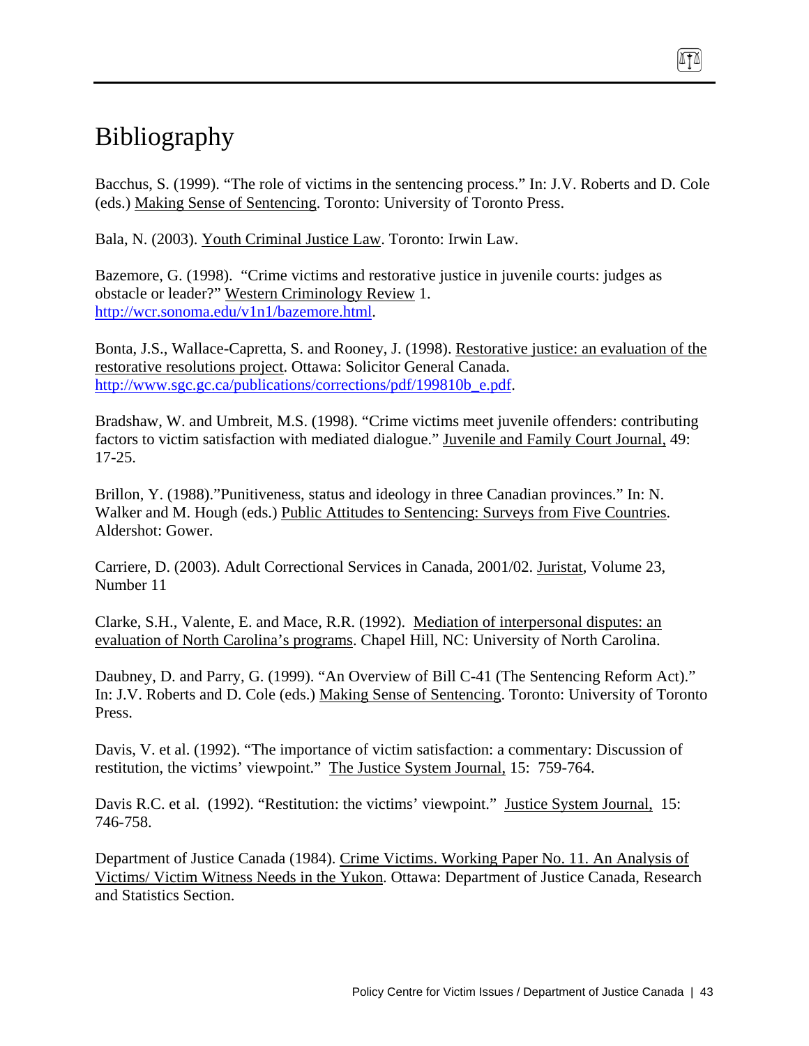# Bibliography

Bacchus, S. (1999). "The role of victims in the sentencing process." In: J.V. Roberts and D. Cole (eds.) Making Sense of Sentencing. Toronto: University of Toronto Press.

Bala, N. (2003). Youth Criminal Justice Law. Toronto: Irwin Law.

Bazemore, G. (1998). "Crime victims and restorative justice in juvenile courts: judges as obstacle or leader?" Western Criminology Review 1. http://wcr.sonoma.edu/v1n1/bazemore.html.

Bonta, J.S., Wallace-Capretta, S. and Rooney, J. (1998). Restorative justice: an evaluation of the restorative resolutions project. Ottawa: Solicitor General Canada. http://www.sgc.gc.ca/publications/corrections/pdf/199810b_e.pdf.

Bradshaw, W. and Umbreit, M.S. (1998). "Crime victims meet juvenile offenders: contributing factors to victim satisfaction with mediated dialogue." Juvenile and Family Court Journal, 49: 17-25.

Brillon, Y. (1988)."Punitiveness, status and ideology in three Canadian provinces." In: N. Walker and M. Hough (eds.) Public Attitudes to Sentencing: Surveys from Five Countries. Aldershot: Gower.

Carriere, D. (2003). Adult Correctional Services in Canada, 2001/02. Juristat, Volume 23, Number 11

Clarke, S.H., Valente, E. and Mace, R.R. (1992). Mediation of interpersonal disputes: an evaluation of North Carolina's programs. Chapel Hill, NC: University of North Carolina.

Daubney, D. and Parry, G. (1999). "An Overview of Bill C-41 (The Sentencing Reform Act)." In: J.V. Roberts and D. Cole (eds.) Making Sense of Sentencing. Toronto: University of Toronto Press.

Davis, V. et al. (1992). "The importance of victim satisfaction: a commentary: Discussion of restitution, the victims' viewpoint." The Justice System Journal, 15: 759-764.

Davis R.C. et al. (1992). "Restitution: the victims' viewpoint." Justice System Journal, 15: 746-758.

Department of Justice Canada (1984). Crime Victims. Working Paper No. 11. An Analysis of Victims/ Victim Witness Needs in the Yukon. Ottawa: Department of Justice Canada, Research and Statistics Section.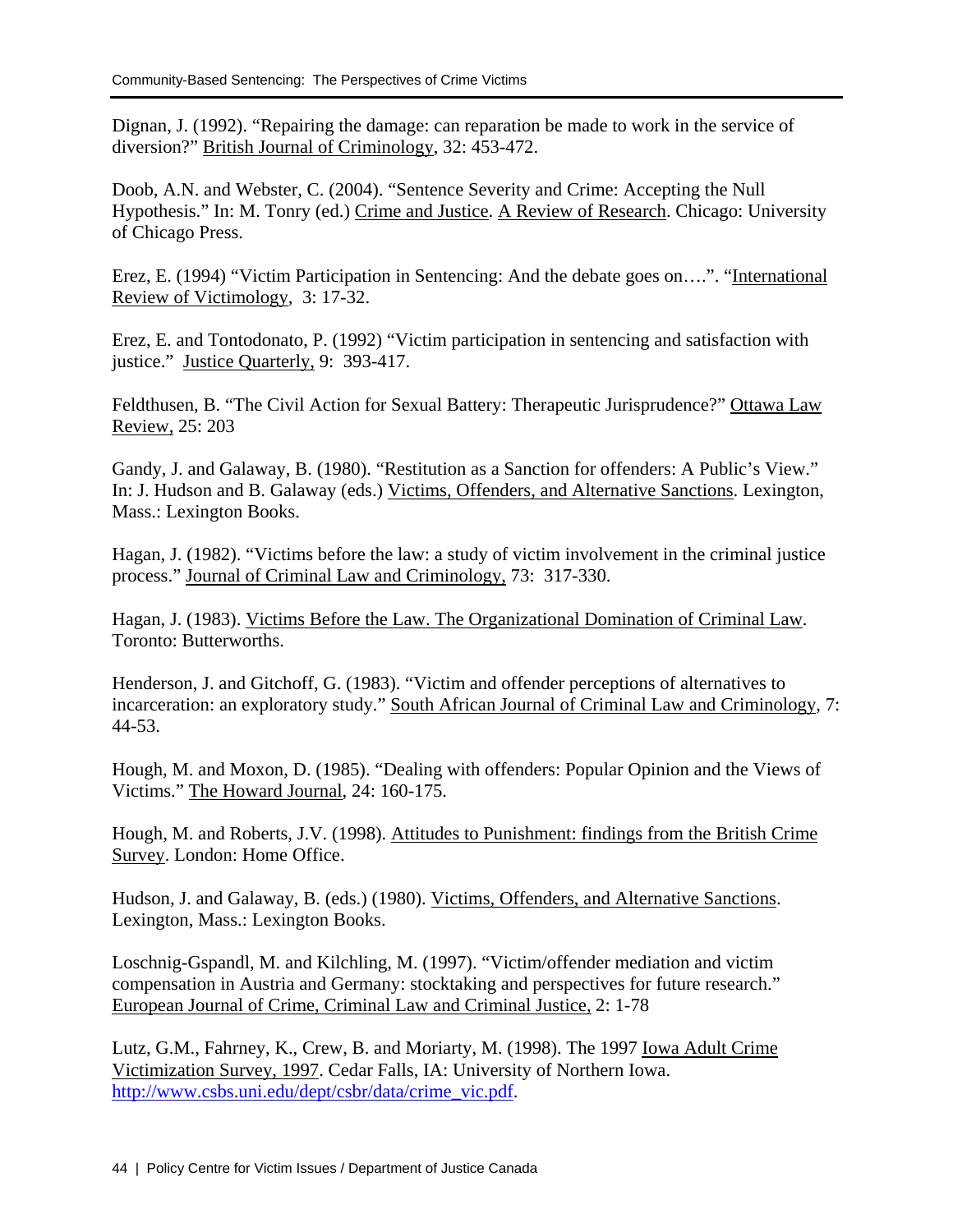Dignan, J. (1992). “Repairing the damage: can reparation be made to work in the service of diversion?” British Journal of Criminology, 32: 453-472.

Doob, A.N. and Webster, C. (2004). “Sentence Severity and Crime: Accepting the Null Hypothesis.” In: M. Tonry (ed.) Crime and Justice. A Review of Research. Chicago: University of Chicago Press.

Erez, E. (1994) “Victim Participation in Sentencing: And the debate goes on….”. “International Review of Victimology, 3: 17-32.

Erez, E. and Tontodonato, P. (1992) “Victim participation in sentencing and satisfaction with justice.” Justice Quarterly, 9: 393-417.

Feldthusen, B. “The Civil Action for Sexual Battery: Therapeutic Jurisprudence?” Ottawa Law Review, 25: 203

Gandy, J. and Galaway, B. (1980). “Restitution as a Sanction for offenders: A Public’s View.” In: J. Hudson and B. Galaway (eds.) Victims, Offenders, and Alternative Sanctions. Lexington, Mass.: Lexington Books.

Hagan, J. (1982). “Victims before the law: a study of victim involvement in the criminal justice process.” Journal of Criminal Law and Criminology, 73: 317-330.

Hagan, J. (1983). Victims Before the Law. The Organizational Domination of Criminal Law. Toronto: Butterworths.

Henderson, J. and Gitchoff, G. (1983). “Victim and offender perceptions of alternatives to incarceration: an exploratory study.” South African Journal of Criminal Law and Criminology, 7: 44-53.

Hough, M. and Moxon, D. (1985). “Dealing with offenders: Popular Opinion and the Views of Victims.” The Howard Journal, 24: 160-175.

Hough, M. and Roberts, J.V. (1998). Attitudes to Punishment: findings from the British Crime Survey. London: Home Office.

Hudson, J. and Galaway, B. (eds.) (1980). Victims, Offenders, and Alternative Sanctions. Lexington, Mass.: Lexington Books.

Loschnig-Gspandl, M. and Kilchling, M. (1997). “Victim/offender mediation and victim compensation in Austria and Germany: stocktaking and perspectives for future research.” European Journal of Crime, Criminal Law and Criminal Justice, 2: 1-78

Lutz, G.M., Fahrney, K., Crew, B. and Moriarty, M. (1998). The 1997 Iowa Adult Crime Victimization Survey, 1997. Cedar Falls, IA: University of Northern Iowa. http://www.csbs.uni.edu/dept/csbr/data/crime_vic.pdf.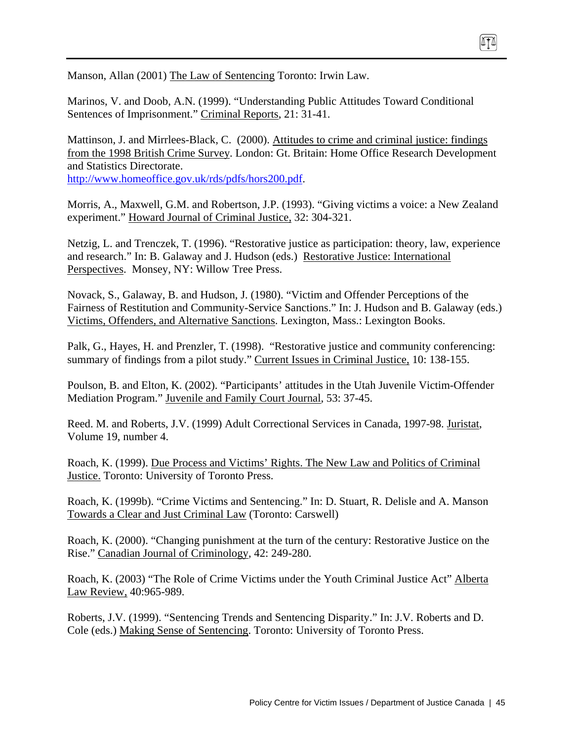Manson, Allan (2001) The Law of Sentencing Toronto: Irwin Law.

Marinos, V. and Doob, A.N. (1999). "Understanding Public Attitudes Toward Conditional Sentences of Imprisonment." Criminal Reports, 21: 31-41.

Mattinson, J. and Mirrlees-Black, C. (2000). Attitudes to crime and criminal justice: findings from the 1998 British Crime Survey. London: Gt. Britain: Home Office Research Development and Statistics Directorate.
http://www.homeoffice.gov.uk/rds/pdfs/hors200.pdf.

Morris, A., Maxwell, G.M. and Robertson, J.P. (1993). "Giving victims a voice: a New Zealand experiment." Howard Journal of Criminal Justice, 32: 304-321.

Netzig, L. and Trenczek, T. (1996). "Restorative justice as participation: theory, law, experience and research." In: B. Galaway and J. Hudson (eds.) Restorative Justice: International Perspectives. Monsey, NY: Willow Tree Press.

Novack, S., Galaway, B. and Hudson, J. (1980). "Victim and Offender Perceptions of the Fairness of Restitution and Community-Service Sanctions." In: J. Hudson and B. Galaway (eds.) Victims, Offenders, and Alternative Sanctions. Lexington, Mass.: Lexington Books.

Palk, G., Hayes, H. and Prenzler, T. (1998). "Restorative justice and community conferencing: summary of findings from a pilot study." Current Issues in Criminal Justice, 10: 138-155.

Poulson, B. and Elton, K. (2002). "Participants' attitudes in the Utah Juvenile Victim-Offender Mediation Program." Juvenile and Family Court Journal, 53: 37-45.

Reed. M. and Roberts, J.V. (1999) Adult Correctional Services in Canada, 1997-98. Juristat, Volume 19, number 4.

Roach, K. (1999). Due Process and Victims' Rights. The New Law and Politics of Criminal Justice. Toronto: University of Toronto Press.

Roach, K. (1999b). "Crime Victims and Sentencing." In: D. Stuart, R. Delisle and A. Manson Towards a Clear and Just Criminal Law (Toronto: Carswell)

Roach, K. (2000). "Changing punishment at the turn of the century: Restorative Justice on the Rise." Canadian Journal of Criminology, 42: 249-280.

Roach, K. (2003) "The Role of Crime Victims under the Youth Criminal Justice Act" Alberta Law Review, 40:965-989.

Roberts, J.V. (1999). "Sentencing Trends and Sentencing Disparity." In: J.V. Roberts and D. Cole (eds.) Making Sense of Sentencing. Toronto: University of Toronto Press.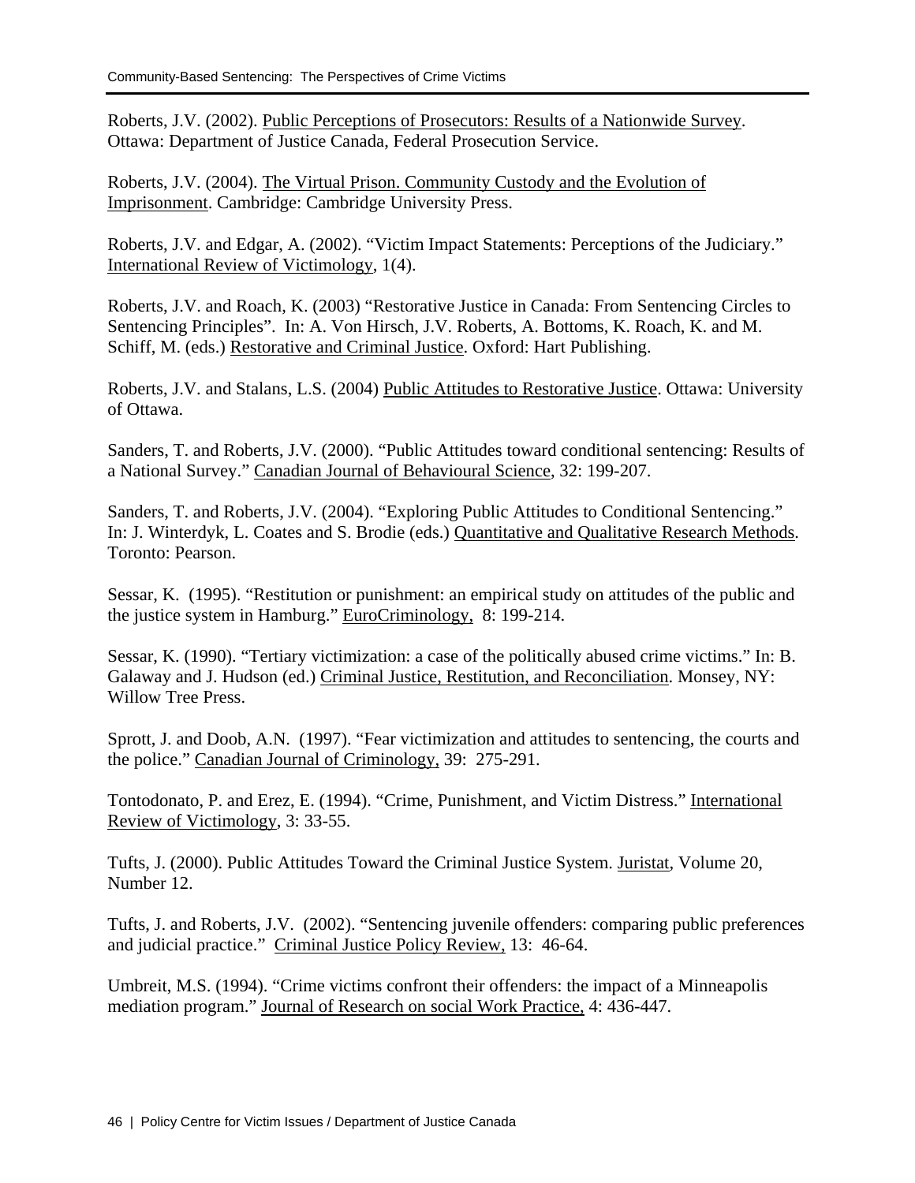Roberts, J.V. (2002). Public Perceptions of Prosecutors: Results of a Nationwide Survey. Ottawa: Department of Justice Canada, Federal Prosecution Service.

Roberts, J.V. (2004). The Virtual Prison. Community Custody and the Evolution of Imprisonment. Cambridge: Cambridge University Press.

Roberts, J.V. and Edgar, A. (2002). "Victim Impact Statements: Perceptions of the Judiciary." International Review of Victimology, 1(4).

Roberts, J.V. and Roach, K. (2003) "Restorative Justice in Canada: From Sentencing Circles to Sentencing Principles". In: A. Von Hirsch, J.V. Roberts, A. Bottoms, K. Roach, K. and M. Schiff, M. (eds.) Restorative and Criminal Justice. Oxford: Hart Publishing.

Roberts, J.V. and Stalans, L.S. (2004) Public Attitudes to Restorative Justice. Ottawa: University of Ottawa.

Sanders, T. and Roberts, J.V. (2000). "Public Attitudes toward conditional sentencing: Results of a National Survey." Canadian Journal of Behavioural Science, 32: 199-207.

Sanders, T. and Roberts, J.V. (2004). "Exploring Public Attitudes to Conditional Sentencing." In: J. Winterdyk, L. Coates and S. Brodie (eds.) Quantitative and Qualitative Research Methods. Toronto: Pearson.

Sessar, K. (1995). "Restitution or punishment: an empirical study on attitudes of the public and the justice system in Hamburg." EuroCriminology, 8: 199-214.

Sessar, K. (1990). "Tertiary victimization: a case of the politically abused crime victims." In: B. Galaway and J. Hudson (ed.) Criminal Justice, Restitution, and Reconciliation. Monsey, NY: Willow Tree Press.

Sprott, J. and Doob, A.N. (1997). "Fear victimization and attitudes to sentencing, the courts and the police." Canadian Journal of Criminology, 39: 275-291.

Tontodonato, P. and Erez, E. (1994). "Crime, Punishment, and Victim Distress." International Review of Victimology, 3: 33-55.

Tufts, J. (2000). Public Attitudes Toward the Criminal Justice System. Juristat, Volume 20, Number 12.

Tufts, J. and Roberts, J.V. (2002). "Sentencing juvenile offenders: comparing public preferences and judicial practice." Criminal Justice Policy Review, 13: 46-64.

Umbreit, M.S. (1994). "Crime victims confront their offenders: the impact of a Minneapolis mediation program." Journal of Research on social Work Practice, 4: 436-447.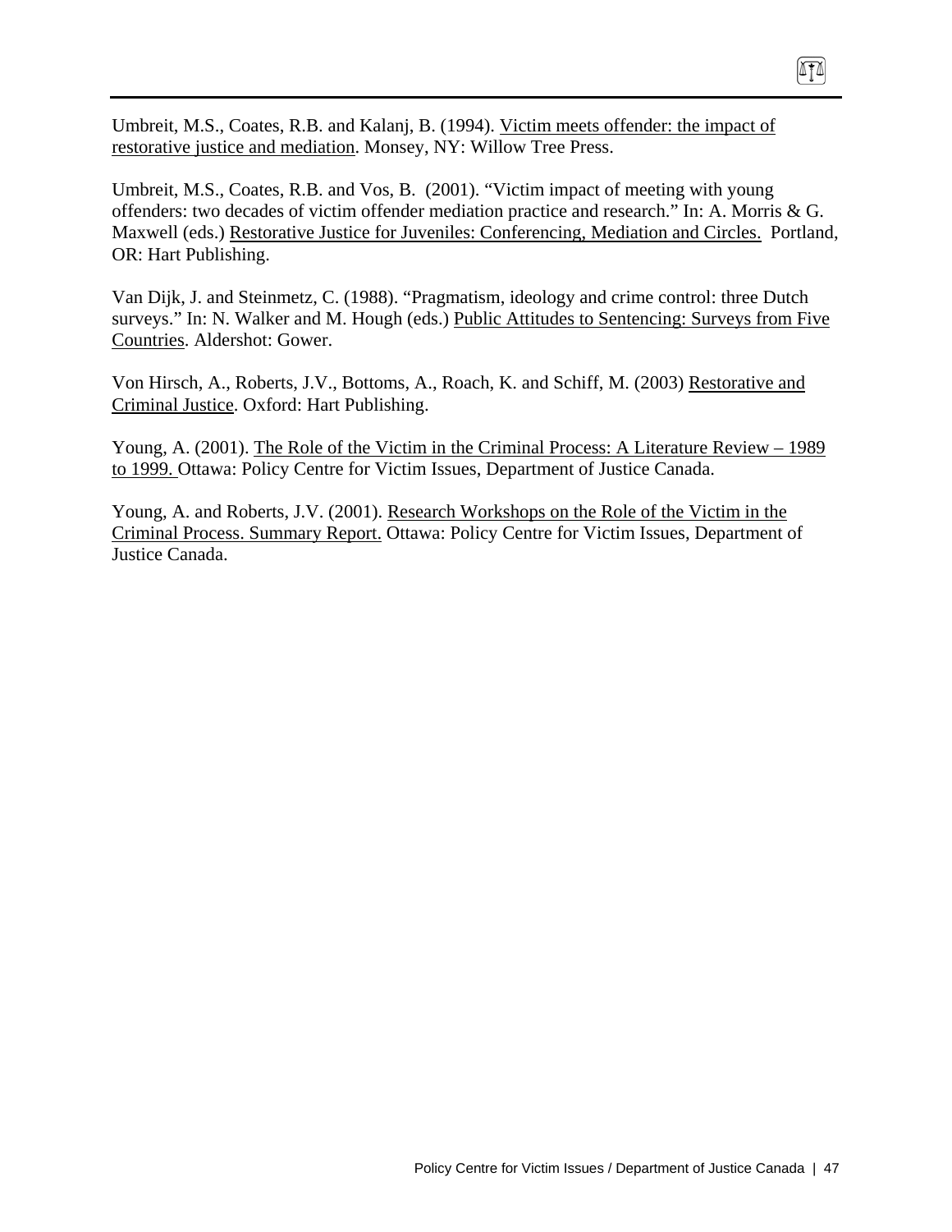Umbreit, M.S., Coates, R.B. and Kalanj, B. (1994). Victim meets offender: the impact of restorative justice and mediation. Monsey, NY: Willow Tree Press.

Umbreit, M.S., Coates, R.B. and Vos, B. (2001). "Victim impact of meeting with young offenders: two decades of victim offender mediation practice and research." In: A. Morris & G. Maxwell (eds.) Restorative Justice for Juveniles: Conferencing, Mediation and Circles. Portland, OR: Hart Publishing.

Van Dijk, J. and Steinmetz, C. (1988). "Pragmatism, ideology and crime control: three Dutch surveys." In: N. Walker and M. Hough (eds.) Public Attitudes to Sentencing: Surveys from Five Countries. Aldershot: Gower.

Von Hirsch, A., Roberts, J.V., Bottoms, A., Roach, K. and Schiff, M. (2003) Restorative and Criminal Justice. Oxford: Hart Publishing.

Young, A. (2001). The Role of the Victim in the Criminal Process: A Literature Review – 1989 to 1999. Ottawa: Policy Centre for Victim Issues, Department of Justice Canada.

Young, A. and Roberts, J.V. (2001). Research Workshops on the Role of the Victim in the Criminal Process. Summary Report. Ottawa: Policy Centre for Victim Issues, Department of Justice Canada.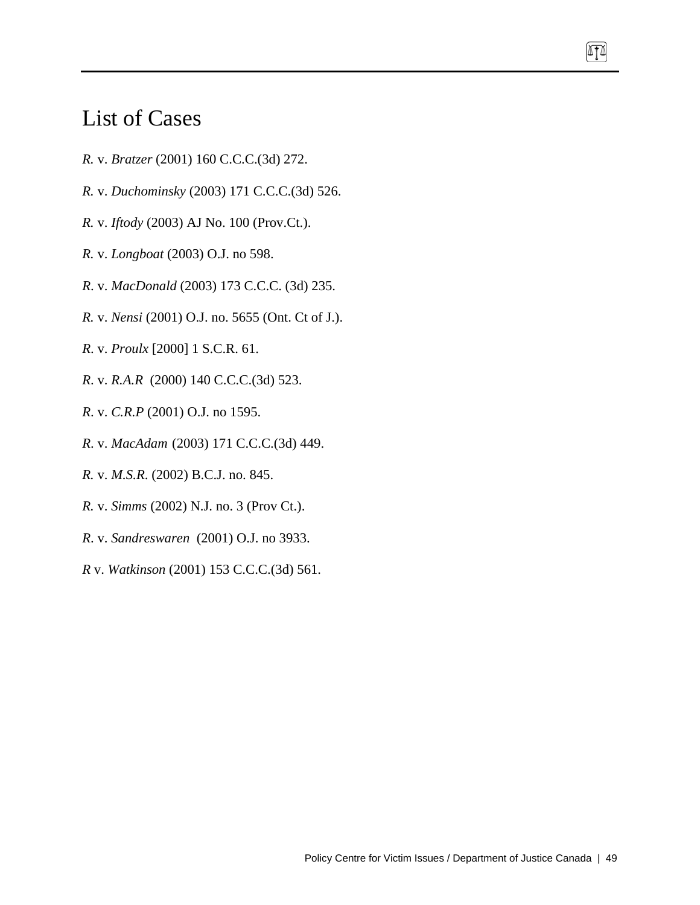# List of Cases

*R.* v. *Bratzer* (2001) 160 C.C.C.(3d) 272.

*R.* v. *Duchominsky* (2003) 171 C.C.C.(3d) 526.

*R.* v. *Iftody* (2003) AJ No. 100 (Prov.Ct.).

*R.* v. *Longboat* (2003) O.J. no 598.

*R*. v. *MacDonald* (2003) 173 C.C.C. (3d) 235.

*R.* v. *Nensi* (2001) O.J. no. 5655 (Ont. Ct of J.).

*R*. v. *Proulx* [2000] 1 S.C.R. 61.

*R*. v. *R.A.R* (2000) 140 C.C.C.(3d) 523.

*R*. v. *C.R.P* (2001) O.J. no 1595.

*R*. v. *MacAdam* (2003) 171 C.C.C.(3d) 449.

*R.* v. *M.S.R.* (2002) B.C.J. no. 845.

*R.* v. *Simms* (2002) N.J. no. 3 (Prov Ct.).

*R*. v. *Sandreswaren* (2001) O.J. no 3933.

*R* v. *Watkinson* (2001) 153 C.C.C.(3d) 561.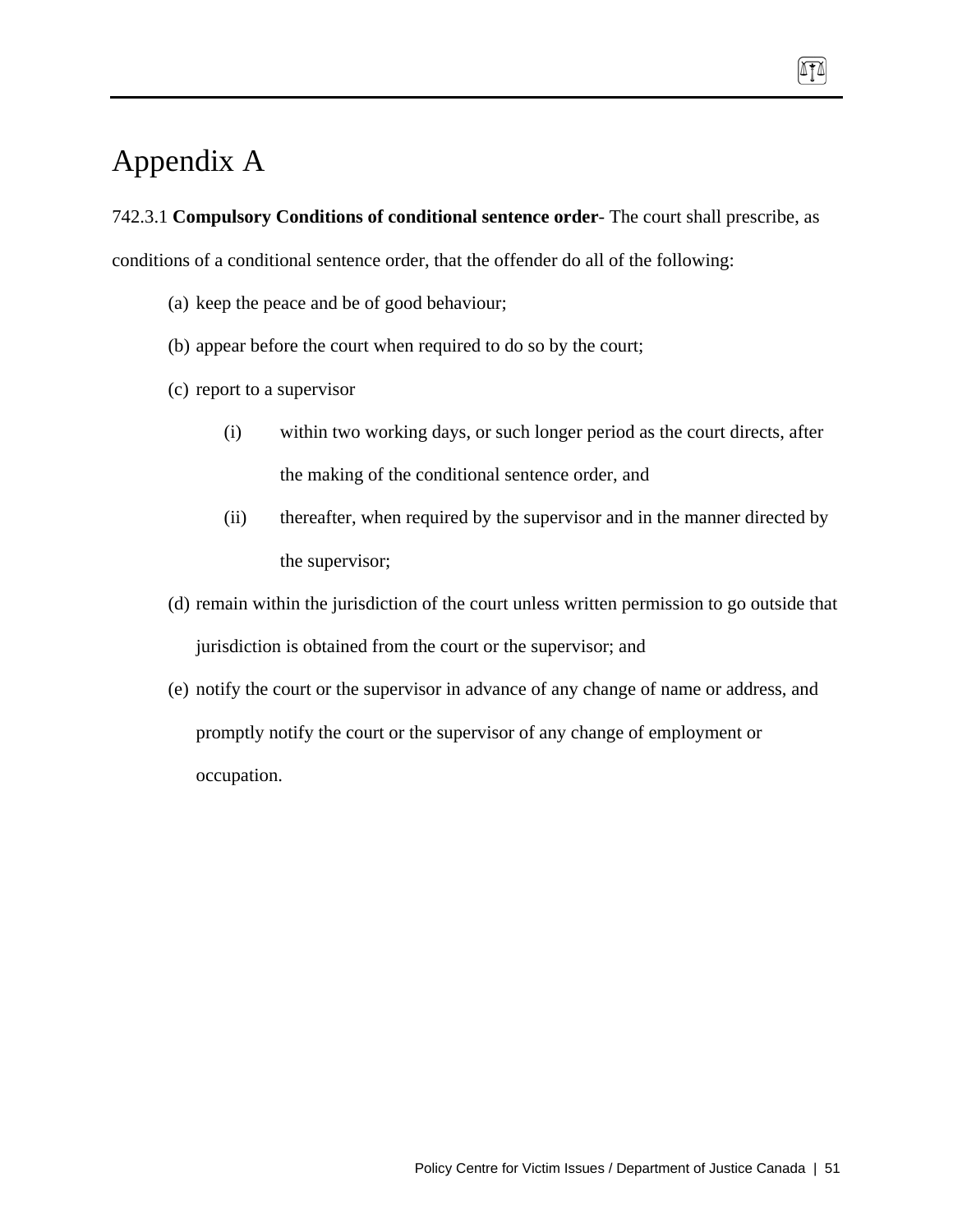# Appendix A

742.3.1 **Compulsory Conditions of conditional sentence order**- The court shall prescribe, as conditions of a conditional sentence order, that the offender do all of the following:

(a) keep the peace and be of good behaviour;

(b) appear before the court when required to do so by the court;

(c) report to a supervisor

  (i) within two working days, or such longer period as the court directs, after the making of the conditional sentence order, and

  (ii) thereafter, when required by the supervisor and in the manner directed by the supervisor;

(d) remain within the jurisdiction of the court unless written permission to go outside that jurisdiction is obtained from the court or the supervisor; and

(e) notify the court or the supervisor in advance of any change of name or address, and promptly notify the court or the supervisor of any change of employment or occupation.